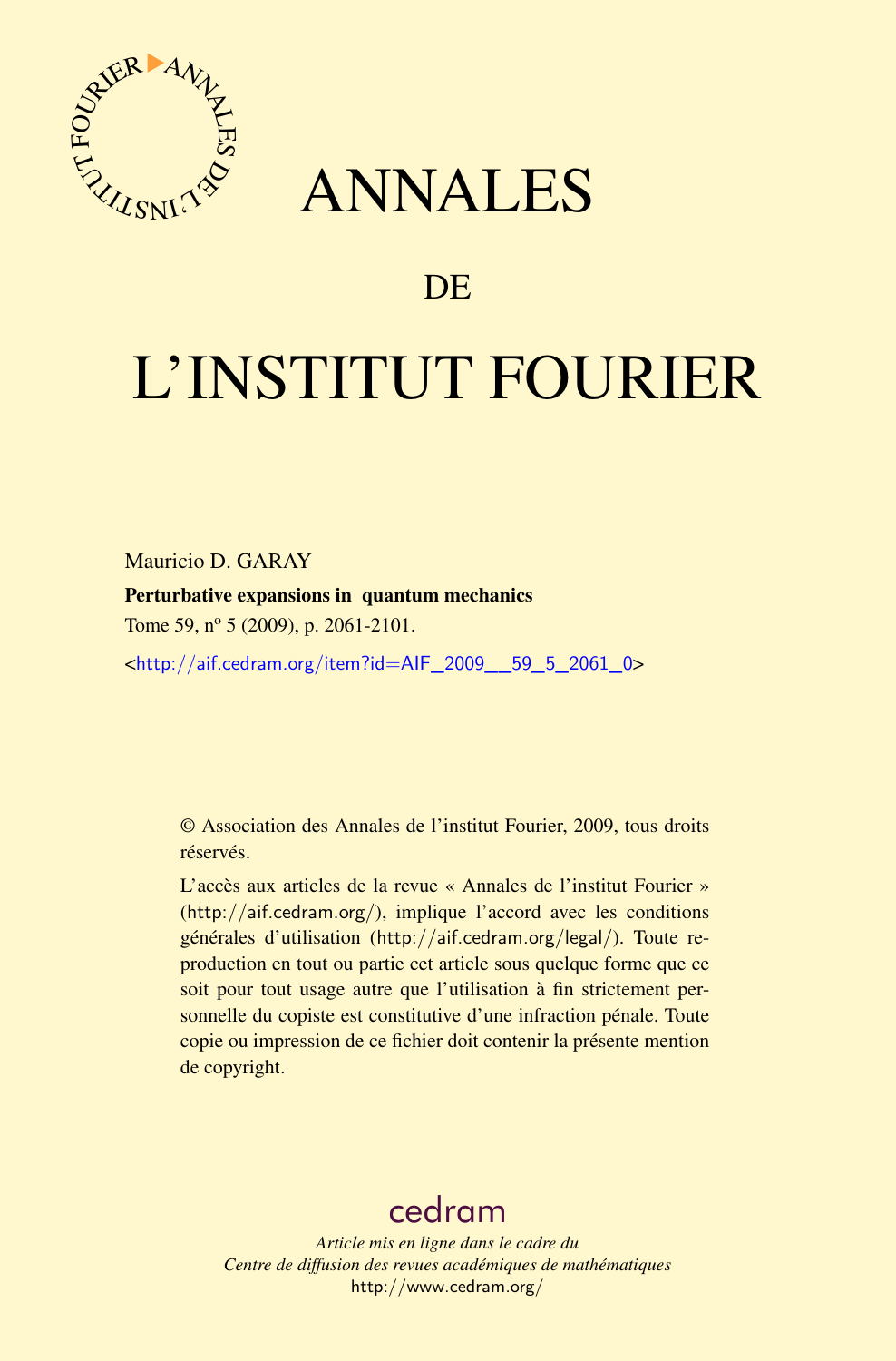# ANNALES

## DE

# L'INSTITUT FOURIER

Mauricio D. GARAY

**Perturbative expansions in quantum mechanics**

Tome 59, nº 5 (2009), p. 2061-2101.

<http://aif.cedram.org/item?id=AIF_2009__59_5_2061_0>

© Association des Annales de l'institut Fourier, 2009, tous droits réservés.

L'accès aux articles de la revue « Annales de l'institut Fourier » (http://aif.cedram.org/), implique l'accord avec les conditions générales d'utilisation (http://aif.cedram.org/legal/). Toute reproduction en tout ou partie cet article sous quelque forme que ce soit pour tout usage autre que l'utilisation à fin strictement personnelle du copiste est constitutive d'une infraction pénale. Toute copie ou impression de ce fichier doit contenir la présente mention de copyright.

cedram

*Article mis en ligne dans le cadre du*
*Centre de diffusion des revues académiques de mathématiques*
http://www.cedram.org/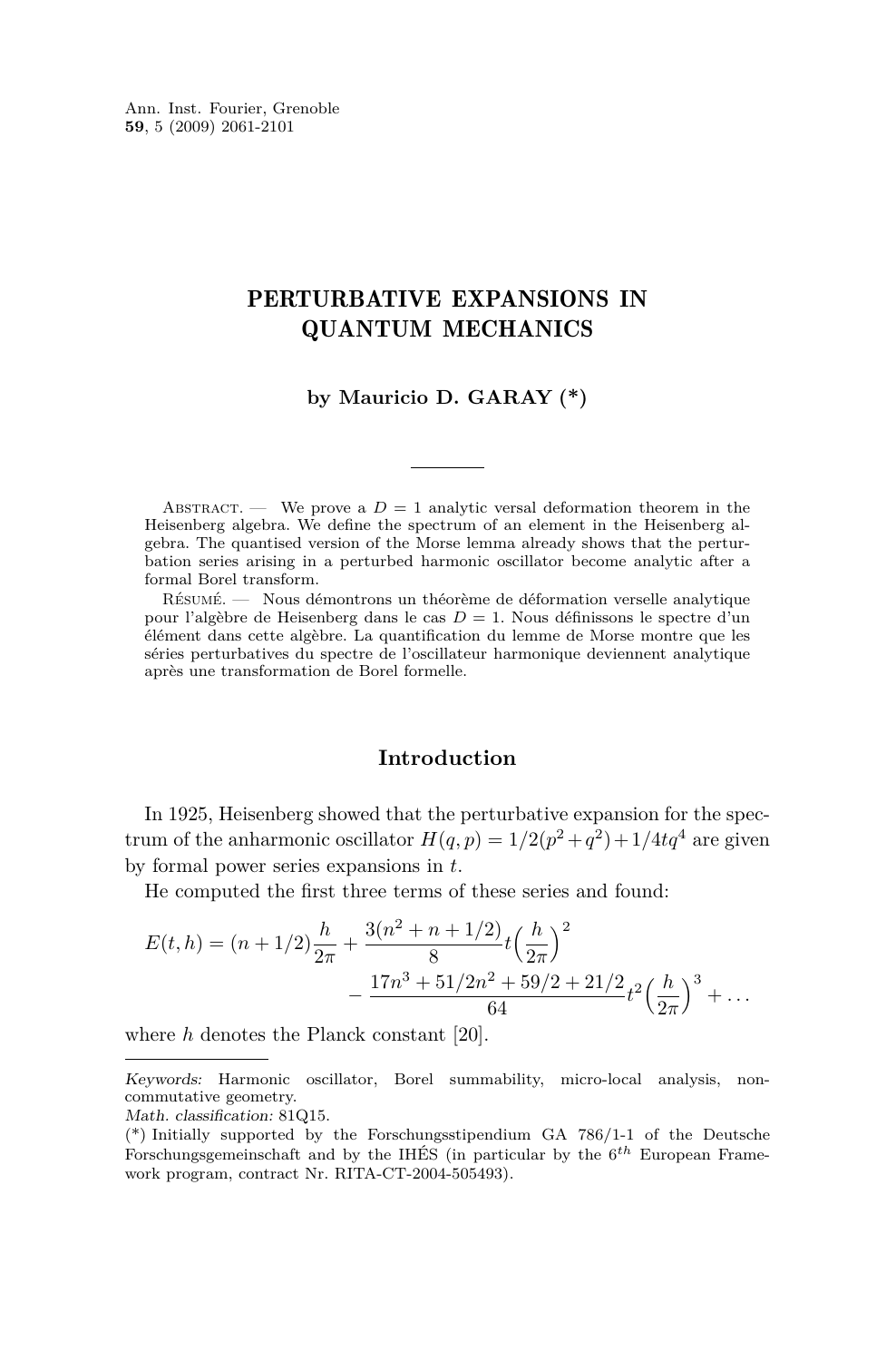# PERTURBATIVE EXPANSIONS IN QUANTUM MECHANICS

**by Mauricio D. GARAY (\*)**

Abstract. — We prove a $D = 1$ analytic versal deformation theorem in the Heisenberg algebra. We define the spectrum of an element in the Heisenberg algebra. The quantised version of the Morse lemma already shows that the perturbation series arising in a perturbed harmonic oscillator become analytic after a formal Borel transform.

Résumé. — Nous démontrons un théorème de déformation verselle analytique pour l'algèbre de Heisenberg dans le cas $D = 1$. Nous définissons le spectre d'un élément dans cette algèbre. La quantification du lemme de Morse montre que les séries perturbatives du spectre de l'oscillateur harmonique deviennent analytique après une transformation de Borel formelle.

## Introduction

In 1925, Heisenberg showed that the perturbative expansion for the spectrum of the anharmonic oscillator $H(q,p) = 1/2(p^2+q^2)+1/4tq^4$ are given by formal power series expansions in $t$.

He computed the first three terms of these series and found:

$$E(t,h) = (n+1/2)\frac{h}{2\pi} + \frac{3(n^2+n+1/2)}{8}t\Big(\frac{h}{2\pi}\Big)^2 - \frac{17n^3+51/2n^2+59/2+21/2}{64}t^2\Big(\frac{h}{2\pi}\Big)^3 + \dots$$

where $h$ denotes the Planck constant [20].

---

*Keywords:* Harmonic oscillator, Borel summability, micro-local analysis, non-commutative geometry.

*Math. classification:* 81Q15.

(\*) Initially supported by the Forschungsstipendium GA 786/1-1 of the Deutsche Forschungsgemeinschaft and by the IHÉS (in particular by the $6^{th}$ European Framework program, contract Nr. RITA-CT-2004-505493).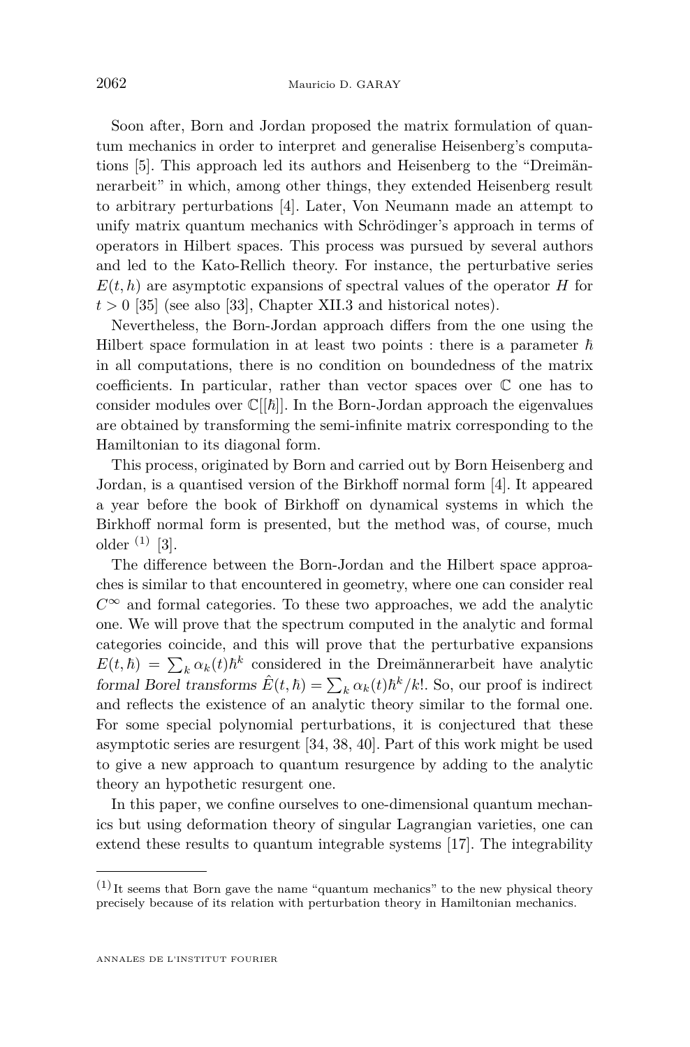Soon after, Born and Jordan proposed the matrix formulation of quantum mechanics in order to interpret and generalise Heisenberg's computations [5]. This approach led its authors and Heisenberg to the "Dreimännerarbeit" in which, among other things, they extended Heisenberg result to arbitrary perturbations [4]. Later, Von Neumann made an attempt to unify matrix quantum mechanics with Schrödinger's approach in terms of operators in Hilbert spaces. This process was pursued by several authors and led to the Kato-Rellich theory. For instance, the perturbative series $E(t, h)$ are asymptotic expansions of spectral values of the operator $H$ for $t > 0$ [35] (see also [33], Chapter XII.3 and historical notes).

Nevertheless, the Born-Jordan approach differs from the one using the Hilbert space formulation in at least two points : there is a parameter $\hbar$ in all computations, there is no condition on boundedness of the matrix coefficients. In particular, rather than vector spaces over $\mathbb{C}$ one has to consider modules over $\mathbb{C}[[\hbar]]$. In the Born-Jordan approach the eigenvalues are obtained by transforming the semi-infinite matrix corresponding to the Hamiltonian to its diagonal form.

This process, originated by Born and carried out by Born Heisenberg and Jordan, is a quantised version of the Birkhoff normal form [4]. It appeared a year before the book of Birkhoff on dynamical systems in which the Birkhoff normal form is presented, but the method was, of course, much older [(1)] [3].

The difference between the Born-Jordan and the Hilbert space approaches is similar to that encountered in geometry, where one can consider real $C^\infty$ and formal categories. To these two approaches, we add the analytic one. We will prove that the spectrum computed in the analytic and formal categories coincide, and this will prove that the perturbative expansions $E(t, \hbar) = \sum_k \alpha_k(t)\hbar^k$ considered in the Dreimännerarbeit have analytic *formal Borel transforms* $\hat{E}(t, \hbar) = \sum_k \alpha_k(t)\hbar^k/k!$. So, our proof is indirect and reflects the existence of an analytic theory similar to the formal one. For some special polynomial perturbations, it is conjectured that these asymptotic series are resurgent [34, 38, 40]. Part of this work might be used to give a new approach to quantum resurgence by adding to the analytic theory an hypothetic resurgent one.

In this paper, we confine ourselves to one-dimensional quantum mechanics but using deformation theory of singular Lagrangian varieties, one can extend these results to quantum integrable systems [17]. The integrability

---

[(1)] It seems that Born gave the name "quantum mechanics" to the new physical theory precisely because of its relation with perturbation theory in Hamiltonian mechanics.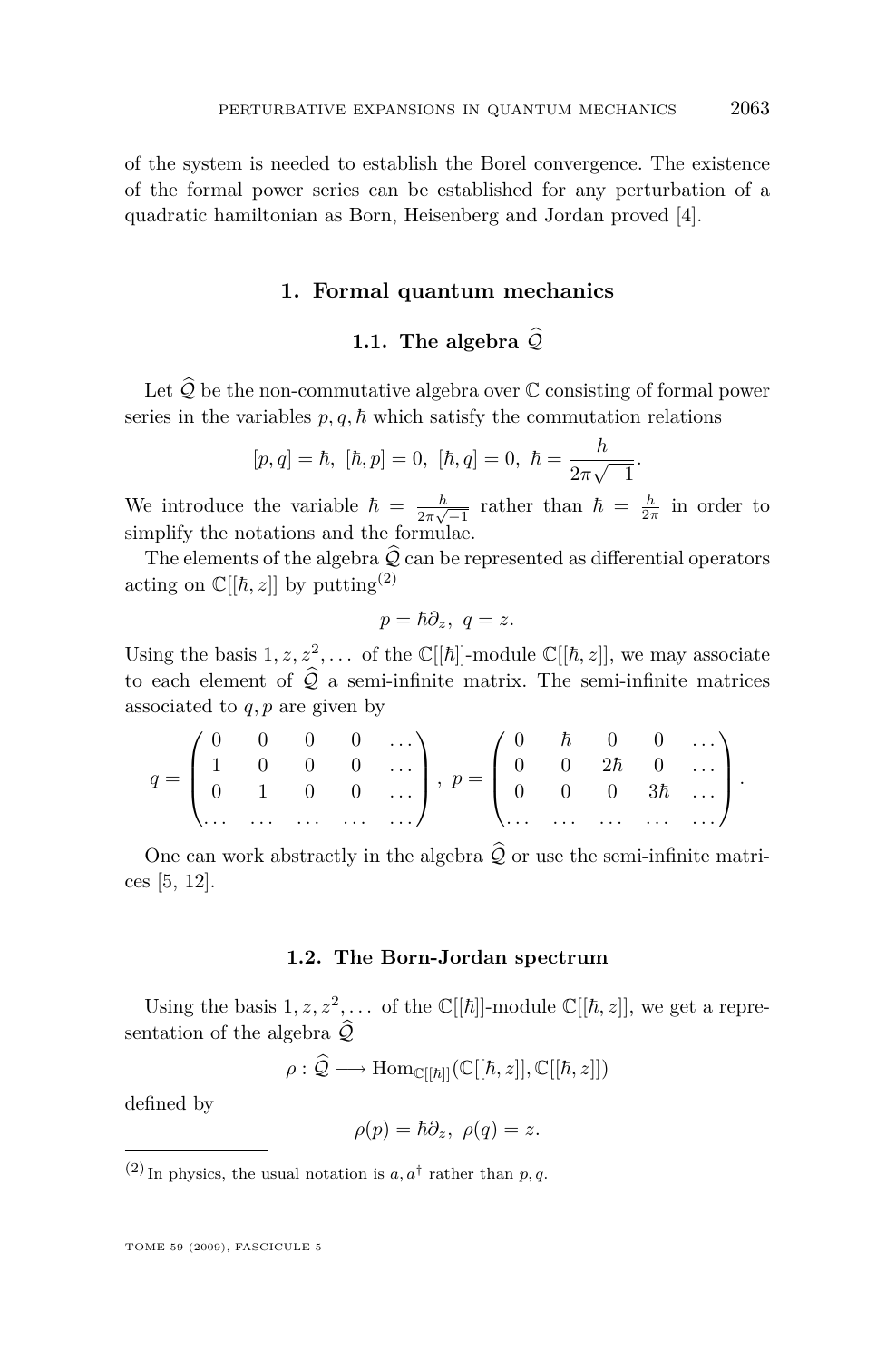of the system is needed to establish the Borel convergence. The existence of the formal power series can be established for any perturbation of a quadratic hamiltonian as Born, Heisenberg and Jordan proved [4].

## 1. Formal quantum mechanics

### 1.1. The algebra $\widehat{\mathcal{Q}}$

Let $\widehat{\mathcal{Q}}$ be the non-commutative algebra over $\mathbb{C}$ consisting of formal power series in the variables $p, q, \hbar$ which satisfy the commutation relations

$$[p,q]=\hbar,\ [\hbar,p]=0,\ [\hbar,q]=0,\ \hbar=\frac{h}{2\pi\sqrt{-1}}.$$

We introduce the variable $\hbar = \frac{h}{2\pi\sqrt{-1}}$ rather than $\hbar = \frac{h}{2\pi}$ in order to simplify the notations and the formulae.

The elements of the algebra $\widehat{\mathcal{Q}}$ can be represented as differential operators acting on $\mathbb{C}[[\hbar, z]]$ by putting[(2)]

$$p=\hbar\partial_z,\ q=z.$$

Using the basis $1, z, z^2, \dots$ of the $\mathbb{C}[[\hbar]]$-module $\mathbb{C}[[\hbar, z]]$, we may associate to each element of $\widehat{\mathcal{Q}}$ a semi-infinite matrix. The semi-infinite matrices associated to $q, p$ are given by

$$q=\begin{pmatrix} 0 & 0 & 0 & 0 & \dots \\ 1 & 0 & 0 & 0 & \dots \\ 0 & 1 & 0 & 0 & \dots \\ \dots & \dots & \dots & \dots & \dots \end{pmatrix},\ p=\begin{pmatrix} 0 & \hbar & 0 & 0 & \dots \\ 0 & 0 & 2\hbar & 0 & \dots \\ 0 & 0 & 0 & 3\hbar & \dots \\ \dots & \dots & \dots & \dots & \dots \end{pmatrix}.$$

One can work abstractly in the algebra $\widehat{\mathcal{Q}}$ or use the semi-infinite matrices [5, 12].

### 1.2. The Born-Jordan spectrum

Using the basis $1, z, z^2, \dots$ of the $\mathbb{C}[[\hbar]]$-module $\mathbb{C}[[\hbar, z]]$, we get a representation of the algebra $\widehat{\mathcal{Q}}$

$$\rho:\widehat{\mathcal{Q}}\longrightarrow \mathrm{Hom}_{\mathbb{C}[[\hbar]]}(\mathbb{C}[[\hbar,z]],\mathbb{C}[[\hbar,z]])$$

defined by

$$\rho(p)=\hbar\partial_z,\ \rho(q)=z.$$

---

(2) In physics, the usual notation is $a, a^\dagger$ rather than $p, q$.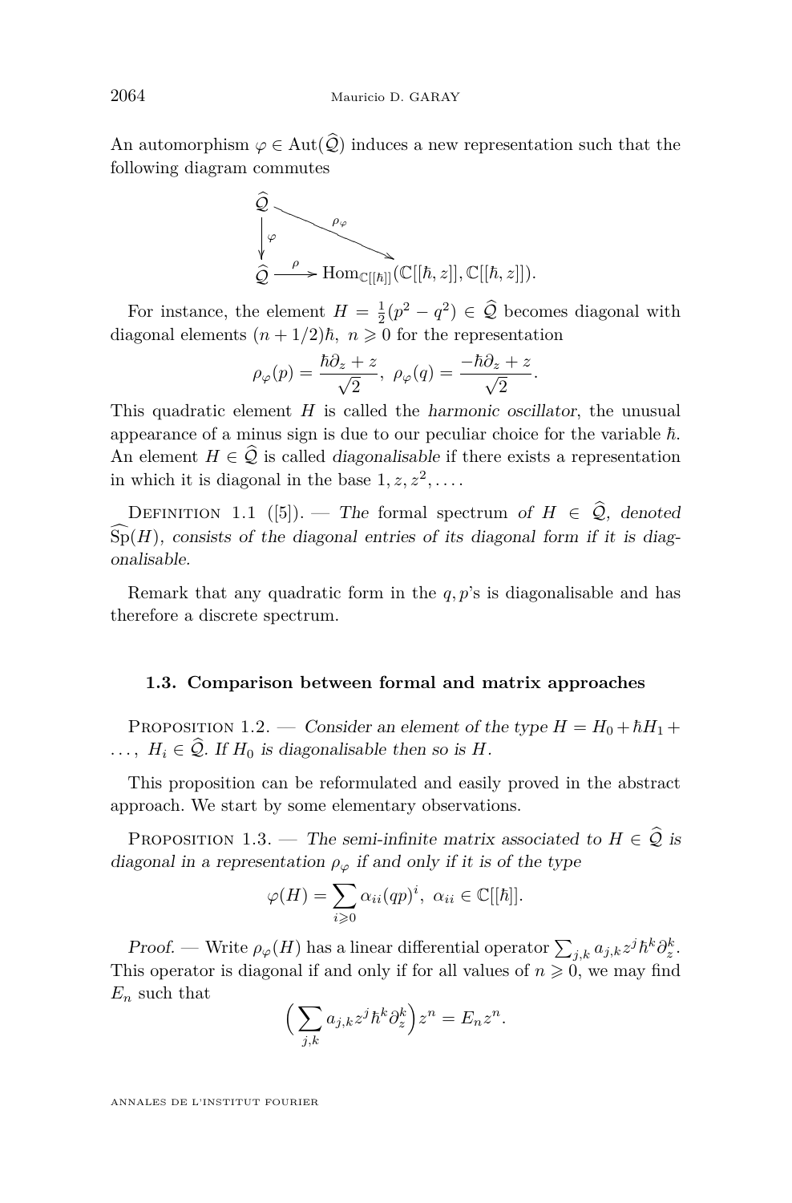An automorphism $\varphi \in \mathrm{Aut}(\widehat{\mathcal{Q}})$ induces a new representation such that the following diagram commutes

$$\begin{array}{ccc}
\widehat{\mathcal{Q}} & & \\
\downarrow \varphi & \searrow^{\rho_\varphi} & \\
\widehat{\mathcal{Q}} & \xrightarrow{\rho} & \mathrm{Hom}_{\mathbb{C}[[\hbar]]}(\mathbb{C}[[\hbar, z]], \mathbb{C}[[\hbar, z]]).
\end{array}$$

For instance, the element $H = \frac{1}{2}(p^2 - q^2) \in \widehat{\mathcal{Q}}$ becomes diagonal with diagonal elements $(n + 1/2)\hbar,\ n \geqslant 0$ for the representation

$$\rho_\varphi(p) = \frac{\hbar\partial_z + z}{\sqrt{2}},\ \rho_\varphi(q) = \frac{-\hbar\partial_z + z}{\sqrt{2}}.$$

This quadratic element $H$ is called the *harmonic oscillator*, the unusual appearance of a minus sign is due to our peculiar choice for the variable $\hbar$. An element $H \in \widehat{\mathcal{Q}}$ is called *diagonalisable* if there exists a representation in which it is diagonal in the base $1, z, z^2, \dots$.

Definition 1.1 ([5]). — *The* formal spectrum *of $H \in \widehat{\mathcal{Q}}$, denoted $\widehat{\mathrm{Sp}}(H)$, consists of the diagonal entries of its diagonal form if it is diagonalisable.*

Remark that any quadratic form in the $q, p$'s is diagonalisable and has therefore a discrete spectrum.

### 1.3. Comparison between formal and matrix approaches

Proposition 1.2. — *Consider an element of the type $H = H_0 + \hbar H_1 + \dots,\ H_i \in \widehat{\mathcal{Q}}$. If $H_0$ is diagonalisable then so is $H$.*

This proposition can be reformulated and easily proved in the abstract approach. We start by some elementary observations.

Proposition 1.3. — *The semi-infinite matrix associated to $H \in \widehat{\mathcal{Q}}$ is diagonal in a representation $\rho_\varphi$ if and only if it is of the type*

$$\varphi(H) = \sum_{i \geqslant 0} \alpha_{ii}(qp)^i,\ \alpha_{ii} \in \mathbb{C}[[\hbar]].$$

*Proof.* — Write $\rho_\varphi(H)$ has a linear differential operator $\sum_{j,k} a_{j,k} z^j \hbar^k \partial_z^k$. This operator is diagonal if and only if for all values of $n \geqslant 0$, we may find $E_n$ such that

$$\Big(\sum_{j,k} a_{j,k} z^j \hbar^k \partial_z^k\Big) z^n = E_n z^n.$$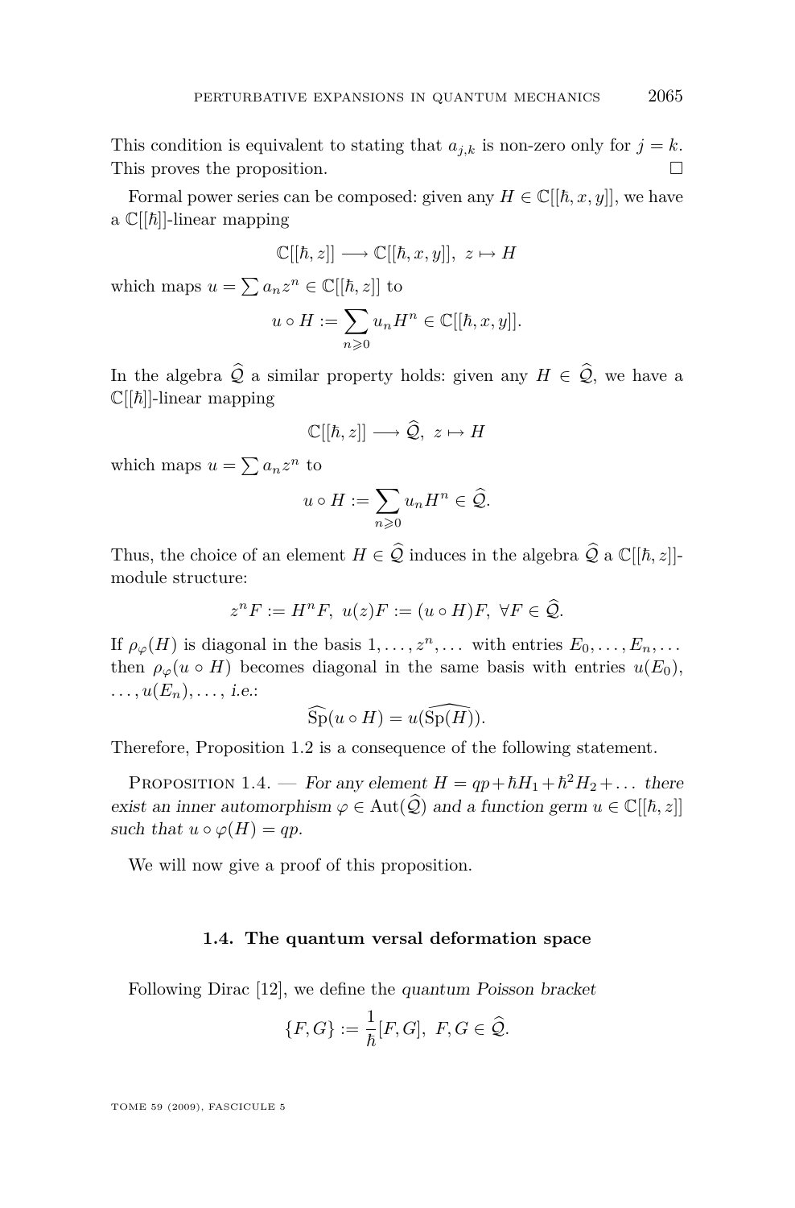This condition is equivalent to stating that $a_{j,k}$ is non-zero only for $j = k$. This proves the proposition. $\square$

Formal power series can be composed: given any $H \in \mathbb{C}[[\hbar, x, y]]$, we have a $\mathbb{C}[[\hbar]]$-linear mapping

$$\mathbb{C}[[\hbar, z]] \longrightarrow \mathbb{C}[[\hbar, x, y]], \ z \mapsto H$$

which maps $u = \sum a_n z^n \in \mathbb{C}[[\hbar, z]]$ to

$$u \circ H := \sum_{n \geqslant 0} u_n H^n \in \mathbb{C}[[\hbar, x, y]].$$

In the algebra $\widehat{\mathcal{Q}}$ a similar property holds: given any $H \in \widehat{\mathcal{Q}}$, we have a $\mathbb{C}[[\hbar]]$-linear mapping

$$\mathbb{C}[[\hbar, z]] \longrightarrow \widehat{\mathcal{Q}}, \ z \mapsto H$$

which maps $u = \sum a_n z^n$ to

$$u \circ H := \sum_{n \geqslant 0} u_n H^n \in \widehat{\mathcal{Q}}.$$

Thus, the choice of an element $H \in \widehat{\mathcal{Q}}$ induces in the algebra $\widehat{\mathcal{Q}}$ a $\mathbb{C}[[\hbar, z]]$-module structure:

$$z^n F := H^n F, \ u(z) F := (u \circ H) F, \ \forall F \in \widehat{\mathcal{Q}}.$$

If $\rho_\varphi(H)$ is diagonal in the basis $1, \dots, z^n, \dots$ with entries $E_0, \dots, E_n, \dots$ then $\rho_\varphi(u \circ H)$ becomes diagonal in the same basis with entries $u(E_0)$, $\dots, u(E_n), \dots$, *i.e.*:

$$\widehat{\mathrm{Sp}}(u \circ H) = u(\widehat{\mathrm{Sp}(H)}).$$

Therefore, Proposition 1.2 is a consequence of the following statement.

Proposition 1.4. — *For any element $H = qp + \hbar H_1 + \hbar^2 H_2 + \dots$ there exist an inner automorphism $\varphi \in \mathrm{Aut}(\widehat{\mathcal{Q}})$ and a function germ $u \in \mathbb{C}[[\hbar, z]]$ such that $u \circ \varphi(H) = qp$.*

We will now give a proof of this proposition.

### 1.4. The quantum versal deformation space

Following Dirac [12], we define the *quantum Poisson bracket*

$$\{F, G\} := \frac{1}{\hbar}[F, G], \ F, G \in \widehat{\mathcal{Q}}.$$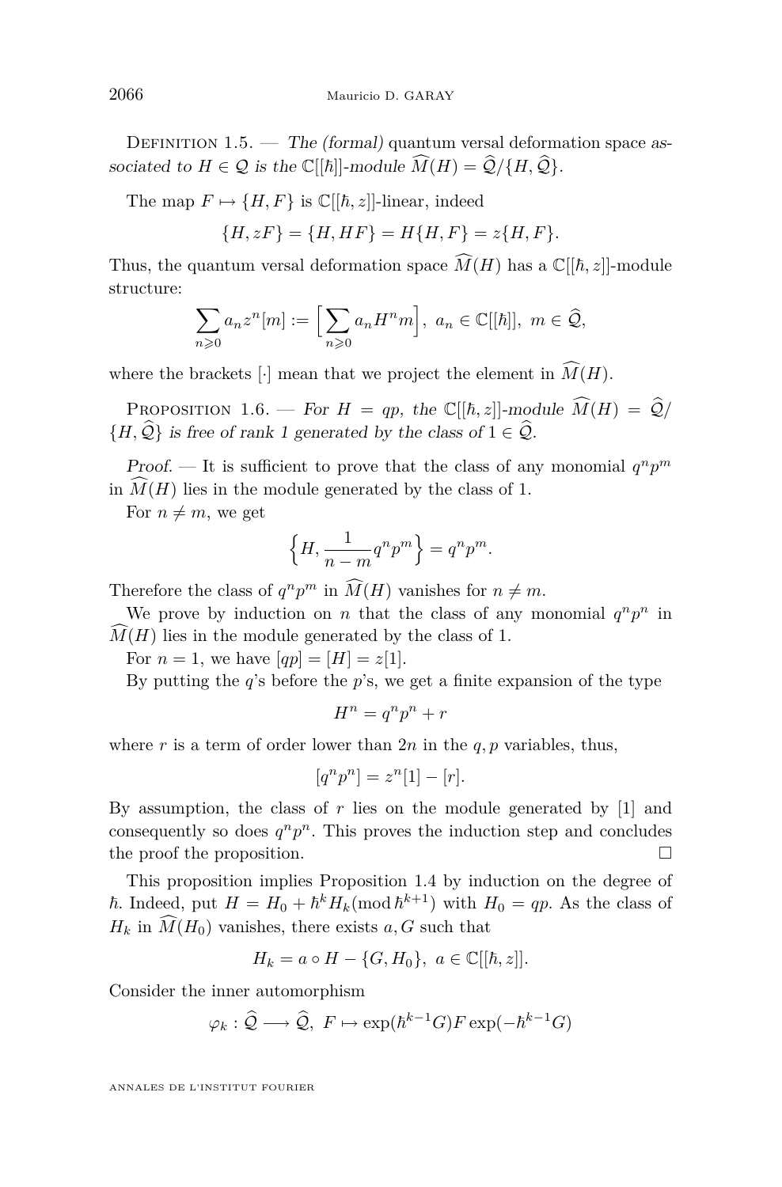Definition 1.5. — *The (formal)* quantum versal deformation space *associated to $H \in \mathcal{Q}$ is the $\mathbb{C}[[\hbar]]$-module $\widehat{M}(H) = \widehat{\mathcal{Q}}/\{H, \widehat{\mathcal{Q}}\}$.*

The map $F \mapsto \{H, F\}$ is $\mathbb{C}[[\hbar, z]]$-linear, indeed

$$\{H, zF\} = \{H, HF\} = H\{H, F\} = z\{H, F\}.$$

Thus, the quantum versal deformation space $\widehat{M}(H)$ has a $\mathbb{C}[[\hbar, z]]$-module structure:

$$\sum_{n \geqslant 0} a_n z^n [m] := \Big[\sum_{n \geqslant 0} a_n H^n m\Big],\ a_n \in \mathbb{C}[[\hbar]],\ m \in \widehat{\mathcal{Q}},$$

where the brackets $[\cdot]$ mean that we project the element in $\widehat{M}(H)$.

Proposition 1.6. — *For $H = qp$, the $\mathbb{C}[[\hbar, z]]$-module $\widehat{M}(H) = \widehat{\mathcal{Q}}/\{H, \widehat{\mathcal{Q}}\}$ is free of rank 1 generated by the class of $1 \in \widehat{\mathcal{Q}}$.*

*Proof.* — It is sufficient to prove that the class of any monomial $q^n p^m$ in $\widehat{M}(H)$ lies in the module generated by the class of 1.

For $n \neq m$, we get

$$\Big\{H, \frac{1}{n-m} q^n p^m\Big\} = q^n p^m.$$

Therefore the class of $q^n p^m$ in $\widehat{M}(H)$ vanishes for $n \neq m$.

We prove by induction on $n$ that the class of any monomial $q^n p^n$ in $\widehat{M}(H)$ lies in the module generated by the class of 1.

For $n = 1$, we have $[qp] = [H] = z[1]$.

By putting the $q$'s before the $p$'s, we get a finite expansion of the type

$$H^n = q^n p^n + r$$

where $r$ is a term of order lower than $2n$ in the $q, p$ variables, thus,

$$[q^n p^n] = z^n [1] - [r].$$

By assumption, the class of $r$ lies on the module generated by [1] and consequently so does $q^n p^n$. This proves the induction step and concludes the proof the proposition. □

This proposition implies Proposition 1.4 by induction on the degree of $\hbar$. Indeed, put $H = H_0 + \hbar^k H_k (\mathrm{mod}\, \hbar^{k+1})$ with $H_0 = qp$. As the class of $H_k$ in $\widehat{M}(H_0)$ vanishes, there exists $a, G$ such that

$$H_k = a \circ H - \{G, H_0\},\ a \in \mathbb{C}[[\hbar, z]].$$

Consider the inner automorphism

$$\varphi_k : \widehat{\mathcal{Q}} \longrightarrow \widehat{\mathcal{Q}},\ F \mapsto \exp(\hbar^{k-1} G) F \exp(-\hbar^{k-1} G)$$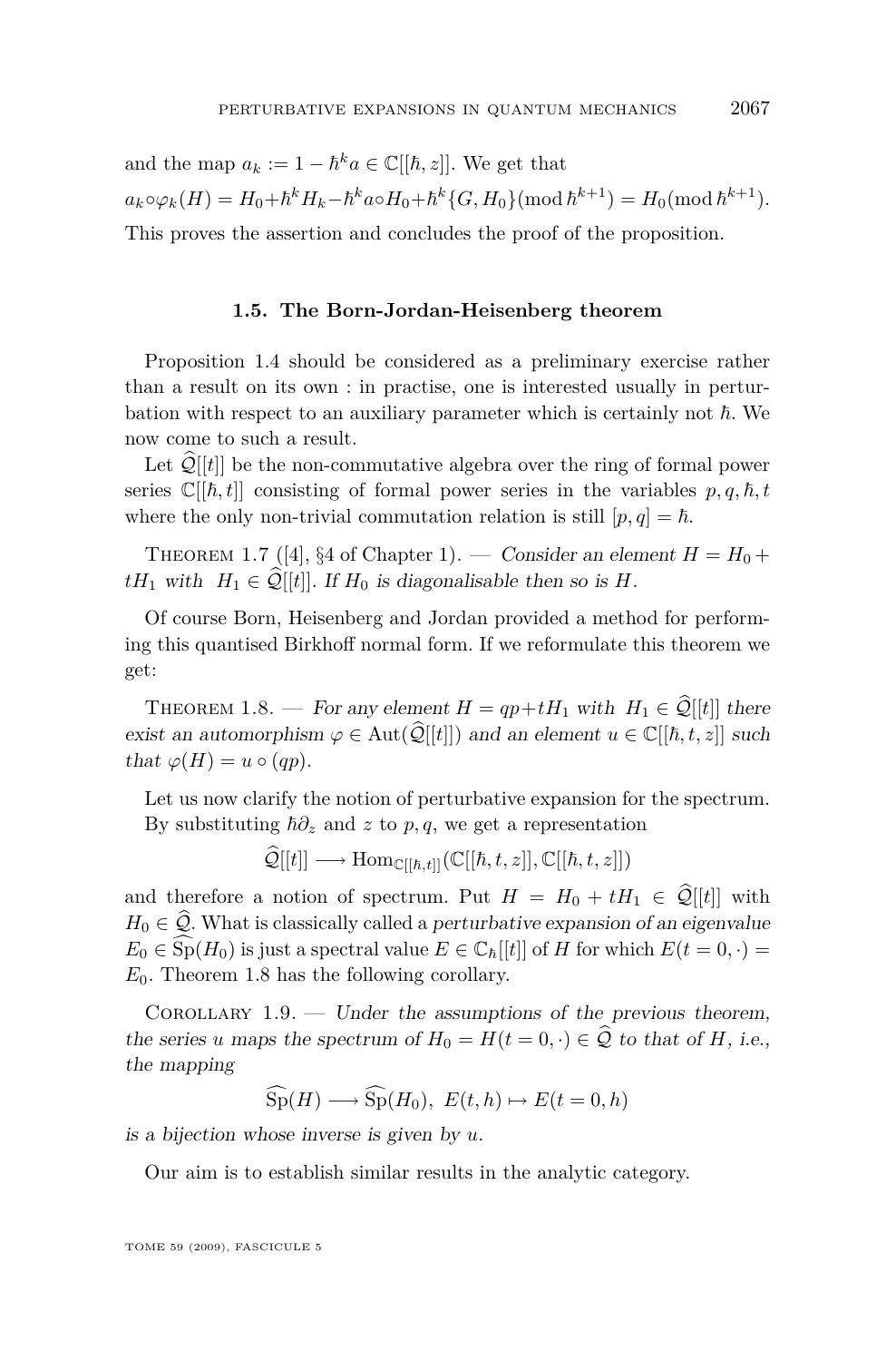and the map $a_k := 1 - \hbar^k a \in \mathbb{C}[[\hbar, z]]$. We get that

$$a_k \circ \varphi_k(H) = H_0 + \hbar^k H_k - \hbar^k a \circ H_0 + \hbar^k \{G, H_0\} (\bmod \hbar^{k+1}) = H_0 (\bmod \hbar^{k+1}).$$

This proves the assertion and concludes the proof of the proposition.

### 1.5. The Born-Jordan-Heisenberg theorem

Proposition 1.4 should be considered as a preliminary exercise rather than a result on its own : in practise, one is interested usually in perturbation with respect to an auxiliary parameter which is certainly not $\hbar$. We now come to such a result.

Let $\widehat{\mathcal{Q}}[[t]]$ be the non-commutative algebra over the ring of formal power series $\mathbb{C}[[\hbar, t]]$ consisting of formal power series in the variables $p, q, \hbar, t$ where the only non-trivial commutation relation is still $[p, q] = \hbar$.

Theorem 1.7 ([4], §4 of Chapter 1). — *Consider an element $H = H_0 + tH_1$ with $H_1 \in \widehat{\mathcal{Q}}[[t]]$. If $H_0$ is diagonalisable then so is $H$.*

Of course Born, Heisenberg and Jordan provided a method for performing this quantised Birkhoff normal form. If we reformulate this theorem we get:

Theorem 1.8. — *For any element $H = qp + tH_1$ with $H_1 \in \widehat{\mathcal{Q}}[[t]]$ there exist an automorphism $\varphi \in \mathrm{Aut}(\widehat{\mathcal{Q}}[[t]])$ and an element $u \in \mathbb{C}[[\hbar, t, z]]$ such that $\varphi(H) = u \circ (qp)$.*

Let us now clarify the notion of perturbative expansion for the spectrum.

By substituting $\hbar\partial_z$ and $z$ to $p, q$, we get a representation

$$\widehat{\mathcal{Q}}[[t]] \longrightarrow \mathrm{Hom}_{\mathbb{C}[[\hbar,t]]}(\mathbb{C}[[\hbar, t, z]], \mathbb{C}[[\hbar, t, z]])$$

and therefore a notion of spectrum. Put $H = H_0 + tH_1 \in \widehat{\mathcal{Q}}[[t]]$ with $H_0 \in \widehat{\mathcal{Q}}$. What is classically called a *perturbative expansion of an eigenvalue* $E_0 \in \widehat{\mathrm{Sp}}(H_0)$ is just a spectral value $E \in \mathbb{C}_\hbar[[t]]$ of $H$ for which $E(t = 0, \cdot) = E_0$. Theorem 1.8 has the following corollary.

Corollary 1.9. — *Under the assumptions of the previous theorem, the series $u$ maps the spectrum of $H_0 = H(t = 0, \cdot) \in \widehat{\mathcal{Q}}$ to that of $H$, i.e., the mapping*

$$\widehat{\mathrm{Sp}}(H) \longrightarrow \widehat{\mathrm{Sp}}(H_0),\ E(t, h) \mapsto E(t = 0, h)$$

*is a bijection whose inverse is given by $u$.*

Our aim is to establish similar results in the analytic category.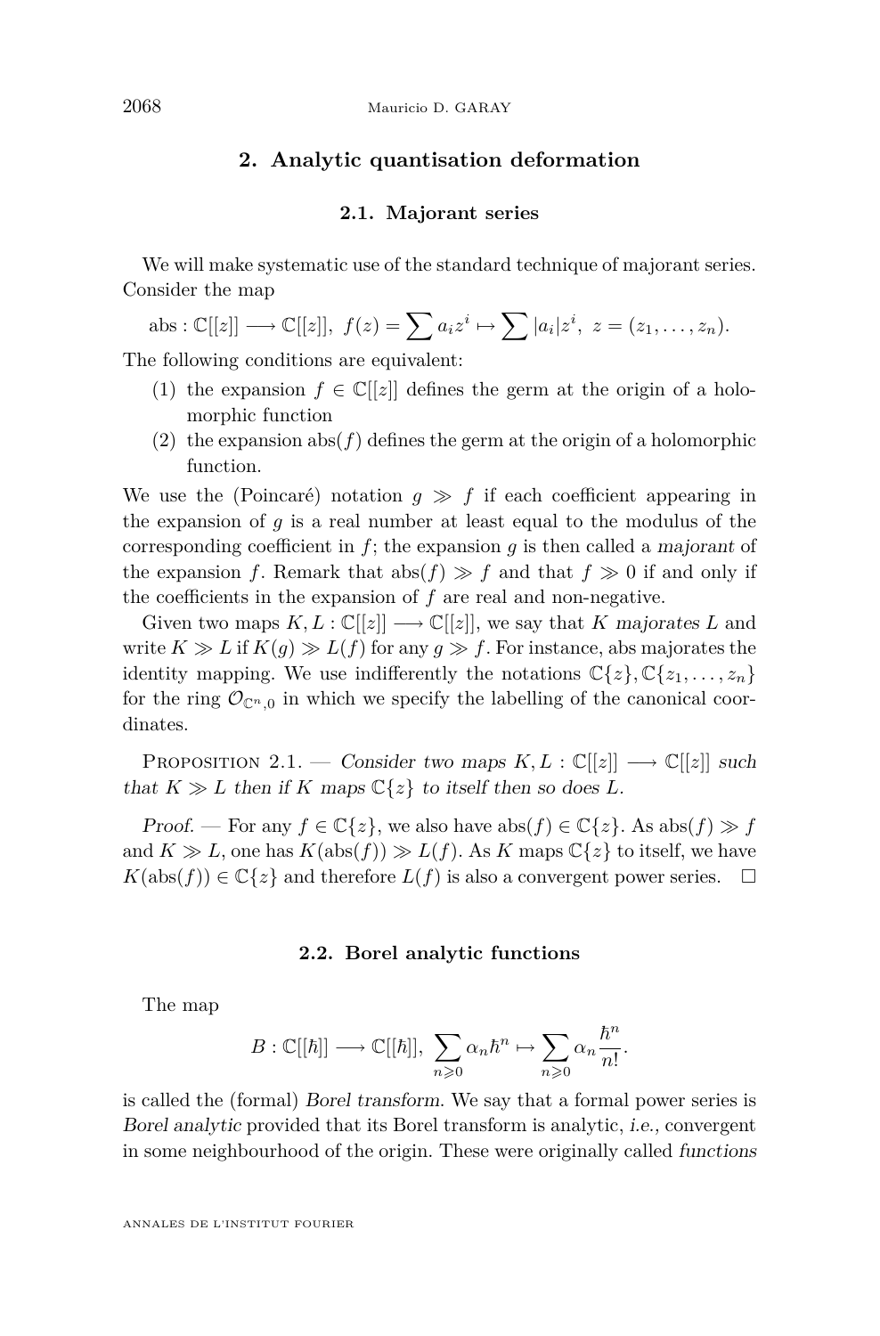## 2. Analytic quantisation deformation

### 2.1. Majorant series

We will make systematic use of the standard technique of majorant series. Consider the map

$$\text{abs} : \mathbb{C}[[z]] \longrightarrow \mathbb{C}[[z]],\ f(z) = \sum a_i z^i \mapsto \sum |a_i| z^i,\ z = (z_1, \dots, z_n).$$

The following conditions are equivalent:

1. the expansion $f \in \mathbb{C}[[z]]$ defines the germ at the origin of a holomorphic function
2. the expansion $\text{abs}(f)$ defines the germ at the origin of a holomorphic function.

We use the (Poincaré) notation $g \gg f$ if each coefficient appearing in the expansion of $g$ is a real number at least equal to the modulus of the corresponding coefficient in $f$; the expansion $g$ is then called a *majorant* of the expansion $f$. Remark that $\text{abs}(f) \gg f$ and that $f \gg 0$ if and only if the coefficients in the expansion of $f$ are real and non-negative.

Given two maps $K, L : \mathbb{C}[[z]] \longrightarrow \mathbb{C}[[z]]$, we say that $K$ *majorates* $L$ and write $K \gg L$ if $K(g) \gg L(f)$ for any $g \gg f$. For instance, abs majorates the identity mapping. We use indifferently the notations $\mathbb{C}\{z\}, \mathbb{C}\{z_1, \dots, z_n\}$ for the ring $\mathcal{O}_{\mathbb{C}^n,0}$ in which we specify the labelling of the canonical coordinates.

Proposition 2.1. — *Consider two maps $K, L : \mathbb{C}[[z]] \longrightarrow \mathbb{C}[[z]]$ such that $K \gg L$ then if $K$ maps $\mathbb{C}\{z\}$ to itself then so does $L$.*

*Proof.* — For any $f \in \mathbb{C}\{z\}$, we also have $\text{abs}(f) \in \mathbb{C}\{z\}$. As $\text{abs}(f) \gg f$ and $K \gg L$, one has $K(\text{abs}(f)) \gg L(f)$. As $K$ maps $\mathbb{C}\{z\}$ to itself, we have $K(\text{abs}(f)) \in \mathbb{C}\{z\}$ and therefore $L(f)$ is also a convergent power series. □

### 2.2. Borel analytic functions

The map

$$B : \mathbb{C}[[\hbar]] \longrightarrow \mathbb{C}[[\hbar]],\ \sum_{n \geqslant 0} \alpha_n \hbar^n \mapsto \sum_{n \geqslant 0} \alpha_n \frac{\hbar^n}{n!}.$$

is called the (formal) *Borel transform*. We say that a formal power series is *Borel analytic* provided that its Borel transform is analytic, *i.e.*, convergent in some neighbourhood of the origin. These were originally called *functions*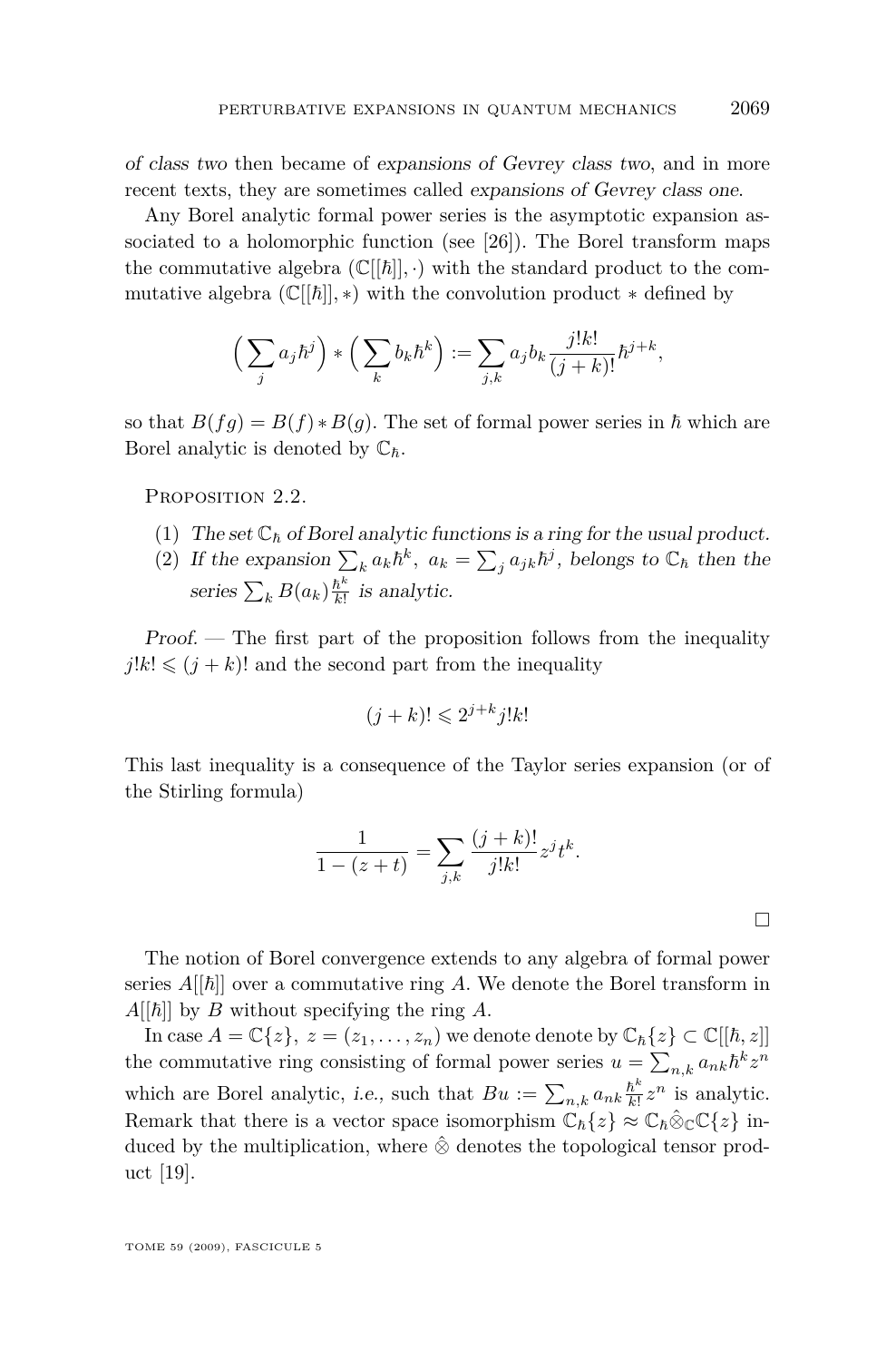*of class two* then became of *expansions of Gevrey class two*, and in more recent texts, they are sometimes called *expansions of Gevrey class one*.

Any Borel analytic formal power series is the asymptotic expansion associated to a holomorphic function (see [26]). The Borel transform maps the commutative algebra $(\mathbb{C}[[\hbar]], \cdot)$ with the standard product to the commutative algebra $(\mathbb{C}[[\hbar]], *)$ with the convolution product $*$ defined by

$$\Big(\sum_j a_j \hbar^j\Big) * \Big(\sum_k b_k \hbar^k\Big) := \sum_{j,k} a_j b_k \frac{j!k!}{(j+k)!} \hbar^{j+k},$$

so that $B(fg) = B(f) * B(g)$. The set of formal power series in $\hbar$ which are Borel analytic is denoted by $\mathbb{C}_\hbar$.

Proposition 2.2.

1. *The set $\mathbb{C}_\hbar$ of Borel analytic functions is a ring for the usual product.*
2. *If the expansion $\sum_k a_k \hbar^k,\ a_k = \sum_j a_{jk}\hbar^j$, belongs to $\mathbb{C}_\hbar$ then the series $\sum_k B(a_k)\frac{\hbar^k}{k!}$ is analytic.*

*Proof.* — The first part of the proposition follows from the inequality $j!k! \leqslant (j+k)!$ and the second part from the inequality

$$(j+k)! \leqslant 2^{j+k} j!k!$$

This last inequality is a consequence of the Taylor series expansion (or of the Stirling formula)

$$\frac{1}{1-(z+t)} = \sum_{j,k} \frac{(j+k)!}{j!k!} z^j t^k.$$

□

The notion of Borel convergence extends to any algebra of formal power series $A[[\hbar]]$ over a commutative ring $A$. We denote the Borel transform in $A[[\hbar]]$ by $B$ without specifying the ring $A$.

In case $A = \mathbb{C}\{z\},\ z = (z_1, \dots, z_n)$ we denote denote by $\mathbb{C}_\hbar\{z\} \subset \mathbb{C}[[\hbar, z]]$ the commutative ring consisting of formal power series $u = \sum_{n,k} a_{nk}\hbar^k z^n$ which are Borel analytic, *i.e.,* such that $Bu := \sum_{n,k} a_{nk}\frac{\hbar^k}{k!} z^n$ is analytic. Remark that there is a vector space isomorphism $\mathbb{C}_\hbar\{z\} \approx \mathbb{C}_\hbar \hat{\otimes}_{\mathbb{C}} \mathbb{C}\{z\}$ induced by the multiplication, where $\hat{\otimes}$ denotes the topological tensor product [19].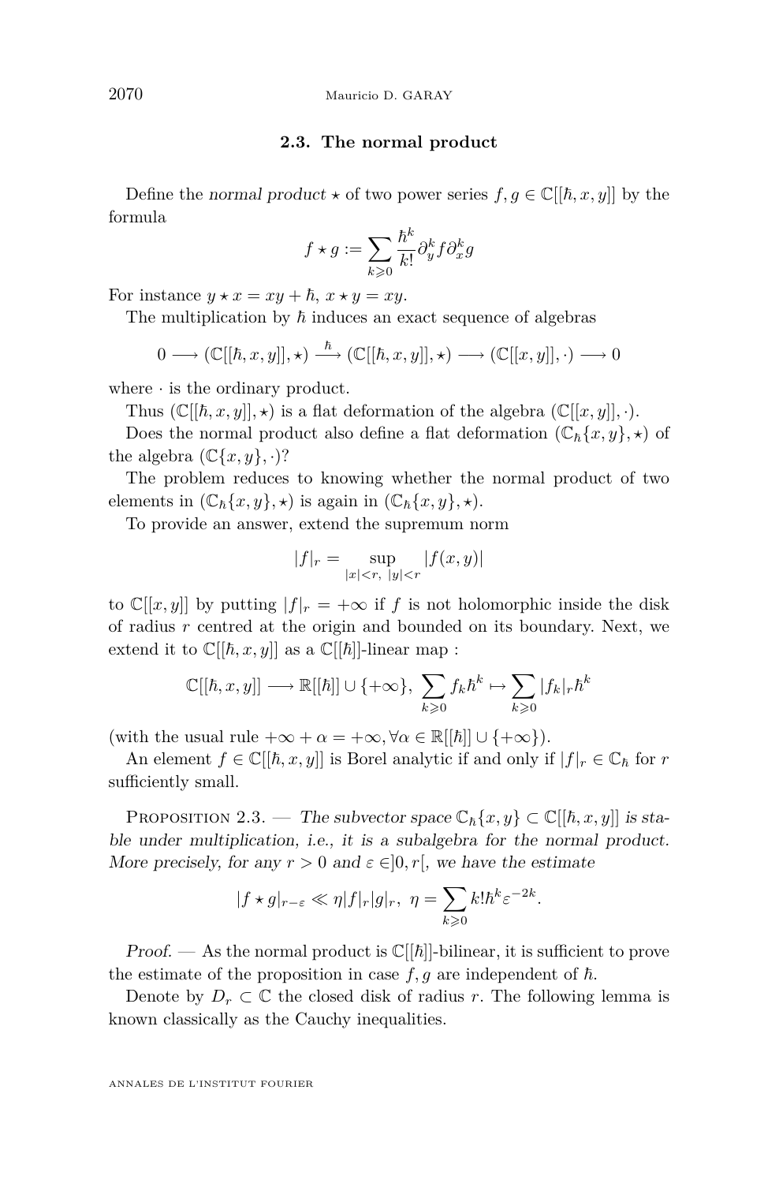### 2.3. The normal product

Define the *normal product* $\star$ of two power series $f, g \in \mathbb{C}[[\hbar, x, y]]$ by the formula

$$f \star g := \sum_{k \geqslant 0} \frac{\hbar^k}{k!} \partial_y^k f \partial_x^k g$$

For instance $y \star x = xy + \hbar$, $x \star y = xy$.

The multiplication by $\hbar$ induces an exact sequence of algebras

$$0 \longrightarrow (\mathbb{C}[[\hbar, x, y]], \star) \xrightarrow{\hbar} (\mathbb{C}[[\hbar, x, y]], \star) \longrightarrow (\mathbb{C}[[x, y]], \cdot) \longrightarrow 0$$

where $\cdot$ is the ordinary product.

Thus $(\mathbb{C}[[\hbar, x, y]], \star)$ is a flat deformation of the algebra $(\mathbb{C}[[x, y]], \cdot)$.

Does the normal product also define a flat deformation $(\mathbb{C}_\hbar\{x, y\}, \star)$ of the algebra $(\mathbb{C}\{x, y\}, \cdot)$?

The problem reduces to knowing whether the normal product of two elements in $(\mathbb{C}_\hbar\{x, y\}, \star)$ is again in $(\mathbb{C}_\hbar\{x, y\}, \star)$.

To provide an answer, extend the supremum norm

$$|f|_r = \sup_{|x|<r,\ |y|<r} |f(x, y)|$$

to $\mathbb{C}[[x, y]]$ by putting $|f|_r = +\infty$ if $f$ is not holomorphic inside the disk of radius $r$ centred at the origin and bounded on its boundary. Next, we extend it to $\mathbb{C}[[\hbar, x, y]]$ as a $\mathbb{C}[[\hbar]]$-linear map :

$$\mathbb{C}[[\hbar, x, y]] \longrightarrow \mathbb{R}[[\hbar]] \cup \{+\infty\},\ \sum_{k \geqslant 0} f_k \hbar^k \mapsto \sum_{k \geqslant 0} |f_k|_r \hbar^k$$

(with the usual rule $+\infty + \alpha = +\infty, \forall \alpha \in \mathbb{R}[[\hbar]] \cup \{+\infty\}$).

An element $f \in \mathbb{C}[[\hbar, x, y]]$ is Borel analytic if and only if $|f|_r \in \mathbb{C}_\hbar$ for $r$ sufficiently small.

Proposition 2.3. — *The subvector space $\mathbb{C}_\hbar\{x, y\} \subset \mathbb{C}[[\hbar, x, y]]$ is stable under multiplication, i.e., it is a subalgebra for the normal product. More precisely, for any $r > 0$ and $\varepsilon \in ]0, r[$, we have the estimate*

$$|f \star g|_{r-\varepsilon} \ll \eta |f|_r |g|_r,\ \eta = \sum_{k \geqslant 0} k! \hbar^k \varepsilon^{-2k}.$$

*Proof.* — As the normal product is $\mathbb{C}[[\hbar]]$-bilinear, it is sufficient to prove the estimate of the proposition in case $f, g$ are independent of $\hbar$.

Denote by $D_r \subset \mathbb{C}$ the closed disk of radius $r$. The following lemma is known classically as the Cauchy inequalities.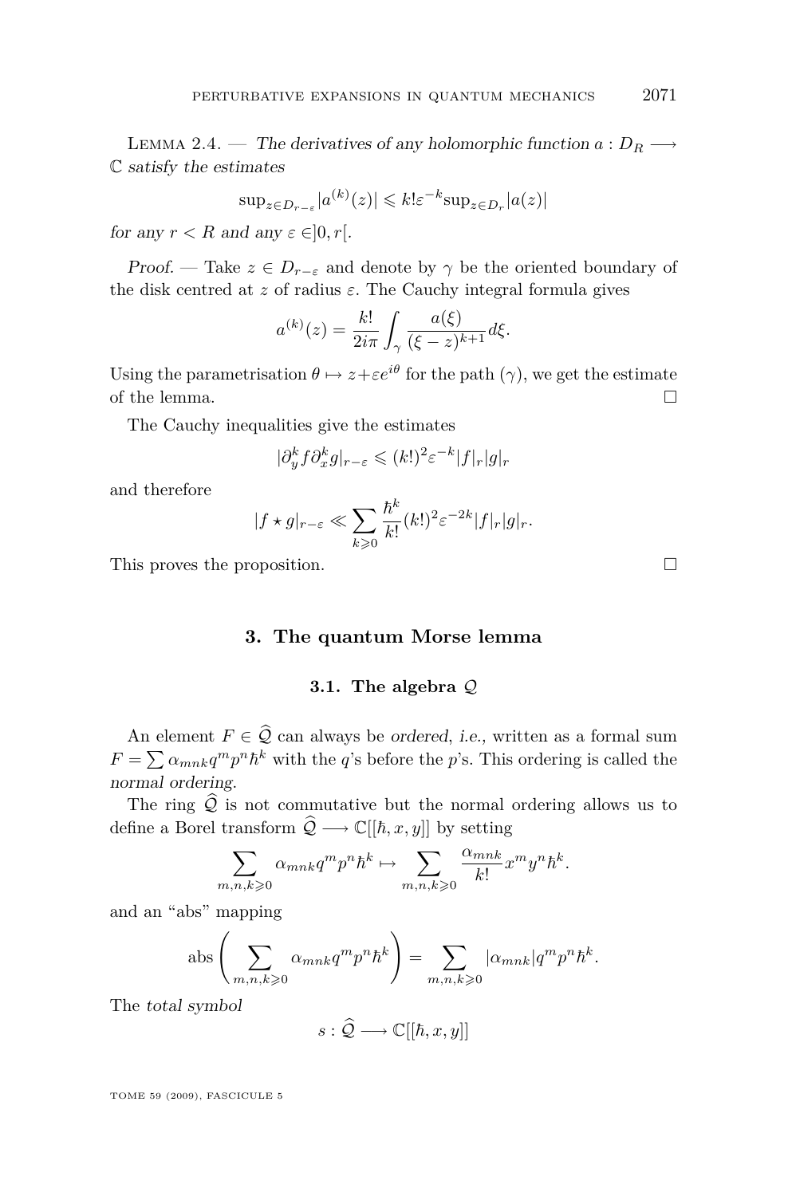Lemma 2.4. — *The derivatives of any holomorphic function $a : D_R \longrightarrow \mathbb{C}$ satisfy the estimates*

$$\sup_{z\in D_{r-\varepsilon}}|a^{(k)}(z)| \leqslant k!\varepsilon^{-k}\sup_{z\in D_r}|a(z)|$$

*for any $r < R$ and any $\varepsilon \in ]0, r[$.*

*Proof.* — Take $z \in D_{r-\varepsilon}$ and denote by $\gamma$ be the oriented boundary of the disk centred at $z$ of radius $\varepsilon$. The Cauchy integral formula gives

$$a^{(k)}(z) = \frac{k!}{2i\pi}\int_\gamma \frac{a(\xi)}{(\xi - z)^{k+1}}d\xi.$$

Using the parametrisation $\theta \mapsto z+\varepsilon e^{i\theta}$ for the path $(\gamma)$, we get the estimate of the lemma. □

The Cauchy inequalities give the estimates

$$|\partial_y^k f \partial_x^k g|_{r-\varepsilon} \leqslant (k!)^2\varepsilon^{-k}|f|_r|g|_r$$

and therefore

$$|f \star g|_{r-\varepsilon} \ll \sum_{k\geqslant 0}\frac{\hbar^k}{k!}(k!)^2\varepsilon^{-2k}|f|_r|g|_r.$$

This proves the proposition. □

## 3. The quantum Morse lemma

### 3.1. The algebra $\mathcal{Q}$

An element $F \in \widehat{\mathcal{Q}}$ can always be *ordered*, *i.e.*, written as a formal sum $F = \sum \alpha_{mnk}q^m p^n \hbar^k$ with the $q$'s before the $p$'s. This ordering is called the *normal ordering*.

The ring $\widehat{\mathcal{Q}}$ is not commutative but the normal ordering allows us to define a Borel transform $\widehat{\mathcal{Q}} \longrightarrow \mathbb{C}[[\hbar, x, y]]$ by setting

$$\sum_{m,n,k\geqslant 0}\alpha_{mnk}q^m p^n \hbar^k \mapsto \sum_{m,n,k\geqslant 0}\frac{\alpha_{mnk}}{k!}x^m y^n \hbar^k.$$

and an "abs" mapping

$$\text{abs}\left(\sum_{m,n,k\geqslant 0}\alpha_{mnk}q^m p^n \hbar^k\right) = \sum_{m,n,k\geqslant 0}|\alpha_{mnk}|q^m p^n \hbar^k.$$

The *total symbol*

$$s : \widehat{\mathcal{Q}} \longrightarrow \mathbb{C}[[\hbar, x, y]]$$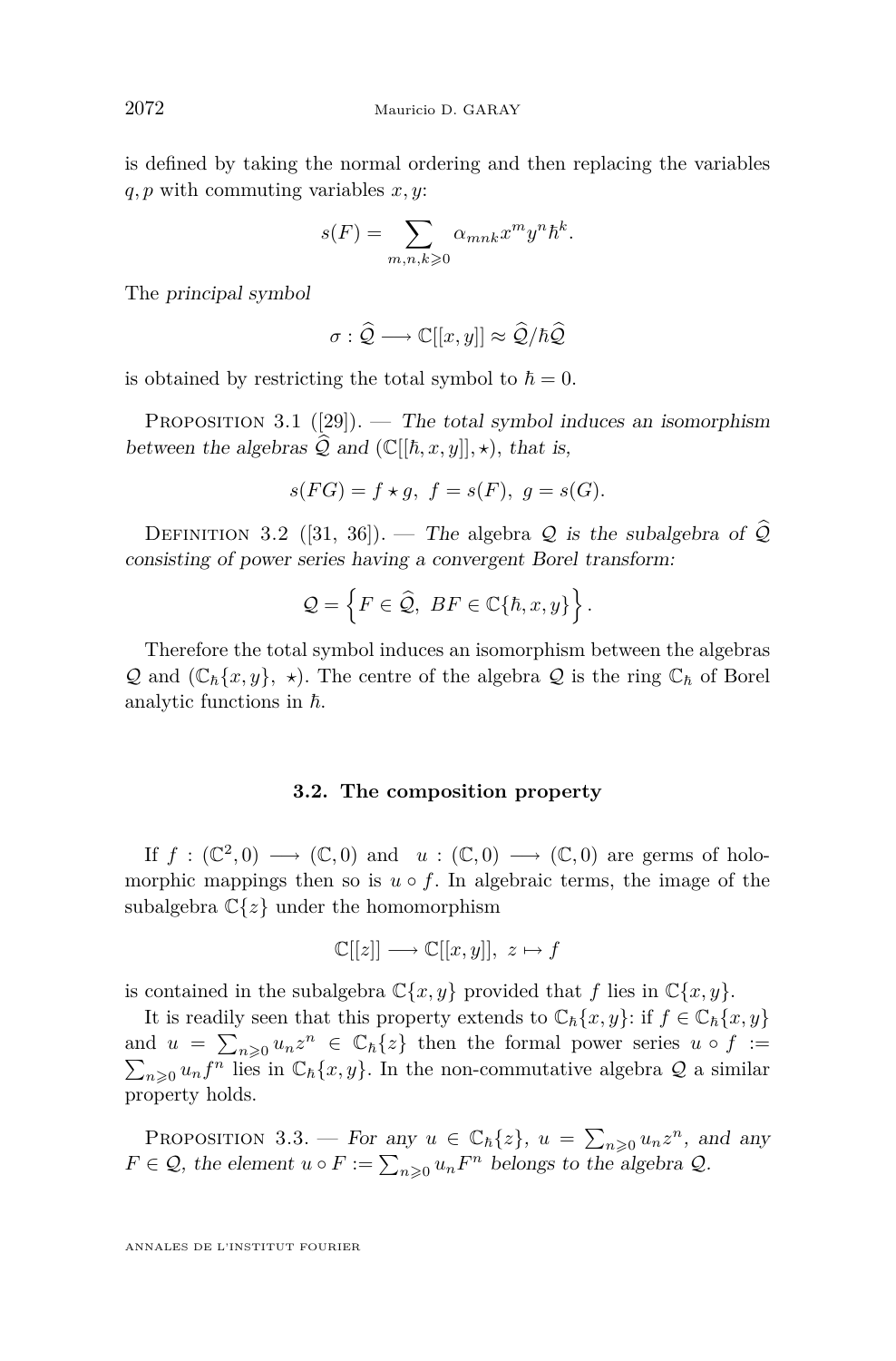is defined by taking the normal ordering and then replacing the variables $q, p$ with commuting variables $x, y$:

$$s(F) = \sum_{m,n,k \geqslant 0} \alpha_{mnk} x^m y^n \hbar^k.$$

The *principal symbol*

$$\sigma : \widehat{\mathcal{Q}} \longrightarrow \mathbb{C}[[x,y]] \approx \widehat{\mathcal{Q}}/\hbar\widehat{\mathcal{Q}}$$

is obtained by restricting the total symbol to $\hbar = 0$.

Proposition 3.1 ([29]). — *The total symbol induces an isomorphism between the algebras $\widehat{\mathcal{Q}}$ and $(\mathbb{C}[[\hbar, x, y]], \star)$, that is,*

$$s(FG) = f \star g,\ \ f = s(F),\ \ g = s(G).$$

Definition 3.2 ([31, 36]). — *The* algebra *$\mathcal{Q}$ is the subalgebra of $\widehat{\mathcal{Q}}$ consisting of power series having a convergent Borel transform:*

$$\mathcal{Q} = \left\{ F \in \widehat{\mathcal{Q}},\ BF \in \mathbb{C}\{\hbar, x, y\} \right\}.$$

Therefore the total symbol induces an isomorphism between the algebras $\mathcal{Q}$ and $(\mathbb{C}_\hbar\{x, y\},\ \star)$. The centre of the algebra $\mathcal{Q}$ is the ring $\mathbb{C}_\hbar$ of Borel analytic functions in $\hbar$.

### 3.2. The composition property

If $f : (\mathbb{C}^2, 0) \longrightarrow (\mathbb{C}, 0)$ and $u : (\mathbb{C}, 0) \longrightarrow (\mathbb{C}, 0)$ are germs of holomorphic mappings then so is $u \circ f$. In algebraic terms, the image of the subalgebra $\mathbb{C}\{z\}$ under the homomorphism

$$\mathbb{C}[[z]] \longrightarrow \mathbb{C}[[x,y]],\ z \mapsto f$$

is contained in the subalgebra $\mathbb{C}\{x, y\}$ provided that $f$ lies in $\mathbb{C}\{x, y\}$.

It is readily seen that this property extends to $\mathbb{C}_\hbar\{x, y\}$: if $f \in \mathbb{C}_\hbar\{x, y\}$ and $u = \sum_{n \geqslant 0} u_n z^n \in \mathbb{C}_\hbar\{z\}$ then the formal power series $u \circ f := \sum_{n \geqslant 0} u_n f^n$ lies in $\mathbb{C}_\hbar\{x, y\}$. In the non-commutative algebra $\mathcal{Q}$ a similar property holds.

Proposition 3.3. — *For any $u \in \mathbb{C}_\hbar\{z\}$, $u = \sum_{n \geqslant 0} u_n z^n$, and any $F \in \mathcal{Q}$, the element $u \circ F := \sum_{n \geqslant 0} u_n F^n$ belongs to the algebra $\mathcal{Q}$.*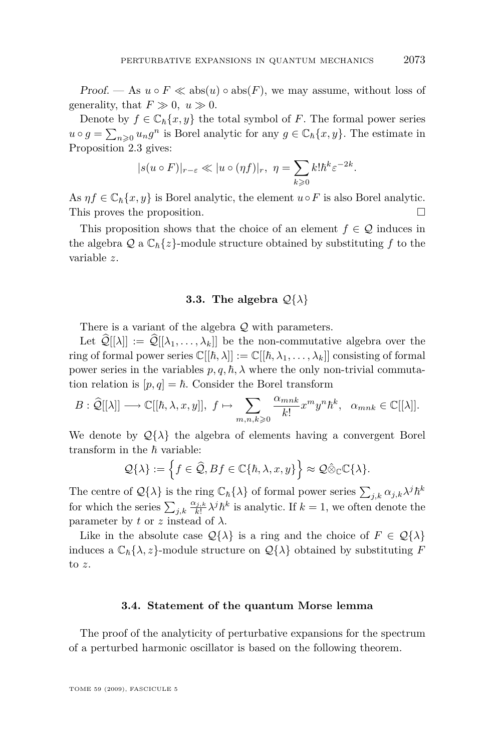*Proof.* — As $u \circ F \ll \mathrm{abs}(u) \circ \mathrm{abs}(F)$, we may assume, without loss of generality, that $F \gg 0,\ u \gg 0$.

Denote by $f \in \mathbb{C}_\hbar\{x, y\}$ the total symbol of $F$. The formal power series $u \circ g = \sum_{n \geqslant 0} u_n g^n$ is Borel analytic for any $g \in \mathbb{C}_\hbar\{x, y\}$. The estimate in Proposition 2.3 gives:

$$|s(u \circ F)|_{r-\varepsilon} \ll |u \circ (\eta f)|_r,\ \eta = \sum_{k \geqslant 0} k! \hbar^k \varepsilon^{-2k}.$$

As $\eta f \in \mathbb{C}_\hbar\{x, y\}$ is Borel analytic, the element $u \circ F$ is also Borel analytic. This proves the proposition. □

This proposition shows that the choice of an element $f \in \mathcal{Q}$ induces in the algebra $\mathcal{Q}$ a $\mathbb{C}_\hbar\{z\}$-module structure obtained by substituting $f$ to the variable $z$.

### 3.3. The algebra $\mathcal{Q}\{\lambda\}$

There is a variant of the algebra $\mathcal{Q}$ with parameters.

Let $\widehat{\mathcal{Q}}[[\lambda]] := \widehat{\mathcal{Q}}[[\lambda_1, \dots, \lambda_k]]$ be the non-commutative algebra over the ring of formal power series $\mathbb{C}[[\hbar, \lambda]] := \mathbb{C}[[\hbar, \lambda_1, \dots, \lambda_k]]$ consisting of formal power series in the variables $p, q, \hbar, \lambda$ where the only non-trivial commutation relation is $[p, q] = \hbar$. Consider the Borel transform

$$B : \widehat{\mathcal{Q}}[[\lambda]] \longrightarrow \mathbb{C}[[\hbar, \lambda, x, y]],\ f \mapsto \sum_{m,n,k \geqslant 0} \frac{\alpha_{mnk}}{k!} x^m y^n \hbar^k,\quad \alpha_{mnk} \in \mathbb{C}[[\lambda]].$$

We denote by $\mathcal{Q}\{\lambda\}$ the algebra of elements having a convergent Borel transform in the $\hbar$ variable:

$$\mathcal{Q}\{\lambda\} := \left\{ f \in \widehat{\mathcal{Q}}, Bf \in \mathbb{C}\{\hbar, \lambda, x, y\} \right\} \approx \mathcal{Q} \hat{\otimes}_{\mathbb{C}} \mathbb{C}\{\lambda\}.$$

The centre of $\mathcal{Q}\{\lambda\}$ is the ring $\mathbb{C}_\hbar\{\lambda\}$ of formal power series $\sum_{j,k} \alpha_{j,k} \lambda^j \hbar^k$ for which the series $\sum_{j,k} \frac{\alpha_{j,k}}{k!} \lambda^j \hbar^k$ is analytic. If $k = 1$, we often denote the parameter by $t$ or $z$ instead of $\lambda$.

Like in the absolute case $\mathcal{Q}\{\lambda\}$ is a ring and the choice of $F \in \mathcal{Q}\{\lambda\}$ induces a $\mathbb{C}_\hbar\{\lambda, z\}$-module structure on $\mathcal{Q}\{\lambda\}$ obtained by substituting $F$ to $z$.

### 3.4. Statement of the quantum Morse lemma

The proof of the analyticity of perturbative expansions for the spectrum of a perturbed harmonic oscillator is based on the following theorem.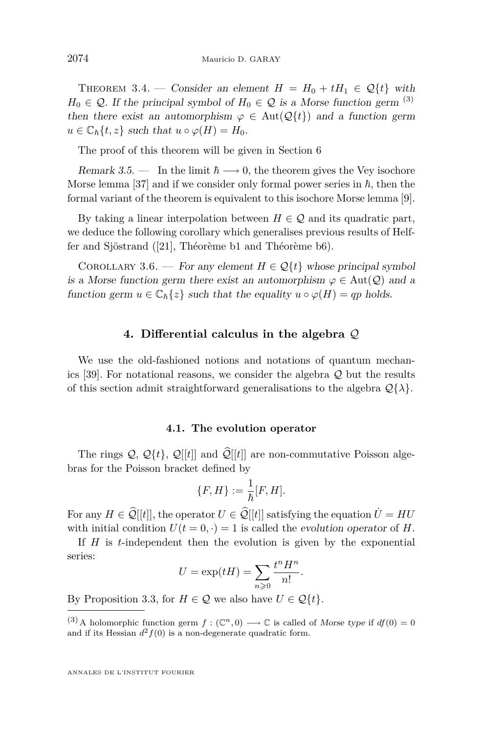Theorem 3.4. — *Consider an element $H = H_0 + tH_1 \in \mathcal{Q}\{t\}$ with $H_0 \in \mathcal{Q}$. If the principal symbol of $H_0 \in \mathcal{Q}$ is a Morse function germ* [3] *then there exist an automorphism $\varphi \in \operatorname{Aut}(\mathcal{Q}\{t\})$ and a function germ $u \in \mathbb{C}_\hbar\{t, z\}$ such that $u \circ \varphi(H) = H_0$.*

The proof of this theorem will be given in Section 6

*Remark 3.5.* — In the limit $\hbar \longrightarrow 0$, the theorem gives the Vey isochore Morse lemma [37] and if we consider only formal power series in $\hbar$, then the formal variant of the theorem is equivalent to this isochore Morse lemma [9].

By taking a linear interpolation between $H \in \mathcal{Q}$ and its quadratic part, we deduce the following corollary which generalises previous results of Helffer and Sjöstrand ([21], Théorème b1 and Théorème b6).

Corollary 3.6. — *For any element $H \in \mathcal{Q}\{t\}$ whose principal symbol is a Morse function germ there exist an automorphism $\varphi \in \operatorname{Aut}(\mathcal{Q})$ and a function germ $u \in \mathbb{C}_\hbar\{z\}$ such that the equality $u \circ \varphi(H) = qp$ holds.*

## 4. Differential calculus in the algebra $\mathcal{Q}$

We use the old-fashioned notions and notations of quantum mechanics [39]. For notational reasons, we consider the algebra $\mathcal{Q}$ but the results of this section admit straightforward generalisations to the algebra $\mathcal{Q}\{\lambda\}$.

### 4.1. The evolution operator

The rings $\mathcal{Q}$, $\mathcal{Q}\{t\}$, $\mathcal{Q}[[t]]$ and $\widehat{\mathcal{Q}}[[t]]$ are non-commutative Poisson algebras for the Poisson bracket defined by

$$\{F, H\} := \frac{1}{\hbar}[F, H].$$

For any $H \in \widehat{\mathcal{Q}}[[t]]$, the operator $U \in \widehat{\mathcal{Q}}[[t]]$ satisfying the equation $\dot{U} = HU$ with initial condition $U(t = 0, \cdot) = 1$ is called the *evolution operator* of $H$.

If $H$ is $t$-independent then the evolution is given by the exponential series:

$$U = \exp(tH) = \sum_{n \geqslant 0} \frac{t^n H^n}{n!}.$$

By Proposition 3.3, for $H \in \mathcal{Q}$ we also have $U \in \mathcal{Q}\{t\}$.

---

[3] A holomorphic function germ $f : (\mathbb{C}^n, 0) \longrightarrow \mathbb{C}$ is called of *Morse type* if $df(0) = 0$ and if its Hessian $d^2 f(0)$ is a non-degenerate quadratic form.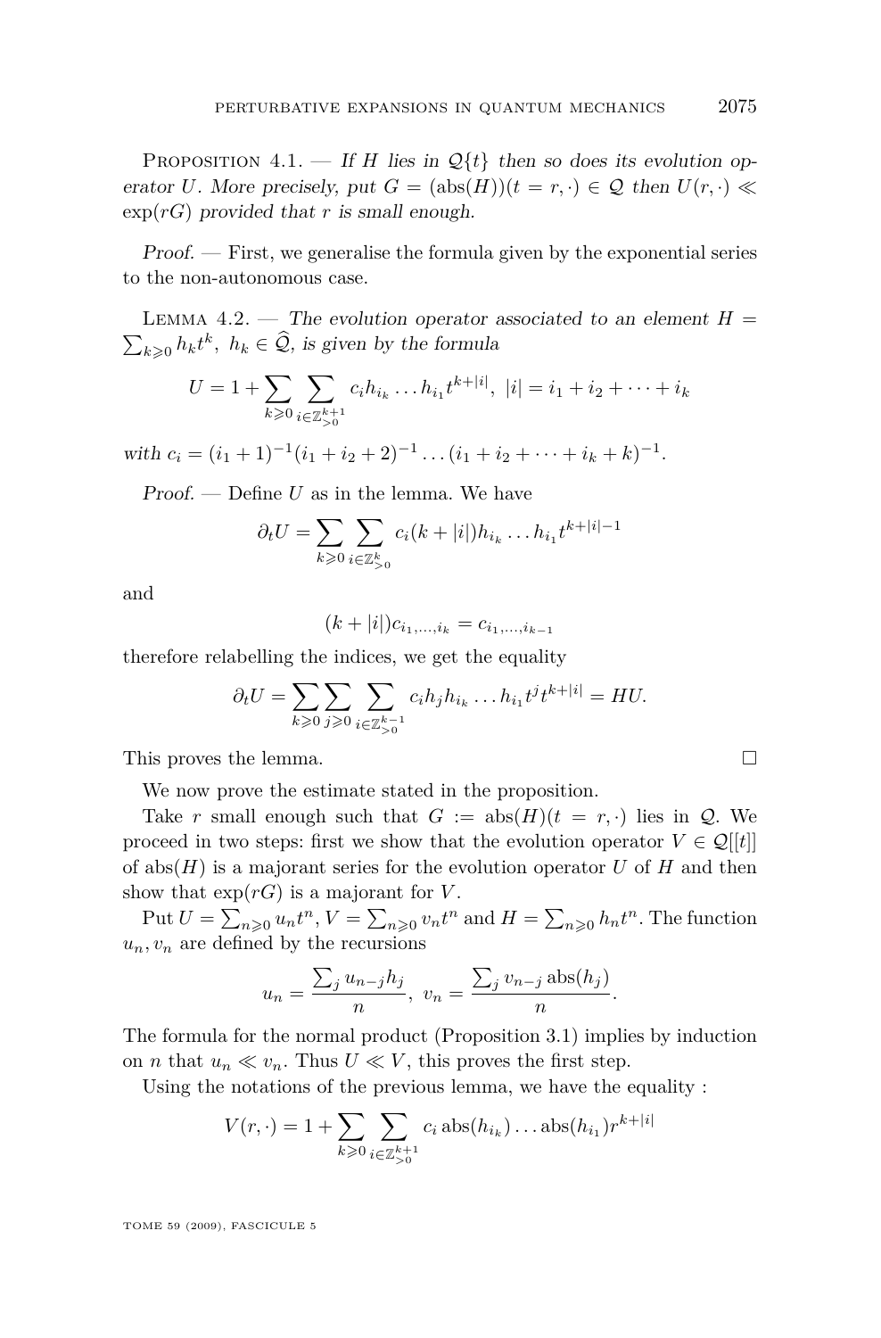Proposition 4.1. — *If $H$ lies in $\mathcal{Q}\{t\}$ then so does its evolution operator $U$. More precisely, put $G = (\mathrm{abs}(H))(t = r, \cdot) \in \mathcal{Q}$ then $U(r, \cdot) \ll \exp(rG)$ provided that $r$ is small enough.*

*Proof.* — First, we generalise the formula given by the exponential series to the non-autonomous case.

Lemma 4.2. — *The evolution operator associated to an element $H = \sum_{k \geqslant 0} h_k t^k$, $h_k \in \widehat{\mathcal{Q}}$, is given by the formula*

$$U = 1 + \sum_{k \geqslant 0} \sum_{i \in \mathbb{Z}_{>0}^{k+1}} c_i h_{i_k} \dots h_{i_1} t^{k+|i|},\ |i| = i_1 + i_2 + \dots + i_k$$

*with $c_i = (i_1 + 1)^{-1}(i_1 + i_2 + 2)^{-1} \dots (i_1 + i_2 + \dots + i_k + k)^{-1}$.*

*Proof.* — Define $U$ as in the lemma. We have

$$\partial_t U = \sum_{k \geqslant 0} \sum_{i \in \mathbb{Z}_{>0}^{k}} c_i (k + |i|) h_{i_k} \dots h_{i_1} t^{k+|i|-1}$$

and

$$(k + |i|) c_{i_1, \dots, i_k} = c_{i_1, \dots, i_{k-1}}$$

therefore relabelling the indices, we get the equality

$$\partial_t U = \sum_{k \geqslant 0} \sum_{j \geqslant 0} \sum_{i \in \mathbb{Z}_{>0}^{k-1}} c_i h_j h_{i_k} \dots h_{i_1} t^j t^{k+|i|} = HU.$$

This proves the lemma. $\square$

We now prove the estimate stated in the proposition.

Take $r$ small enough such that $G := \mathrm{abs}(H)(t = r, \cdot)$ lies in $\mathcal{Q}$. We proceed in two steps: first we show that the evolution operator $V \in \mathcal{Q}[[t]]$ of $\mathrm{abs}(H)$ is a majorant series for the evolution operator $U$ of $H$ and then show that $\exp(rG)$ is a majorant for $V$.

Put $U = \sum_{n \geqslant 0} u_n t^n$, $V = \sum_{n \geqslant 0} v_n t^n$ and $H = \sum_{n \geqslant 0} h_n t^n$. The function $u_n, v_n$ are defined by the recursions

$$u_n = \frac{\sum_j u_{n-j} h_j}{n},\ v_n = \frac{\sum_j v_{n-j} \mathrm{abs}(h_j)}{n}.$$

The formula for the normal product (Proposition 3.1) implies by induction on $n$ that $u_n \ll v_n$. Thus $U \ll V$, this proves the first step.

Using the notations of the previous lemma, we have the equality :

$$V(r, \cdot) = 1 + \sum_{k \geqslant 0} \sum_{i \in \mathbb{Z}_{>0}^{k+1}} c_i \,\mathrm{abs}(h_{i_k}) \dots \mathrm{abs}(h_{i_1}) r^{k+|i|}$$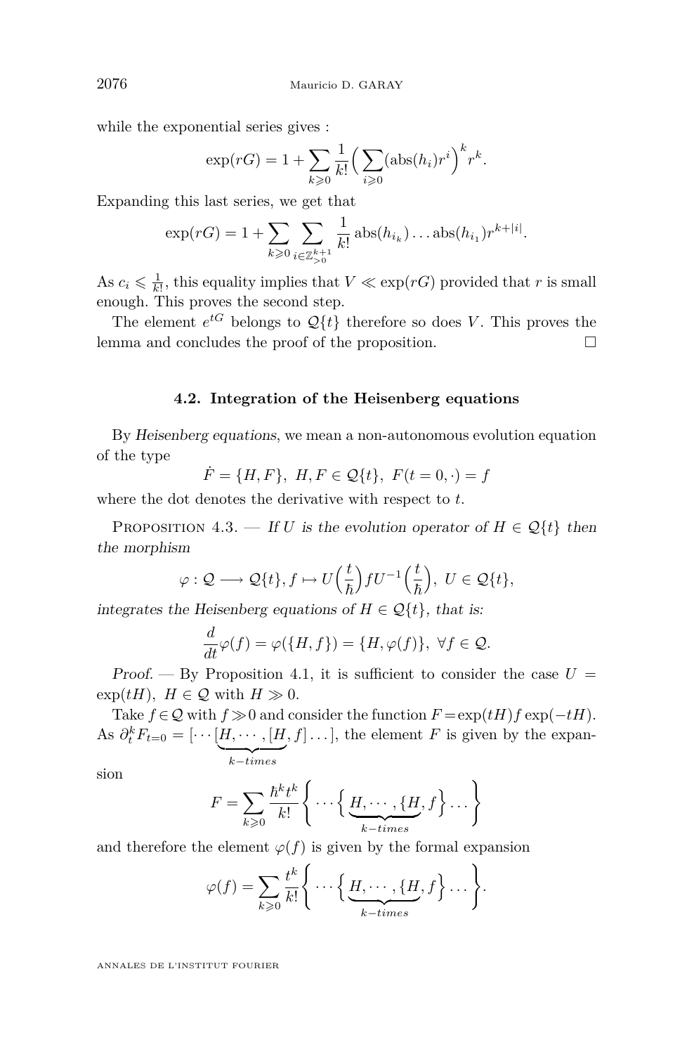while the exponential series gives :

$$\exp(rG) = 1 + \sum_{k \geqslant 0} \frac{1}{k!} \Big( \sum_{i \geqslant 0} (\mathrm{abs}(h_i) r^i \Big)^k r^k.$$

Expanding this last series, we get that

$$\exp(rG) = 1 + \sum_{k \geqslant 0} \sum_{i \in \mathbb{Z}_{>0}^{k+1}} \frac{1}{k!} \mathrm{abs}(h_{i_k}) \dots \mathrm{abs}(h_{i_1}) r^{k+|i|}.$$

As $c_i \leqslant \frac{1}{k!}$, this equality implies that $V \ll \exp(rG)$ provided that $r$ is small enough. This proves the second step.

The element $e^{tG}$ belongs to $\mathcal{Q}\{t\}$ therefore so does $V$. This proves the lemma and concludes the proof of the proposition. □

### 4.2. Integration of the Heisenberg equations

By *Heisenberg equations*, we mean a non-autonomous evolution equation of the type

$$\dot{F} = \{H, F\},\ H, F \in \mathcal{Q}\{t\},\ F(t=0, \cdot) = f$$

where the dot denotes the derivative with respect to $t$.

Proposition 4.3. — *If $U$ is the evolution operator of $H \in \mathcal{Q}\{t\}$ then the morphism*

$$\varphi : \mathcal{Q} \longrightarrow \mathcal{Q}\{t\}, f \mapsto U\Big(\frac{t}{\hbar}\Big) f U^{-1}\Big(\frac{t}{\hbar}\Big),\ U \in \mathcal{Q}\{t\},$$

*integrates the Heisenberg equations of $H \in \mathcal{Q}\{t\}$, that is:*

$$\frac{d}{dt}\varphi(f) = \varphi(\{H, f\}) = \{H, \varphi(f)\},\ \forall f \in \mathcal{Q}.$$

*Proof.* — By Proposition 4.1, it is sufficient to consider the case $U = \exp(tH),\ H \in \mathcal{Q}$ with $H \gg 0$.

Take $f \in \mathcal{Q}$ with $f \gg 0$ and consider the function $F = \exp(tH) f \exp(-tH)$. As $\partial_t^k F_{t=0} = [\cdots \underbrace{[H, \cdots, [H}_{k-times}, f] \dots]$, the element $F$ is given by the expansion

$$F = \sum_{k \geqslant 0} \frac{\hbar^k t^k}{k!} \bigg\{ \cdots \Big\{ \underbrace{H, \cdots, \{H}_{k-times}, f \Big\} \dots \bigg\}$$

and therefore the element $\varphi(f)$ is given by the formal expansion

$$\varphi(f) = \sum_{k \geqslant 0} \frac{t^k}{k!} \bigg\{ \cdots \Big\{ \underbrace{H, \cdots, \{H}_{k-times}, f \Big\} \dots \bigg\}.$$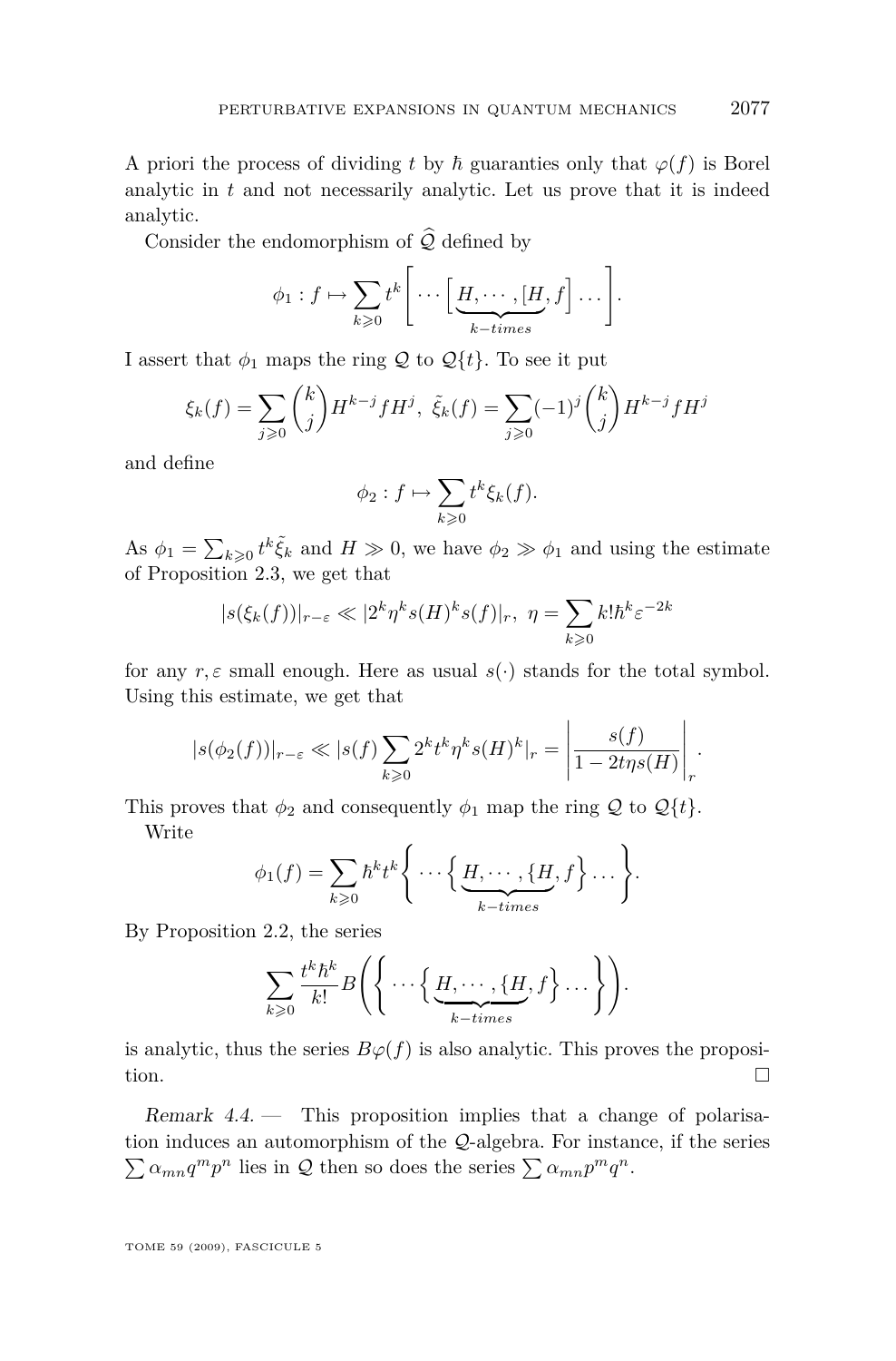A priori the process of dividing $t$ by $\hbar$ guaranties only that $\varphi(f)$ is Borel analytic in $t$ and not necessarily analytic. Let us prove that it is indeed analytic.

Consider the endomorphism of $\widehat{\mathcal{Q}}$ defined by

$$\phi_1 : f \mapsto \sum_{k \geqslant 0} t^k \Bigg[ \cdots \Big[ \underbrace{H, \cdots, [H}_{k-times}, f \Big] \ldots \Bigg].$$

I assert that $\phi_1$ maps the ring $\mathcal{Q}$ to $\mathcal{Q}\{t\}$. To see it put

$$\xi_k(f) = \sum_{j \geqslant 0} \binom{k}{j} H^{k-j} f H^j, \; \tilde{\xi}_k(f) = \sum_{j \geqslant 0} (-1)^j \binom{k}{j} H^{k-j} f H^j$$

and define

$$\phi_2 : f \mapsto \sum_{k \geqslant 0} t^k \xi_k(f).$$

As $\phi_1 = \sum_{k \geqslant 0} t^k \tilde{\xi}_k$ and $H \gg 0$, we have $\phi_2 \gg \phi_1$ and using the estimate of Proposition 2.3, we get that

$$|s(\xi_k(f))|_{r-\varepsilon} \ll |2^k \eta^k s(H)^k s(f)|_r, \; \eta = \sum_{k \geqslant 0} k! \hbar^k \varepsilon^{-2k}$$

for any $r, \varepsilon$ small enough. Here as usual $s(\cdot)$ stands for the total symbol. Using this estimate, we get that

$$|s(\phi_2(f))|_{r-\varepsilon} \ll |s(f) \sum_{k \geqslant 0} 2^k t^k \eta^k s(H)^k|_r = \left| \frac{s(f)}{1 - 2t\eta s(H)} \right|_r.$$

This proves that $\phi_2$ and consequently $\phi_1$ map the ring $\mathcal{Q}$ to $\mathcal{Q}\{t\}$.

Write

$$\phi_1(f) = \sum_{k \geqslant 0} \hbar^k t^k \Bigg\{ \cdots \Big\{ \underbrace{H, \cdots, \{H}_{k-times}, f \Big\} \ldots \Bigg\}.$$

By Proposition 2.2, the series

$$\sum_{k \geqslant 0} \frac{t^k \hbar^k}{k!} B\Bigg( \Bigg\{ \cdots \Big\{ \underbrace{H, \cdots, \{H}_{k-times}, f \Big\} \ldots \Bigg\} \Bigg).$$

is analytic, thus the series $B\varphi(f)$ is also analytic. This proves the proposition. □

*Remark 4.4.* — This proposition implies that a change of polarisation induces an automorphism of the $\mathcal{Q}$-algebra. For instance, if the series $\sum \alpha_{mn} q^m p^n$ lies in $\mathcal{Q}$ then so does the series $\sum \alpha_{mn} p^m q^n$.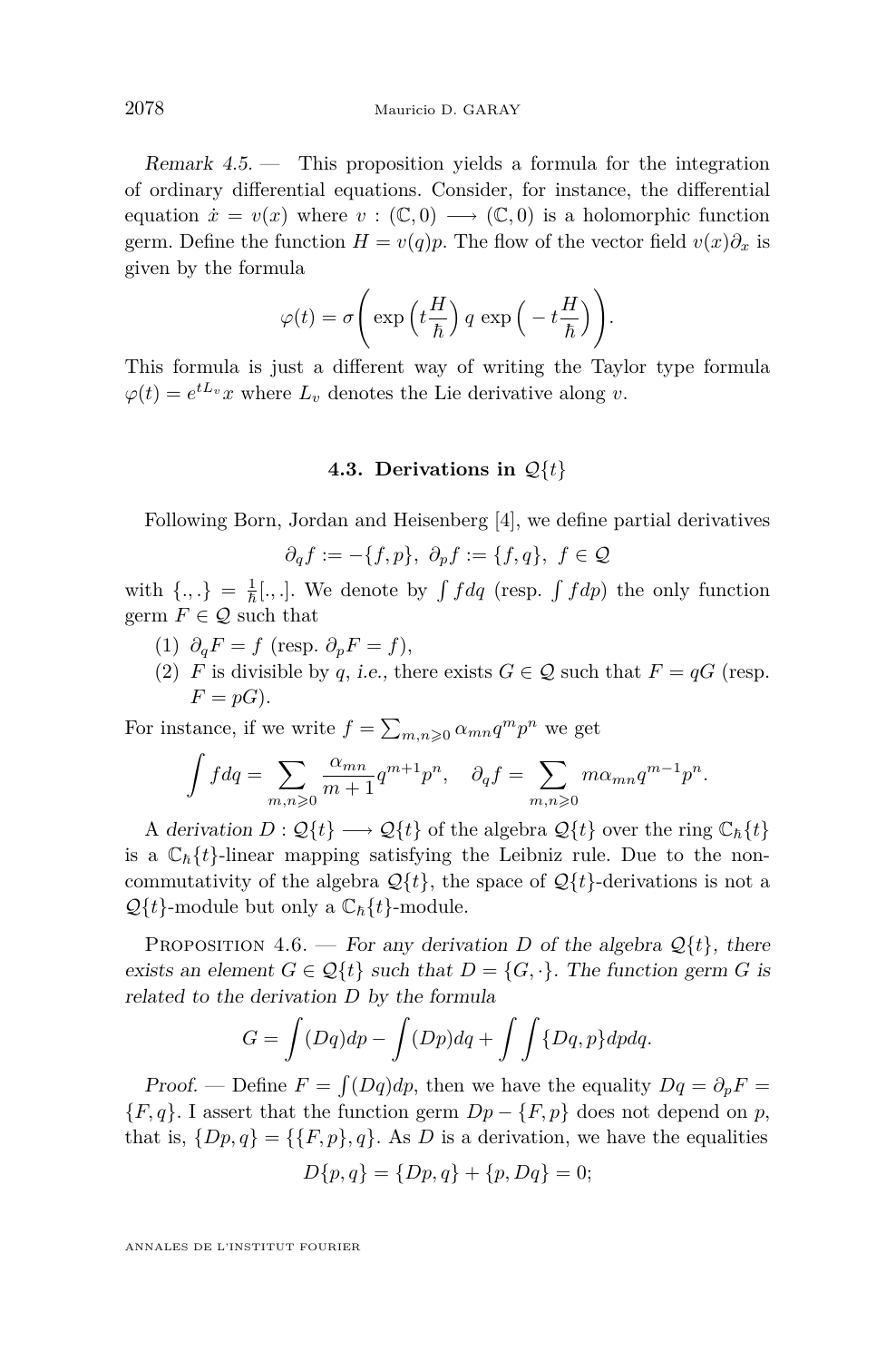*Remark 4.5.* — This proposition yields a formula for the integration of ordinary differential equations. Consider, for instance, the differential equation $\dot{x} = v(x)$ where $v : (\mathbb{C}, 0) \longrightarrow (\mathbb{C}, 0)$ is a holomorphic function germ. Define the function $H = v(q)p$. The flow of the vector field $v(x)\partial_x$ is given by the formula

$$\varphi(t) = \sigma\left( \exp\Big(t\frac{H}{\hbar}\Big)\, q\, \exp\Big(-t\frac{H}{\hbar}\Big)\right).$$

This formula is just a different way of writing the Taylor type formula $\varphi(t) = e^{tL_v}x$ where $L_v$ denotes the Lie derivative along $v$.

### 4.3. Derivations in $\mathcal{Q}\{t\}$

Following Born, Jordan and Heisenberg [4], we define partial derivatives

$$\partial_q f := -\{f, p\},\ \partial_p f := \{f, q\},\ f \in \mathcal{Q}$$

with $\{.,.\} = \frac{1}{\hbar}[.,.]$. We denote by $\int f dq$ (resp. $\int f dp$) the only function germ $F \in \mathcal{Q}$ such that

(1) $\partial_q F = f$ (resp. $\partial_p F = f$),
(2) $F$ is divisible by $q$, *i.e.*, there exists $G \in \mathcal{Q}$ such that $F = qG$ (resp. $F = pG$).

For instance, if we write $f = \sum_{m,n \geqslant 0} \alpha_{mn} q^m p^n$ we get

$$\int f dq = \sum_{m,n \geqslant 0} \frac{\alpha_{mn}}{m+1} q^{m+1} p^n, \quad \partial_q f = \sum_{m,n \geqslant 0} m\alpha_{mn} q^{m-1} p^n.$$

A *derivation* $D : \mathcal{Q}\{t\} \longrightarrow \mathcal{Q}\{t\}$ of the algebra $\mathcal{Q}\{t\}$ over the ring $\mathbb{C}_\hbar\{t\}$ is a $\mathbb{C}_\hbar\{t\}$-linear mapping satisfying the Leibniz rule. Due to the non-commutativity of the algebra $\mathcal{Q}\{t\}$, the space of $\mathcal{Q}\{t\}$-derivations is not a $\mathcal{Q}\{t\}$-module but only a $\mathbb{C}_\hbar\{t\}$-module.

Proposition 4.6. — *For any derivation $D$ of the algebra $\mathcal{Q}\{t\}$, there exists an element $G \in \mathcal{Q}\{t\}$ such that $D = \{G, \cdot\}$. The function germ $G$ is related to the derivation $D$ by the formula*

$$G = \int (Dq) dp - \int (Dp) dq + \int \int \{Dq, p\} dp dq.$$

*Proof.* — Define $F = \int (Dq)dp$, then we have the equality $Dq = \partial_p F = \{F, q\}$. I assert that the function germ $Dp - \{F, p\}$ does not depend on $p$, that is, $\{Dp, q\} = \{\{F, p\}, q\}$. As $D$ is a derivation, we have the equalities

$$D\{p, q\} = \{Dp, q\} + \{p, Dq\} = 0;$$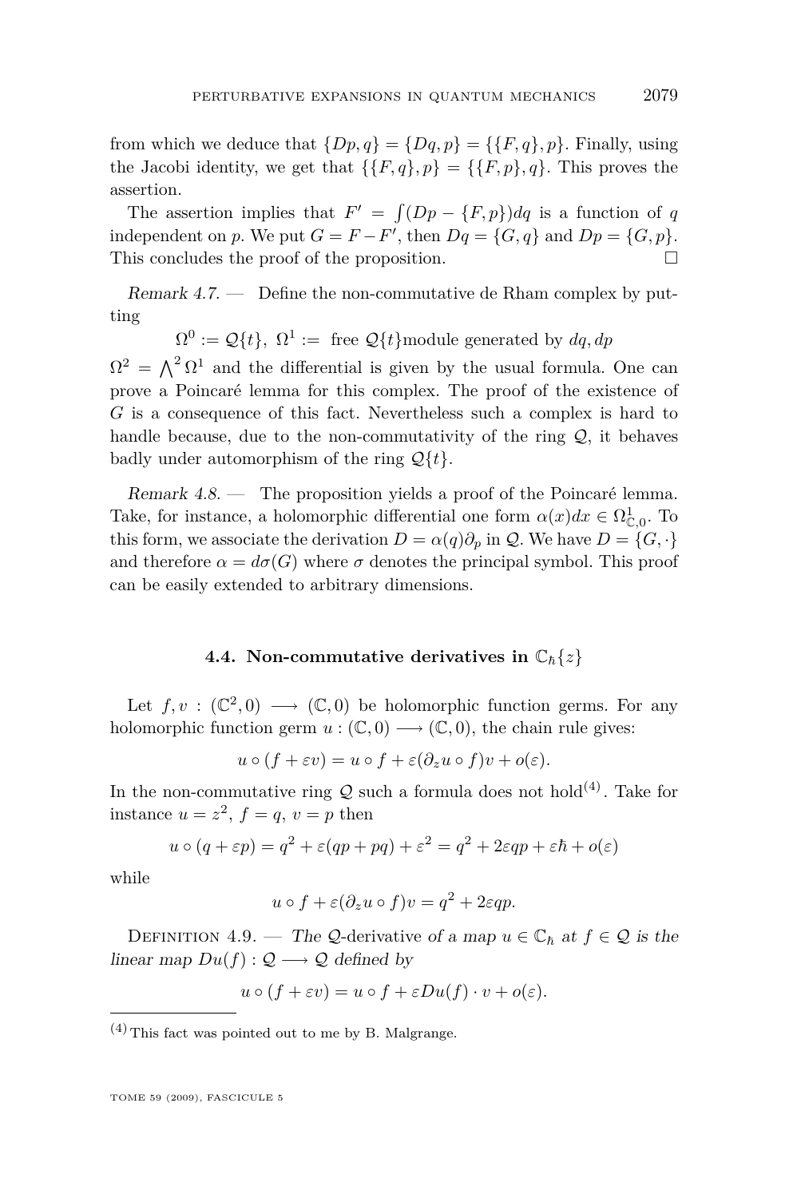from which we deduce that $\{Dp, q\} = \{Dq, p\} = \{\{F, q\}, p\}$. Finally, using the Jacobi identity, we get that $\{\{F, q\}, p\} = \{\{F, p\}, q\}$. This proves the assertion.

The assertion implies that $F' = \int (Dp - \{F, p\})dq$ is a function of $q$ independent on $p$. We put $G = F - F'$, then $Dq = \{G, q\}$ and $Dp = \{G, p\}$. This concludes the proof of the proposition. □

*Remark 4.7.* — Define the non-commutative de Rham complex by putting

$$\Omega^0 := \mathcal{Q}\{t\},\ \Omega^1 := \text{ free } \mathcal{Q}\{t\}\text{module generated by } dq, dp$$

$\Omega^2 = \bigwedge^2 \Omega^1$ and the differential is given by the usual formula. One can prove a Poincaré lemma for this complex. The proof of the existence of $G$ is a consequence of this fact. Nevertheless such a complex is hard to handle because, due to the non-commutativity of the ring $\mathcal{Q}$, it behaves badly under automorphism of the ring $\mathcal{Q}\{t\}$.

*Remark 4.8.* — The proposition yields a proof of the Poincaré lemma. Take, for instance, a holomorphic differential one form $\alpha(x)dx \in \Omega^1_{\mathbb{C},0}$. To this form, we associate the derivation $D = \alpha(q)\partial_p$ in $\mathcal{Q}$. We have $D = \{G, \cdot\}$ and therefore $\alpha = d\sigma(G)$ where $\sigma$ denotes the principal symbol. This proof can be easily extended to arbitrary dimensions.

### 4.4. Non-commutative derivatives in $\mathbb{C}_\hbar\{z\}$

Let $f, v : (\mathbb{C}^2, 0) \longrightarrow (\mathbb{C}, 0)$ be holomorphic function germs. For any holomorphic function germ $u : (\mathbb{C}, 0) \longrightarrow (\mathbb{C}, 0)$, the chain rule gives:

$$u \circ (f + \varepsilon v) = u \circ f + \varepsilon(\partial_z u \circ f)v + o(\varepsilon).$$

In the non-commutative ring $\mathcal{Q}$ such a formula does not hold[4]. Take for instance $u = z^2$, $f = q$, $v = p$ then

$$u \circ (q + \varepsilon p) = q^2 + \varepsilon(qp + pq) + \varepsilon^2 = q^2 + 2\varepsilon qp + \varepsilon\hbar + o(\varepsilon)$$

while

$$u \circ f + \varepsilon(\partial_z u \circ f)v = q^2 + 2\varepsilon qp.$$

Definition 4.9. — *The* $\mathcal{Q}$-derivative *of a map* $u \in \mathbb{C}_\hbar$ *at* $f \in \mathcal{Q}$ *is the linear map* $Du(f) : \mathcal{Q} \longrightarrow \mathcal{Q}$ *defined by*

$$u \circ (f + \varepsilon v) = u \circ f + \varepsilon Du(f) \cdot v + o(\varepsilon).$$

---

[4] This fact was pointed out to me by B. Malgrange.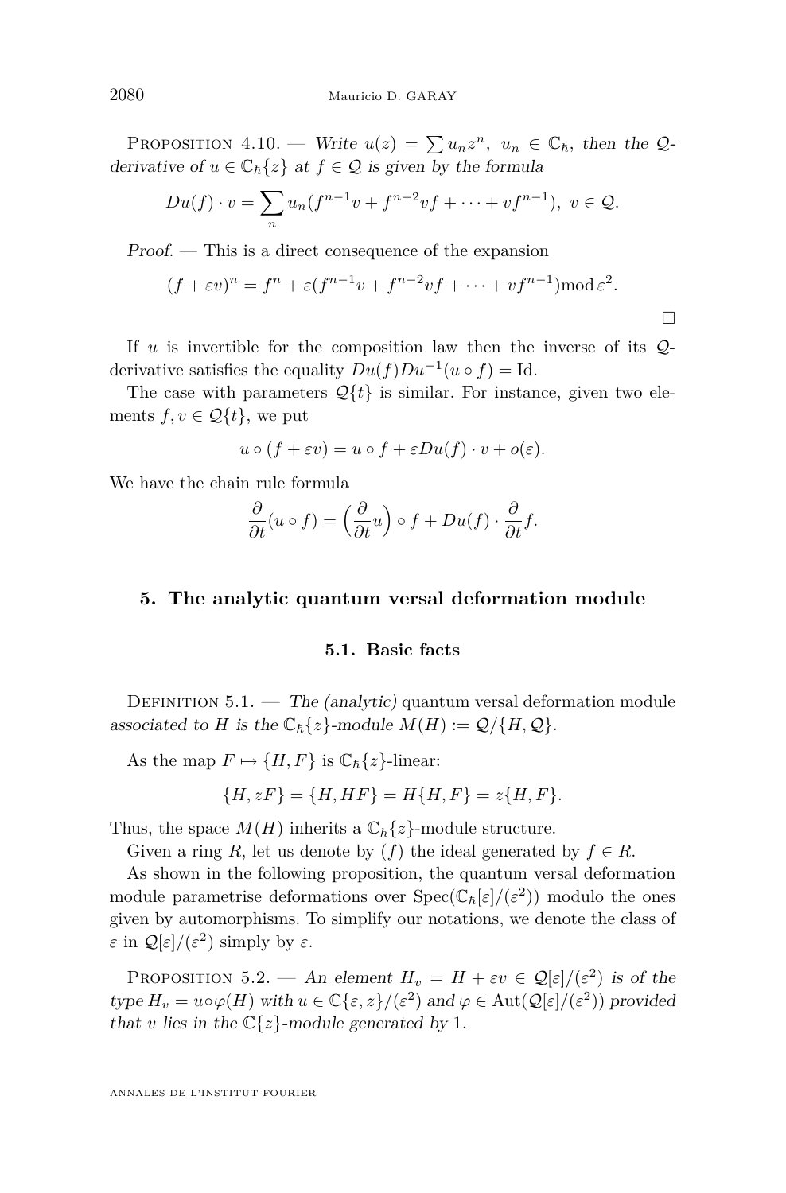Proposition 4.10. — *Write $u(z) = \sum u_n z^n$, $u_n \in \mathbb{C}_\hbar$, then the $\mathcal{Q}$-derivative of $u \in \mathbb{C}_\hbar\{z\}$ at $f \in \mathcal{Q}$ is given by the formula*

$$Du(f) \cdot v = \sum_n u_n(f^{n-1}v + f^{n-2}vf + \cdots + vf^{n-1}),\ v \in \mathcal{Q}.$$

*Proof.* — This is a direct consequence of the expansion

$$(f + \varepsilon v)^n = f^n + \varepsilon(f^{n-1}v + f^{n-2}vf + \cdots + vf^{n-1}) \bmod \varepsilon^2.$$

□

If $u$ is invertible for the composition law then the inverse of its $\mathcal{Q}$-derivative satisfies the equality $Du(f)Du^{-1}(u \circ f) = \mathrm{Id}$.

The case with parameters $\mathcal{Q}\{t\}$ is similar. For instance, given two elements $f, v \in \mathcal{Q}\{t\}$, we put

$$u \circ (f + \varepsilon v) = u \circ f + \varepsilon Du(f) \cdot v + o(\varepsilon).$$

We have the chain rule formula

$$\frac{\partial}{\partial t}(u \circ f) = \Big(\frac{\partial}{\partial t}u\Big) \circ f + Du(f) \cdot \frac{\partial}{\partial t}f.$$

## 5. The analytic quantum versal deformation module

### 5.1. Basic facts

Definition 5.1. — *The (analytic)* quantum versal deformation module *associated to $H$ is the $\mathbb{C}_\hbar\{z\}$-module $M(H) := \mathcal{Q}/\{H, \mathcal{Q}\}$.*

As the map $F \mapsto \{H, F\}$ is $\mathbb{C}_\hbar\{z\}$-linear:

$$\{H, zF\} = \{H, HF\} = H\{H, F\} = z\{H, F\}.$$

Thus, the space $M(H)$ inherits a $\mathbb{C}_\hbar\{z\}$-module structure.

Given a ring $R$, let us denote by $(f)$ the ideal generated by $f \in R$.

As shown in the following proposition, the quantum versal deformation module parametrise deformations over $\mathrm{Spec}(\mathbb{C}_\hbar[\varepsilon]/(\varepsilon^2))$ modulo the ones given by automorphisms. To simplify our notations, we denote the class of $\varepsilon$ in $\mathcal{Q}[\varepsilon]/(\varepsilon^2)$ simply by $\varepsilon$.

Proposition 5.2. — *An element $H_v = H + \varepsilon v \in \mathcal{Q}[\varepsilon]/(\varepsilon^2)$ is of the type $H_v = u \circ \varphi(H)$ with $u \in \mathbb{C}\{\varepsilon, z\}/(\varepsilon^2)$ and $\varphi \in \mathrm{Aut}(\mathcal{Q}[\varepsilon]/(\varepsilon^2))$ provided that $v$ lies in the $\mathbb{C}\{z\}$-module generated by $1$.*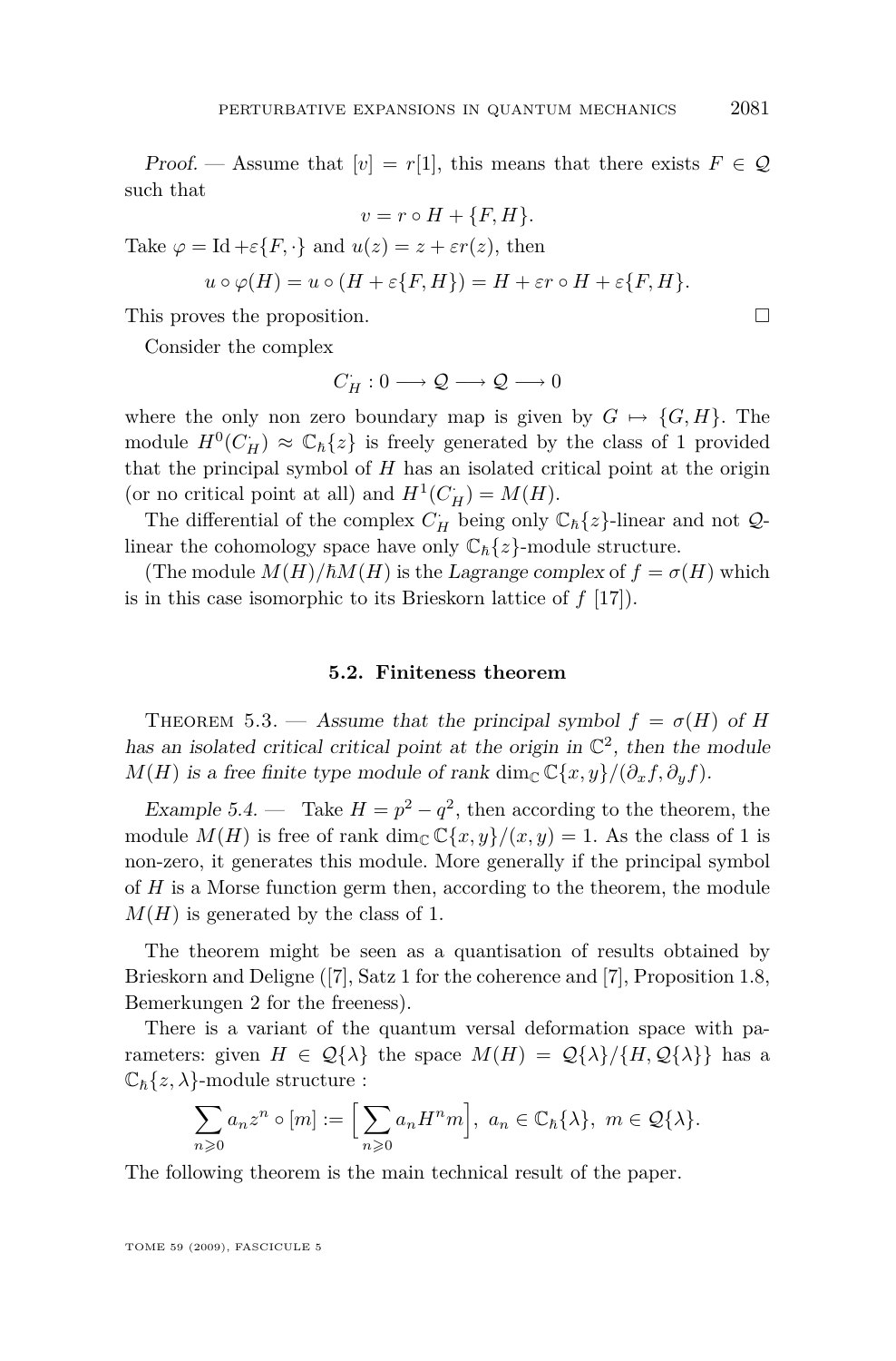*Proof.* — Assume that $[v] = r[1]$, this means that there exists $F \in \mathcal{Q}$ such that

$$v = r \circ H + \{F, H\}.$$

Take $\varphi = \mathrm{Id} + \varepsilon\{F, \cdot\}$ and $u(z) = z + \varepsilon r(z)$, then

$$u \circ \varphi(H) = u \circ (H + \varepsilon\{F, H\}) = H + \varepsilon r \circ H + \varepsilon\{F, H\}.$$

This proves the proposition. $\square$

Consider the complex

$$C_H^{\cdot} : 0 \longrightarrow \mathcal{Q} \longrightarrow \mathcal{Q} \longrightarrow 0$$

where the only non zero boundary map is given by $G \mapsto \{G, H\}$. The module $H^0(C_H^{\cdot}) \approx \mathbb{C}_\hbar\{z\}$ is freely generated by the class of 1 provided that the principal symbol of $H$ has an isolated critical point at the origin (or no critical point at all) and $H^1(C_H^{\cdot}) = M(H)$.

The differential of the complex $C_H^{\cdot}$ being only $\mathbb{C}_\hbar\{z\}$-linear and not $\mathcal{Q}$-linear the cohomology space have only $\mathbb{C}_\hbar\{z\}$-module structure.

(The module $M(H)/\hbar M(H)$ is the *Lagrange complex* of $f = \sigma(H)$ which is in this case isomorphic to its Brieskorn lattice of $f$ [17]).

### 5.2. Finiteness theorem

Theorem 5.3. — *Assume that the principal symbol $f = \sigma(H)$ of $H$ has an isolated critical critical point at the origin in $\mathbb{C}^2$, then the module $M(H)$ is a free finite type module of rank $\dim_{\mathbb{C}} \mathbb{C}\{x, y\}/(\partial_x f, \partial_y f)$.*

*Example 5.4.* — Take $H = p^2 - q^2$, then according to the theorem, the module $M(H)$ is free of rank $\dim_{\mathbb{C}} \mathbb{C}\{x, y\}/(x, y) = 1$. As the class of 1 is non-zero, it generates this module. More generally if the principal symbol of $H$ is a Morse function germ then, according to the theorem, the module $M(H)$ is generated by the class of 1.

The theorem might be seen as a quantisation of results obtained by Brieskorn and Deligne ([7], Satz 1 for the coherence and [7], Proposition 1.8, Bemerkungen 2 for the freeness).

There is a variant of the quantum versal deformation space with parameters: given $H \in \mathcal{Q}\{\lambda\}$ the space $M(H) = \mathcal{Q}\{\lambda\}/\{H, \mathcal{Q}\{\lambda\}\}$ has a $\mathbb{C}_\hbar\{z, \lambda\}$-module structure :

$$\sum_{n \geqslant 0} a_n z^n \circ [m] := \Big[\sum_{n \geqslant 0} a_n H^n m\Big],\ a_n \in \mathbb{C}_\hbar\{\lambda\},\ m \in \mathcal{Q}\{\lambda\}.$$

The following theorem is the main technical result of the paper.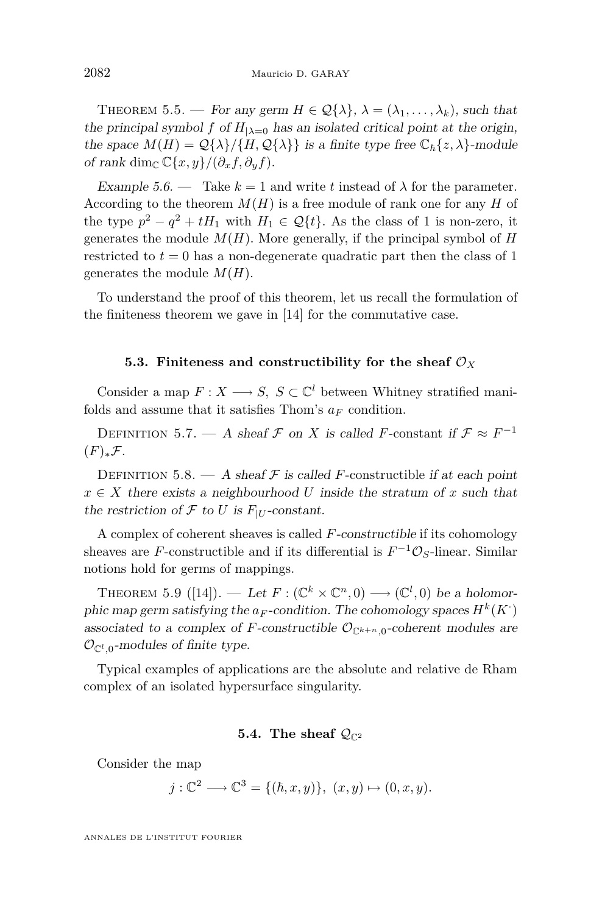Theorem 5.5. — *For any germ $H \in \mathcal{Q}\{\lambda\}$, $\lambda = (\lambda_1, \dots, \lambda_k)$, such that the principal symbol $f$ of $H_{|\lambda=0}$ has an isolated critical point at the origin, the space $M(H) = \mathcal{Q}\{\lambda\}/\{H, \mathcal{Q}\{\lambda\}\}$ is a finite type free $\mathbb{C}_\hbar\{z, \lambda\}$-module of rank $\dim_{\mathbb{C}} \mathbb{C}\{x, y\}/(\partial_x f, \partial_y f)$.*

*Example 5.6.* — Take $k = 1$ and write $t$ instead of $\lambda$ for the parameter. According to the theorem $M(H)$ is a free module of rank one for any $H$ of the type $p^2 - q^2 + tH_1$ with $H_1 \in \mathcal{Q}\{t\}$. As the class of 1 is non-zero, it generates the module $M(H)$. More generally, if the principal symbol of $H$ restricted to $t = 0$ has a non-degenerate quadratic part then the class of 1 generates the module $M(H)$.

To understand the proof of this theorem, let us recall the formulation of the finiteness theorem we gave in [14] for the commutative case.

### 5.3. Finiteness and constructibility for the sheaf $\mathcal{O}_X$

Consider a map $F : X \longrightarrow S$, $S \subset \mathbb{C}^l$ between Whitney stratified manifolds and assume that it satisfies Thom's $a_F$ condition.

Definition 5.7. — *A sheaf $\mathcal{F}$ on $X$ is called* $F$-constant *if $\mathcal{F} \approx F^{-1}(F)_* \mathcal{F}$.*

Definition 5.8. — *A sheaf $\mathcal{F}$ is called* $F$-constructible *if at each point $x \in X$ there exists a neighbourhood $U$ inside the stratum of $x$ such that the restriction of $\mathcal{F}$ to $U$ is $F_{|U}$-constant.*

A complex of coherent sheaves is called *$F$-constructible* if its cohomology sheaves are $F$-constructible and if its differential is $F^{-1}\mathcal{O}_S$-linear. Similar notions hold for germs of mappings.

Theorem 5.9 ([14]). — *Let $F : (\mathbb{C}^k \times \mathbb{C}^n, 0) \longrightarrow (\mathbb{C}^l, 0)$ be a holomorphic map germ satisfying the $a_F$-condition. The cohomology spaces $H^k(K^\cdot)$ associated to a complex of $F$-constructible $\mathcal{O}_{\mathbb{C}^{k+n},0}$-coherent modules are $\mathcal{O}_{\mathbb{C}^l,0}$-modules of finite type.*

Typical examples of applications are the absolute and relative de Rham complex of an isolated hypersurface singularity.

### 5.4. The sheaf $\mathcal{Q}_{\mathbb{C}^2}$

Consider the map

$$j : \mathbb{C}^2 \longrightarrow \mathbb{C}^3 = \{(\hbar, x, y)\},\ (x, y) \mapsto (0, x, y).$$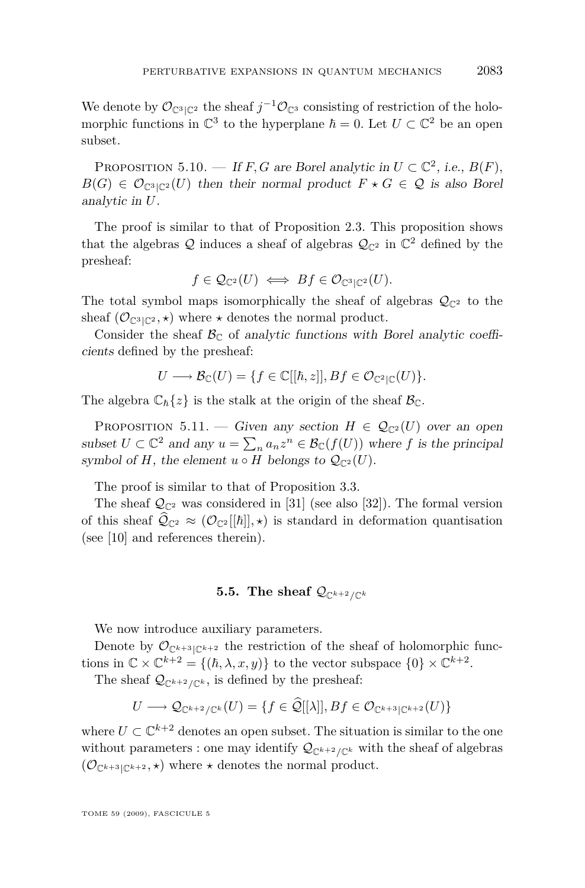We denote by $\mathcal{O}_{\mathbb{C}^3|\mathbb{C}^2}$ the sheaf $j^{-1}\mathcal{O}_{\mathbb{C}^3}$ consisting of restriction of the holomorphic functions in $\mathbb{C}^3$ to the hyperplane $\hbar = 0$. Let $U \subset \mathbb{C}^2$ be an open subset.

Proposition 5.10. — *If $F, G$ are Borel analytic in $U \subset \mathbb{C}^2$, i.e., $B(F)$, $B(G) \in \mathcal{O}_{\mathbb{C}^3|\mathbb{C}^2}(U)$ then their normal product $F \star G \in \mathcal{Q}$ is also Borel analytic in $U$.*

The proof is similar to that of Proposition 2.3. This proposition shows that the algebras $\mathcal{Q}$ induces a sheaf of algebras $\mathcal{Q}_{\mathbb{C}^2}$ in $\mathbb{C}^2$ defined by the presheaf:

$$f \in \mathcal{Q}_{\mathbb{C}^2}(U) \iff Bf \in \mathcal{O}_{\mathbb{C}^3|\mathbb{C}^2}(U).$$

The total symbol maps isomorphically the sheaf of algebras $\mathcal{Q}_{\mathbb{C}^2}$ to the sheaf $(\mathcal{O}_{\mathbb{C}^3|\mathbb{C}^2}, \star)$ where $\star$ denotes the normal product.

Consider the sheaf $\mathcal{B}_{\mathbb{C}}$ of *analytic functions with Borel analytic coefficients* defined by the presheaf:

$$U \longrightarrow \mathcal{B}_{\mathbb{C}}(U) = \{f \in \mathbb{C}[[\hbar, z]], Bf \in \mathcal{O}_{\mathbb{C}^2|\mathbb{C}}(U)\}.$$

The algebra $\mathbb{C}_{\hbar}\{z\}$ is the stalk at the origin of the sheaf $\mathcal{B}_{\mathbb{C}}$.

Proposition 5.11. — *Given any section $H \in \mathcal{Q}_{\mathbb{C}^2}(U)$ over an open subset $U \subset \mathbb{C}^2$ and any $u = \sum_n a_n z^n \in \mathcal{B}_{\mathbb{C}}(f(U))$ where $f$ is the principal symbol of $H$, the element $u \circ H$ belongs to $\mathcal{Q}_{\mathbb{C}^2}(U)$.*

The proof is similar to that of Proposition 3.3.

The sheaf $\mathcal{Q}_{\mathbb{C}^2}$ was considered in [31] (see also [32]). The formal version of this sheaf $\widehat{\mathcal{Q}}_{\mathbb{C}^2} \approx (\mathcal{O}_{\mathbb{C}^2}[[\hbar]], \star)$ is standard in deformation quantisation (see [10] and references therein).

### 5.5. The sheaf $\mathcal{Q}_{\mathbb{C}^{k+2}/\mathbb{C}^k}$

We now introduce auxiliary parameters.

Denote by $\mathcal{O}_{\mathbb{C}^{k+3}|\mathbb{C}^{k+2}}$ the restriction of the sheaf of holomorphic functions in $\mathbb{C} \times \mathbb{C}^{k+2} = \{(\hbar, \lambda, x, y)\}$ to the vector subspace $\{0\} \times \mathbb{C}^{k+2}$.

The sheaf $\mathcal{Q}_{\mathbb{C}^{k+2}/\mathbb{C}^k}$, is defined by the presheaf:

$$U \longrightarrow \mathcal{Q}_{\mathbb{C}^{k+2}/\mathbb{C}^k}(U) = \{f \in \widehat{\mathcal{Q}}[[\lambda]], Bf \in \mathcal{O}_{\mathbb{C}^{k+3}|\mathbb{C}^{k+2}}(U)\}$$

where $U \subset \mathbb{C}^{k+2}$ denotes an open subset. The situation is similar to the one without parameters : one may identify $\mathcal{Q}_{\mathbb{C}^{k+2}/\mathbb{C}^k}$ with the sheaf of algebras $(\mathcal{O}_{\mathbb{C}^{k+3}|\mathbb{C}^{k+2}}, \star)$ where $\star$ denotes the normal product.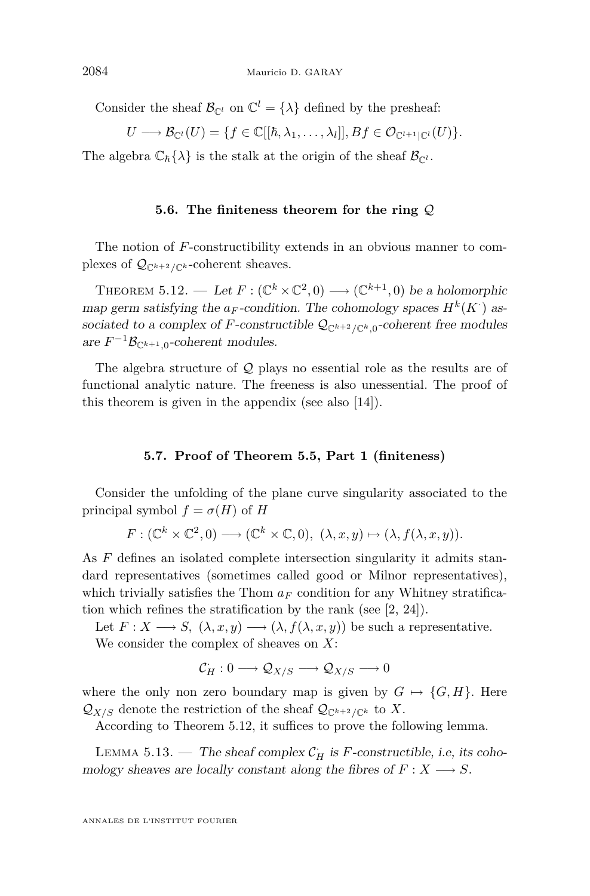Consider the sheaf $\mathcal{B}_{\mathbb{C}^l}$ on $\mathbb{C}^l = \{\lambda\}$ defined by the presheaf:

$$U \longrightarrow \mathcal{B}_{\mathbb{C}^l}(U) = \{f \in \mathbb{C}[[\hbar, \lambda_1, \ldots, \lambda_l]], Bf \in \mathcal{O}_{\mathbb{C}^{l+1}|\mathbb{C}^l}(U)\}.$$

The algebra $\mathbb{C}_\hbar\{\lambda\}$ is the stalk at the origin of the sheaf $\mathcal{B}_{\mathbb{C}^l}$.

### 5.6. The finiteness theorem for the ring $\mathcal{Q}$

The notion of $F$-constructibility extends in an obvious manner to complexes of $\mathcal{Q}_{\mathbb{C}^{k+2}/\mathbb{C}^k}$-coherent sheaves.

Theorem 5.12. — *Let $F : (\mathbb{C}^k \times \mathbb{C}^2, 0) \longrightarrow (\mathbb{C}^{k+1}, 0)$ be a holomorphic map germ satisfying the $a_F$-condition. The cohomology spaces $H^k(K^\cdot)$ associated to a complex of $F$-constructible $\mathcal{Q}_{\mathbb{C}^{k+2}/\mathbb{C}^k,0}$-coherent free modules are $F^{-1}\mathcal{B}_{\mathbb{C}^{k+1},0}$-coherent modules.*

The algebra structure of $\mathcal{Q}$ plays no essential role as the results are of functional analytic nature. The freeness is also unessential. The proof of this theorem is given in the appendix (see also [14]).

### 5.7. Proof of Theorem 5.5, Part 1 (finiteness)

Consider the unfolding of the plane curve singularity associated to the principal symbol $f = \sigma(H)$ of $H$

$$F : (\mathbb{C}^k \times \mathbb{C}^2, 0) \longrightarrow (\mathbb{C}^k \times \mathbb{C}, 0),\ (\lambda, x, y) \mapsto (\lambda, f(\lambda, x, y)).$$

As $F$ defines an isolated complete intersection singularity it admits standard representatives (sometimes called good or Milnor representatives), which trivially satisfies the Thom $a_F$ condition for any Whitney stratification which refines the stratification by the rank (see [2, 24]).

Let $F : X \longrightarrow S,\ (\lambda, x, y) \longrightarrow (\lambda, f(\lambda, x, y))$ be such a representative.

We consider the complex of sheaves on $X$:

$$\mathcal{C}_H^\cdot : 0 \longrightarrow \mathcal{Q}_{X/S} \longrightarrow \mathcal{Q}_{X/S} \longrightarrow 0$$

where the only non zero boundary map is given by $G \mapsto \{G, H\}$. Here $\mathcal{Q}_{X/S}$ denote the restriction of the sheaf $\mathcal{Q}_{\mathbb{C}^{k+2}/\mathbb{C}^k}$ to $X$.

According to Theorem 5.12, it suffices to prove the following lemma.

Lemma 5.13. — *The sheaf complex $\mathcal{C}_H^\cdot$ is $F$-constructible, i.e, its cohomology sheaves are locally constant along the fibres of $F : X \longrightarrow S$.*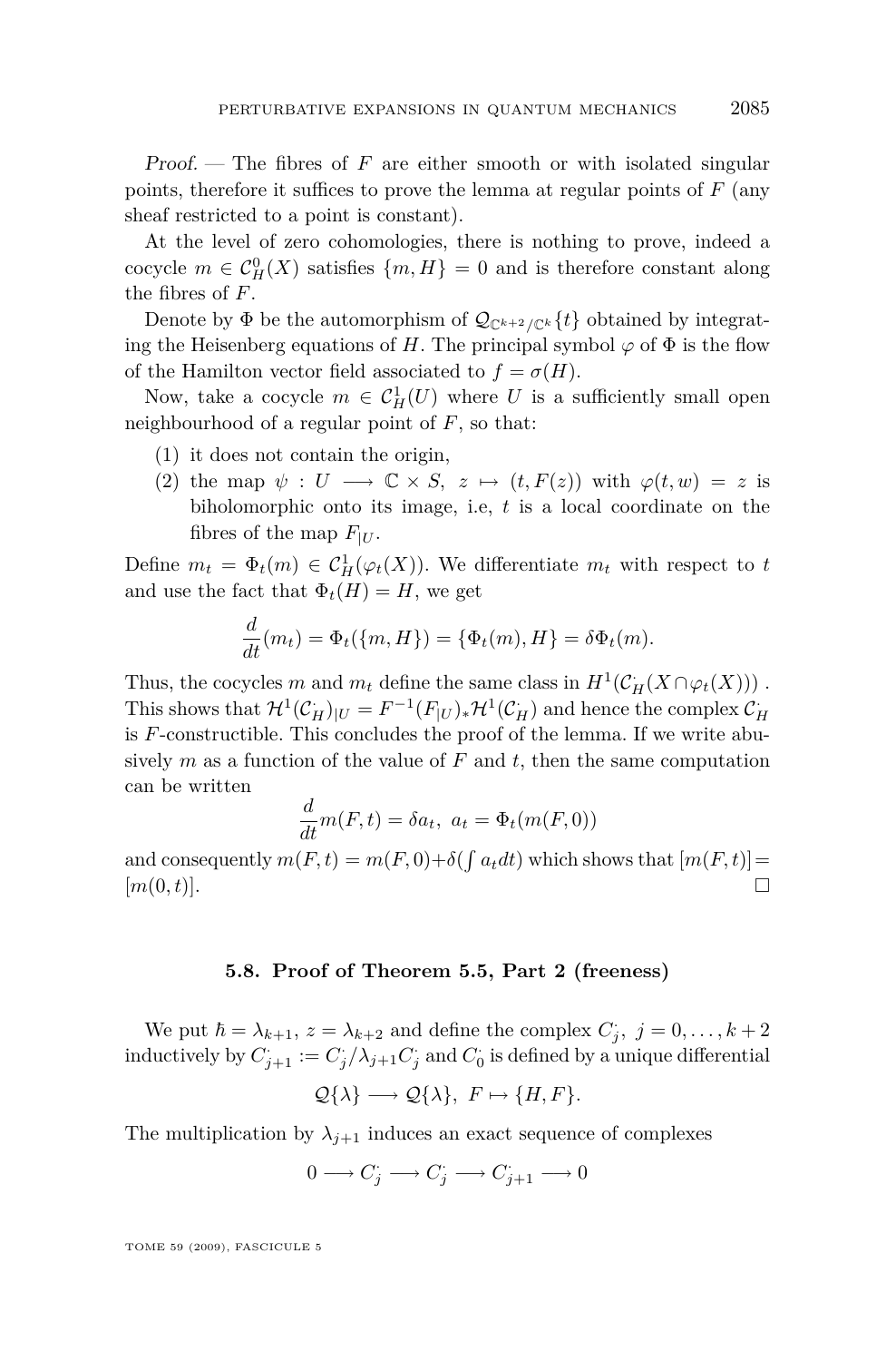*Proof.* — The fibres of $F$ are either smooth or with isolated singular points, therefore it suffices to prove the lemma at regular points of $F$ (any sheaf restricted to a point is constant).

At the level of zero cohomologies, there is nothing to prove, indeed a cocycle $m \in \mathcal{C}^0_H(X)$ satisfies $\{m, H\} = 0$ and is therefore constant along the fibres of $F$.

Denote by $\Phi$ be the automorphism of $\mathcal{Q}_{\mathbb{C}^{k+2}/\mathbb{C}^k}\{t\}$ obtained by integrating the Heisenberg equations of $H$. The principal symbol $\varphi$ of $\Phi$ is the flow of the Hamilton vector field associated to $f = \sigma(H)$.

Now, take a cocycle $m \in \mathcal{C}^1_H(U)$ where $U$ is a sufficiently small open neighbourhood of a regular point of $F$, so that:

1. it does not contain the origin,
2. the map $\psi : U \longrightarrow \mathbb{C} \times S,\ z \mapsto (t, F(z))$ with $\varphi(t, w) = z$ is biholomorphic onto its image, i.e, $t$ is a local coordinate on the fibres of the map $F_{|U}$.

Define $m_t = \Phi_t(m) \in \mathcal{C}^1_H(\varphi_t(X))$. We differentiate $m_t$ with respect to $t$ and use the fact that $\Phi_t(H) = H$, we get

$$\frac{d}{dt}(m_t) = \Phi_t(\{m, H\}) = \{\Phi_t(m), H\} = \delta\Phi_t(m).$$

Thus, the cocycles $m$ and $m_t$ define the same class in $H^1(\mathcal{C}^{\cdot}_H(X \cap \varphi_t(X)))$ . This shows that $\mathcal{H}^1(\mathcal{C}^{\cdot}_H)_{|U} = F^{-1}(F_{|U})_*\mathcal{H}^1(\mathcal{C}^{\cdot}_H)$ and hence the complex $\mathcal{C}^{\cdot}_H$ is $F$-constructible. This concludes the proof of the lemma. If we write abusively $m$ as a function of the value of $F$ and $t$, then the same computation can be written

$$\frac{d}{dt}m(F,t) = \delta a_t,\ a_t = \Phi_t(m(F,0))$$

and consequently $m(F,t) = m(F,0) + \delta(\int a_t dt)$ which shows that $[m(F,t)] = [m(0,t)]$. □

### 5.8. Proof of Theorem 5.5, Part 2 (freeness)

We put $\hbar = \lambda_{k+1}$, $z = \lambda_{k+2}$ and define the complex $C^{\cdot}_j$, $j = 0, \dots, k+2$ inductively by $C^{\cdot}_{j+1} := C^{\cdot}_j/\lambda_{j+1}C^{\cdot}_j$ and $C^{\cdot}_0$ is defined by a unique differential

$$\mathcal{Q}\{\lambda\} \longrightarrow \mathcal{Q}\{\lambda\},\ F \mapsto \{H, F\}.$$

The multiplication by $\lambda_{j+1}$ induces an exact sequence of complexes

$$0 \longrightarrow C^{\cdot}_j \longrightarrow C^{\cdot}_j \longrightarrow C^{\cdot}_{j+1} \longrightarrow 0$$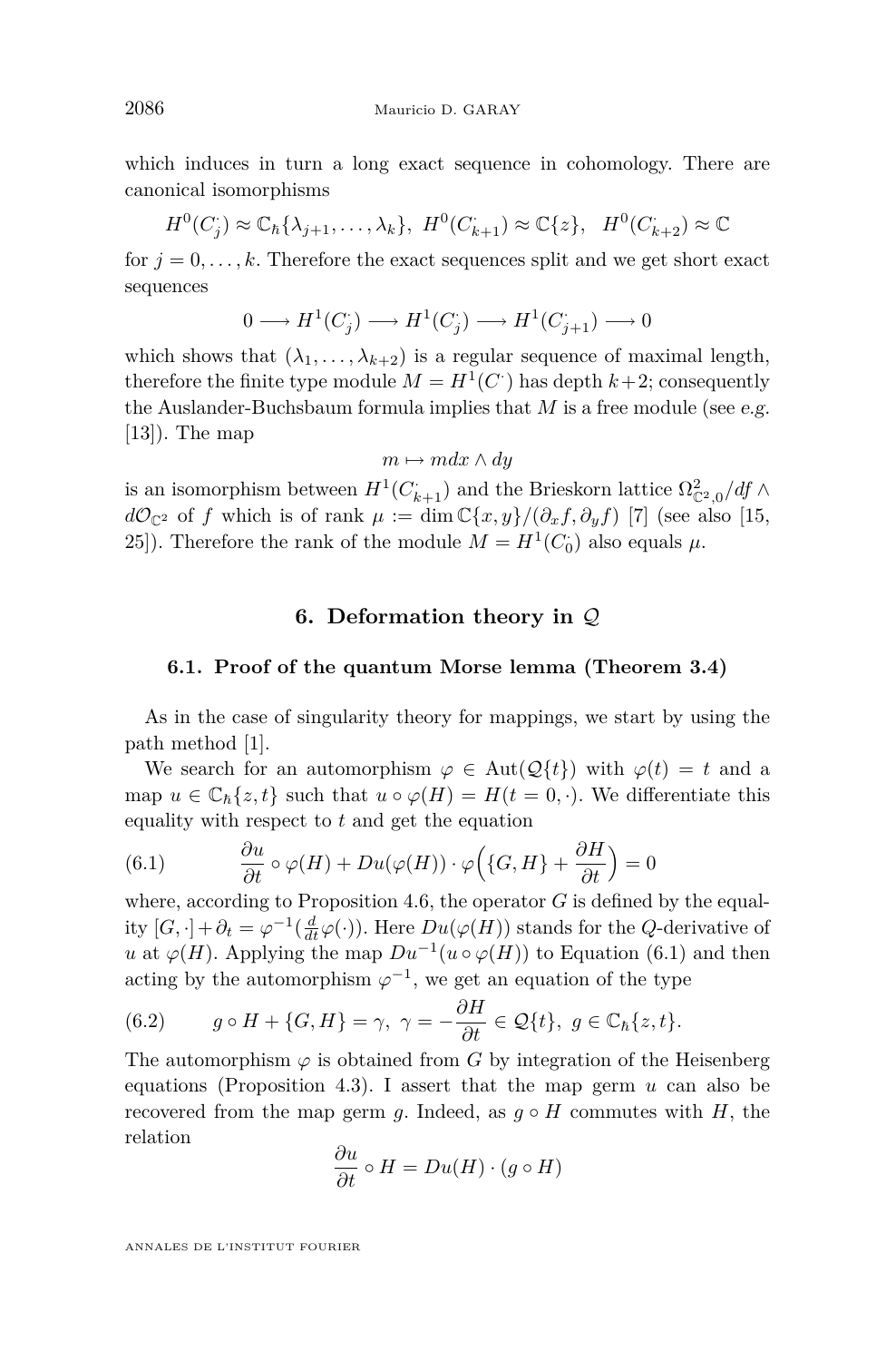which induces in turn a long exact sequence in cohomology. There are canonical isomorphisms

$$H^0(C_j^\cdot) \approx \mathbb{C}_\hbar\{\lambda_{j+1}, \dots, \lambda_k\},\ H^0(C_{k+1}^\cdot) \approx \mathbb{C}\{z\},\ \ H^0(C_{k+2}^\cdot) \approx \mathbb{C}$$

for $j = 0, \dots, k$. Therefore the exact sequences split and we get short exact sequences

$$0 \longrightarrow H^1(C_j^\cdot) \longrightarrow H^1(C_j^\cdot) \longrightarrow H^1(C_{j+1}^\cdot) \longrightarrow 0$$

which shows that $(\lambda_1, \dots, \lambda_{k+2})$ is a regular sequence of maximal length, therefore the finite type module $M = H^1(C^\cdot)$ has depth $k+2$; consequently the Auslander-Buchsbaum formula implies that $M$ is a free module (see *e.g.* [13]). The map

$$m \mapsto m dx \wedge dy$$

is an isomorphism between $H^1(C_{k+1}^\cdot)$ and the Brieskorn lattice $\Omega^2_{\mathbb{C}^2,0}/df \wedge d\mathcal{O}_{\mathbb{C}^2}$ of $f$ which is of rank $\mu := \dim \mathbb{C}\{x,y\}/(\partial_x f, \partial_y f)$ [7] (see also [15, 25]). Therefore the rank of the module $M = H^1(C_0^\cdot)$ also equals $\mu$.

## 6. Deformation theory in $\mathcal{Q}$

### 6.1. Proof of the quantum Morse lemma (Theorem 3.4)

As in the case of singularity theory for mappings, we start by using the path method [1].

We search for an automorphism $\varphi \in \mathrm{Aut}(\mathcal{Q}\{t\})$ with $\varphi(t) = t$ and a map $u \in \mathbb{C}_\hbar\{z,t\}$ such that $u \circ \varphi(H) = H(t=0,\cdot)$. We differentiate this equality with respect to $t$ and get the equation

$$\frac{\partial u}{\partial t} \circ \varphi(H) + Du(\varphi(H)) \cdot \varphi\Big(\{G, H\} + \frac{\partial H}{\partial t}\Big) = 0 \tag{6.1}$$

where, according to Proposition 4.6, the operator $G$ is defined by the equality $[G,\cdot] + \partial_t = \varphi^{-1}(\frac{d}{dt}\varphi(\cdot))$. Here $Du(\varphi(H))$ stands for the $Q$-derivative of $u$ at $\varphi(H)$. Applying the map $Du^{-1}(u \circ \varphi(H))$ to Equation (6.1) and then acting by the automorphism $\varphi^{-1}$, we get an equation of the type

$$g \circ H + \{G, H\} = \gamma,\ \gamma = -\frac{\partial H}{\partial t} \in \mathcal{Q}\{t\},\ g \in \mathbb{C}_\hbar\{z,t\}. \tag{6.2}$$

The automorphism $\varphi$ is obtained from $G$ by integration of the Heisenberg equations (Proposition 4.3). I assert that the map germ $u$ can also be recovered from the map germ $g$. Indeed, as $g \circ H$ commutes with $H$, the relation

$$\frac{\partial u}{\partial t} \circ H = Du(H) \cdot (g \circ H)$$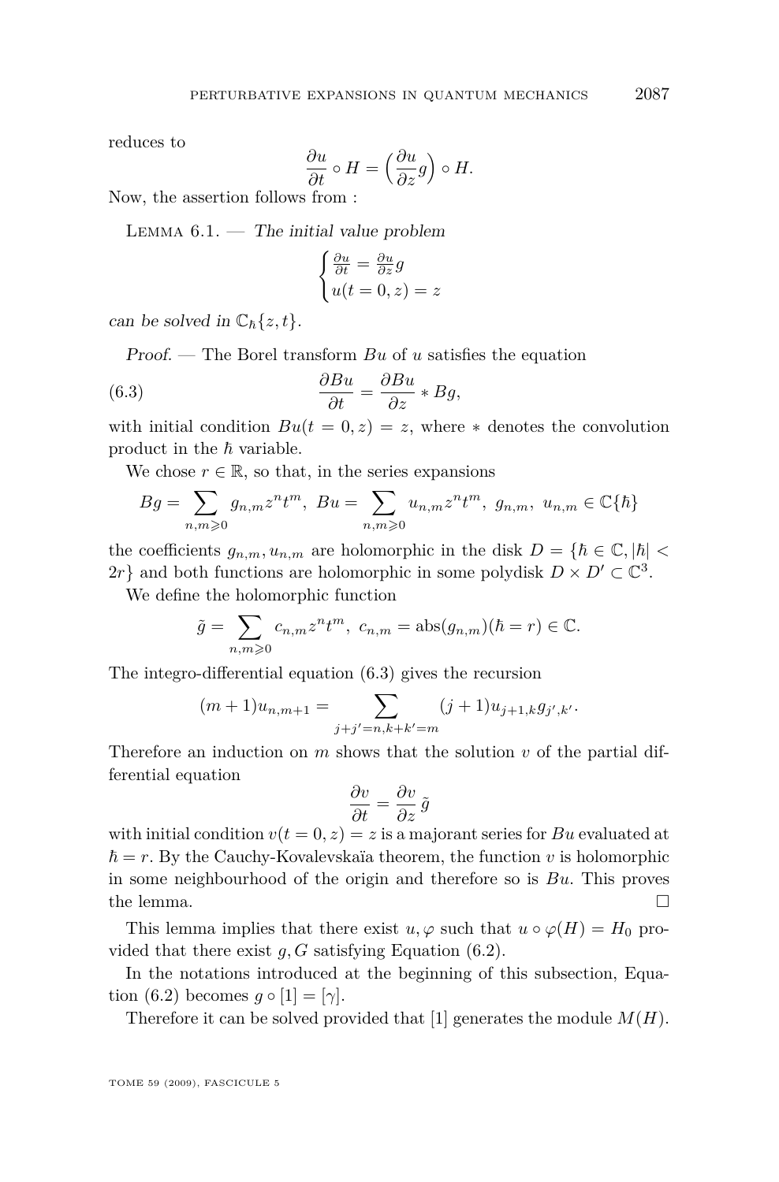reduces to

$$\frac{\partial u}{\partial t} \circ H = \Big( \frac{\partial u}{\partial z} g \Big) \circ H.$$

Now, the assertion follows from :

Lemma 6.1. — *The initial value problem*

$$\begin{cases} \frac{\partial u}{\partial t} = \frac{\partial u}{\partial z} g \\ u(t=0,z) = z \end{cases}$$

*can be solved in* $\mathbb{C}_\hbar\{z,t\}$.

*Proof.* — The Borel transform $Bu$ of $u$ satisfies the equation

$$\frac{\partial Bu}{\partial t} = \frac{\partial Bu}{\partial z} * Bg, \tag{6.3}$$

with initial condition $Bu(t=0,z) = z$, where $*$ denotes the convolution product in the $\hbar$ variable.

We chose $r \in \mathbb{R}$, so that, in the series expansions

$$Bg = \sum_{n,m \geqslant 0} g_{n,m} z^n t^m,\ Bu = \sum_{n,m \geqslant 0} u_{n,m} z^n t^m,\ g_{n,m},\ u_{n,m} \in \mathbb{C}\{\hbar\}$$

the coefficients $g_{n,m}, u_{n,m}$ are holomorphic in the disk $D = \{\hbar \in \mathbb{C}, |\hbar| < 2r\}$ and both functions are holomorphic in some polydisk $D \times D' \subset \mathbb{C}^3$.

We define the holomorphic function

$$\tilde{g} = \sum_{n,m \geqslant 0} c_{n,m} z^n t^m,\ c_{n,m} = \mathrm{abs}(g_{n,m})(\hbar = r) \in \mathbb{C}.$$

The integro-differential equation (6.3) gives the recursion

$$(m+1)u_{n,m+1} = \sum_{j+j'=n, k+k'=m} (j+1) u_{j+1,k} g_{j',k'}.$$

Therefore an induction on $m$ shows that the solution $v$ of the partial differential equation

$$\frac{\partial v}{\partial t} = \frac{\partial v}{\partial z} \tilde{g}$$

with initial condition $v(t=0,z) = z$ is a majorant series for $Bu$ evaluated at $\hbar = r$. By the Cauchy-Kovalevskaïa theorem, the function $v$ is holomorphic in some neighbourhood of the origin and therefore so is $Bu$. This proves the lemma. □

This lemma implies that there exist $u, \varphi$ such that $u \circ \varphi(H) = H_0$ provided that there exist $g, G$ satisfying Equation (6.2).

In the notations introduced at the beginning of this subsection, Equation (6.2) becomes $g \circ [1] = [\gamma]$.

Therefore it can be solved provided that $[1]$ generates the module $M(H)$.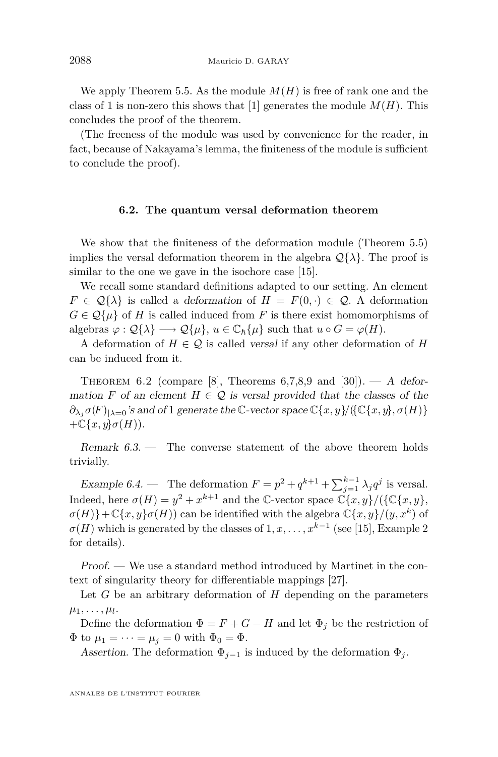We apply Theorem 5.5. As the module $M(H)$ is free of rank one and the class of 1 is non-zero this shows that [1] generates the module $M(H)$. This concludes the proof of the theorem.

(The freeness of the module was used by convenience for the reader, in fact, because of Nakayama's lemma, the finiteness of the module is sufficient to conclude the proof).

### 6.2. The quantum versal deformation theorem

We show that the finiteness of the deformation module (Theorem 5.5) implies the versal deformation theorem in the algebra $\mathcal{Q}\{\lambda\}$. The proof is similar to the one we gave in the isochore case [15].

We recall some standard definitions adapted to our setting. An element $F \in \mathcal{Q}\{\lambda\}$ is called a *deformation* of $H = F(0, \cdot) \in \mathcal{Q}$. A deformation $G \in \mathcal{Q}\{\mu\}$ of $H$ is called induced from $F$ is there exist homomorphisms of algebras $\varphi : \mathcal{Q}\{\lambda\} \longrightarrow \mathcal{Q}\{\mu\}$, $u \in \mathbb{C}_\hbar\{\mu\}$ such that $u \circ G = \varphi(H)$.

A deformation of $H \in \mathcal{Q}$ is called *versal* if any other deformation of $H$ can be induced from it.

Theorem 6.2 (compare [8], Theorems 6,7,8,9 and [30]). — *A deformation $F$ of an element $H \in \mathcal{Q}$ is versal provided that the classes of the $\partial_{\lambda_j}\sigma(F)_{|\lambda=0}$'s and of 1 generate the $\mathbb{C}$-vector space $\mathbb{C}\{x,y\}/(\{\mathbb{C}\{x,y\},\sigma(H)\} + \mathbb{C}\{x,y\}\sigma(H))$.*

*Remark 6.3.* — The converse statement of the above theorem holds trivially.

*Example 6.4.* — The deformation $F = p^2 + q^{k+1} + \sum_{j=1}^{k-1} \lambda_j q^j$ is versal. Indeed, here $\sigma(H) = y^2 + x^{k+1}$ and the $\mathbb{C}$-vector space $\mathbb{C}\{x,y\}/(\{\mathbb{C}\{x,y\}, \sigma(H)\} + \mathbb{C}\{x,y\}\sigma(H))$ can be identified with the algebra $\mathbb{C}\{x,y\}/(y, x^k)$ of $\sigma(H)$ which is generated by the classes of $1, x, \dots, x^{k-1}$ (see [15], Example 2 for details).

*Proof.* — We use a standard method introduced by Martinet in the context of singularity theory for differentiable mappings [27].

Let $G$ be an arbitrary deformation of $H$ depending on the parameters $\mu_1, \dots, \mu_l$.

Define the deformation $\Phi = F + G - H$ and let $\Phi_j$ be the restriction of $\Phi$ to $\mu_1 = \dots = \mu_j = 0$ with $\Phi_0 = \Phi$.

*Assertion.* The deformation $\Phi_{j-1}$ is induced by the deformation $\Phi_j$.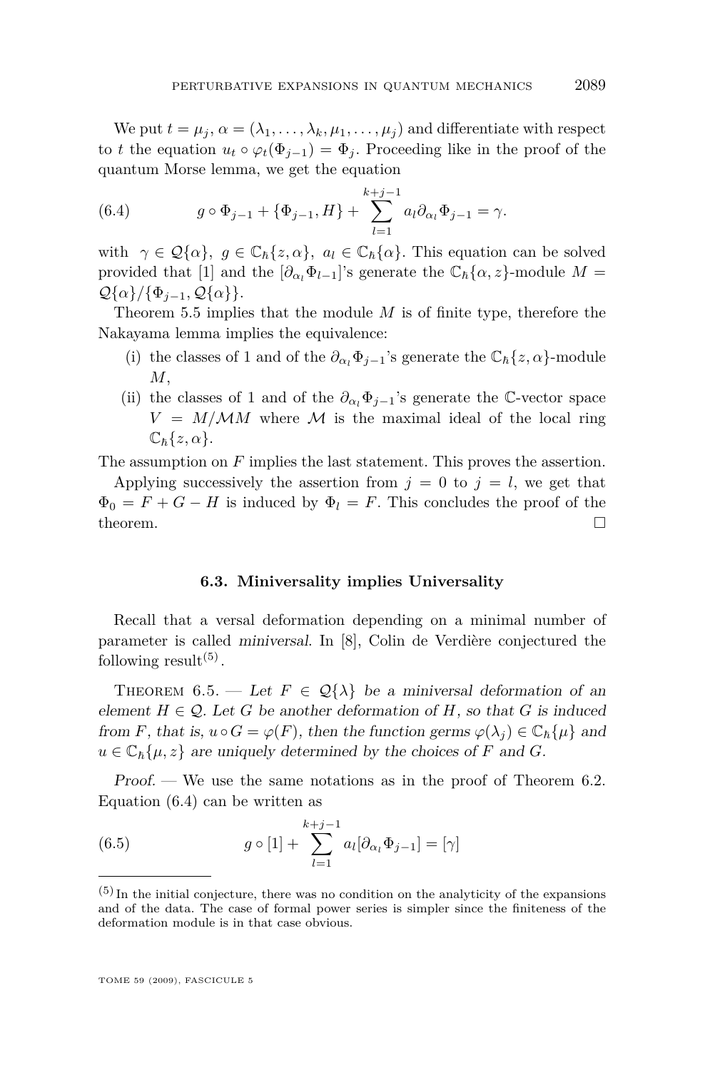We put $t = \mu_j$, $\alpha = (\lambda_1, \dots, \lambda_k, \mu_1, \dots, \mu_j)$ and differentiate with respect to $t$ the equation $u_t \circ \varphi_t(\Phi_{j-1}) = \Phi_j$. Proceeding like in the proof of the quantum Morse lemma, we get the equation

$$g \circ \Phi_{j-1} + \{\Phi_{j-1}, H\} + \sum_{l=1}^{k+j-1} a_l \partial_{\alpha_l} \Phi_{j-1} = \gamma. \tag{6.4}$$

with $\gamma \in \mathcal{Q}\{\alpha\}$, $g \in \mathbb{C}_\hbar\{z, \alpha\}$, $a_l \in \mathbb{C}_\hbar\{\alpha\}$. This equation can be solved provided that $[1]$ and the $[\partial_{\alpha_l} \Phi_{l-1}]$'s generate the $\mathbb{C}_\hbar\{\alpha, z\}$-module $M = \mathcal{Q}\{\alpha\}/\{\Phi_{j-1}, \mathcal{Q}\{\alpha\}\}$.

Theorem 5.5 implies that the module $M$ is of finite type, therefore the Nakayama lemma implies the equivalence:

- (i) the classes of 1 and of the $\partial_{\alpha_l} \Phi_{j-1}$'s generate the $\mathbb{C}_\hbar\{z, \alpha\}$-module $M$,
- (ii) the classes of 1 and of the $\partial_{\alpha_l} \Phi_{j-1}$'s generate the $\mathbb{C}$-vector space $V = M/\mathcal{M}M$ where $\mathcal{M}$ is the maximal ideal of the local ring $\mathbb{C}_\hbar\{z, \alpha\}$.

The assumption on $F$ implies the last statement. This proves the assertion.

Applying successively the assertion from $j = 0$ to $j = l$, we get that $\Phi_0 = F + G - H$ is induced by $\Phi_l = F$. This concludes the proof of the theorem. □

### 6.3. Miniversality implies Universality

Recall that a versal deformation depending on a minimal number of parameter is called *miniversal*. In [8], Colin de Verdière conjectured the following result[(5)].

Theorem 6.5. — *Let $F \in \mathcal{Q}\{\lambda\}$ be a miniversal deformation of an element $H \in \mathcal{Q}$. Let $G$ be another deformation of $H$, so that $G$ is induced from $F$, that is, $u \circ G = \varphi(F)$, then the function germs $\varphi(\lambda_j) \in \mathbb{C}_\hbar\{\mu\}$ and $u \in \mathbb{C}_\hbar\{\mu, z\}$ are uniquely determined by the choices of $F$ and $G$.*

*Proof.* — We use the same notations as in the proof of Theorem 6.2. Equation (6.4) can be written as

$$g \circ [1] + \sum_{l=1}^{k+j-1} a_l [\partial_{\alpha_l} \Phi_{j-1}] = [\gamma] \tag{6.5}$$

---

(5) In the initial conjecture, there was no condition on the analyticity of the expansions and of the data. The case of formal power series is simpler since the finiteness of the deformation module is in that case obvious.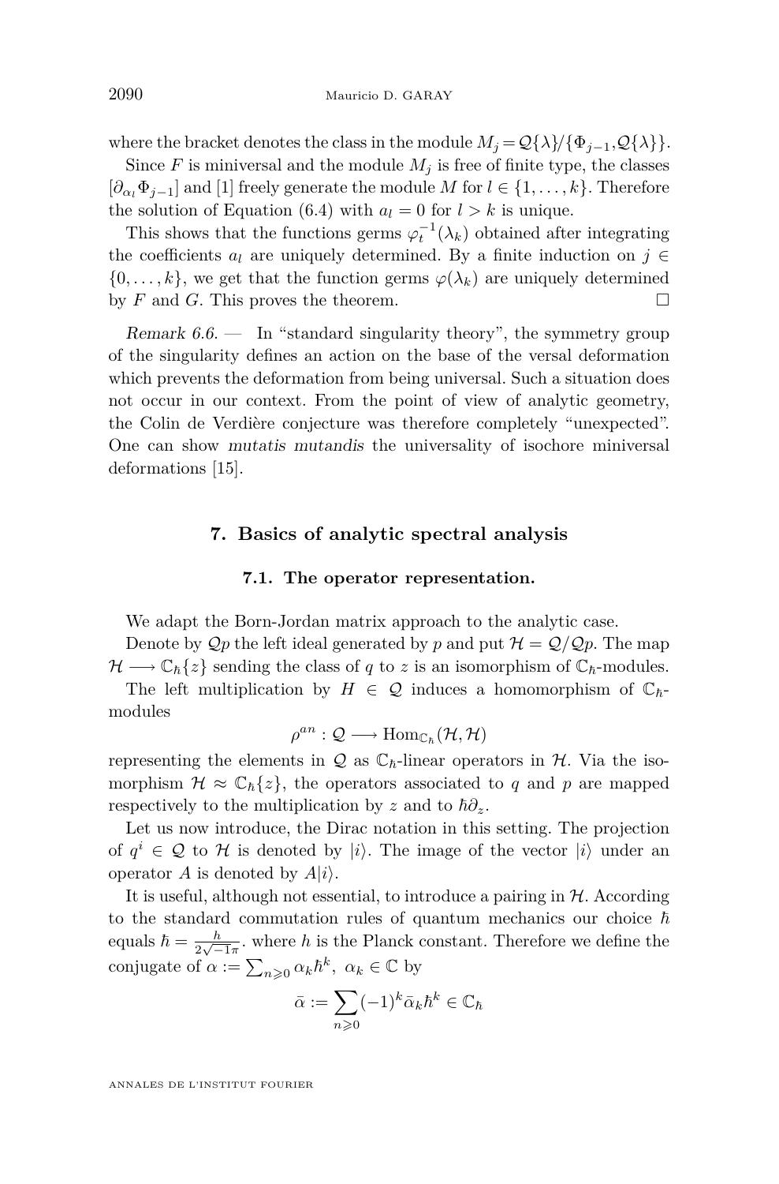where the bracket denotes the class in the module $M_j = \mathcal{Q}\{\lambda\}/\{\Phi_{j-1}, \mathcal{Q}\{\lambda\}\}$.

Since $F$ is miniversal and the module $M_j$ is free of finite type, the classes $[\partial_{\alpha_l}\Phi_{j-1}]$ and $[1]$ freely generate the module $M$ for $l \in \{1, \dots, k\}$. Therefore the solution of Equation (6.4) with $a_l = 0$ for $l > k$ is unique.

This shows that the functions germs $\varphi_t^{-1}(\lambda_k)$ obtained after integrating the coefficients $a_l$ are uniquely determined. By a finite induction on $j \in \{0, \dots, k\}$, we get that the function germs $\varphi(\lambda_k)$ are uniquely determined by $F$ and $G$. This proves the theorem. □

*Remark 6.6.* — In "standard singularity theory", the symmetry group of the singularity defines an action on the base of the versal deformation which prevents the deformation from being universal. Such a situation does not occur in our context. From the point of view of analytic geometry, the Colin de Verdière conjecture was therefore completely "unexpected". One can show *mutatis mutandis* the universality of isochore miniversal deformations [15].

## 7. Basics of analytic spectral analysis

### 7.1. The operator representation.

We adapt the Born-Jordan matrix approach to the analytic case.

Denote by $\mathcal{Q}p$ the left ideal generated by $p$ and put $\mathcal{H} = \mathcal{Q}/\mathcal{Q}p$. The map $\mathcal{H} \longrightarrow \mathbb{C}_\hbar\{z\}$ sending the class of $q$ to $z$ is an isomorphism of $\mathbb{C}_\hbar$-modules.

The left multiplication by $H \in \mathcal{Q}$ induces a homomorphism of $\mathbb{C}_\hbar$-modules

$$\rho^{an} : \mathcal{Q} \longrightarrow \mathrm{Hom}_{\mathbb{C}_\hbar}(\mathcal{H}, \mathcal{H})$$

representing the elements in $\mathcal{Q}$ as $\mathbb{C}_\hbar$-linear operators in $\mathcal{H}$. Via the isomorphism $\mathcal{H} \approx \mathbb{C}_\hbar\{z\}$, the operators associated to $q$ and $p$ are mapped respectively to the multiplication by $z$ and to $\hbar\partial_z$.

Let us now introduce, the Dirac notation in this setting. The projection of $q^i \in \mathcal{Q}$ to $\mathcal{H}$ is denoted by $|i\rangle$. The image of the vector $|i\rangle$ under an operator $A$ is denoted by $A|i\rangle$.

It is useful, although not essential, to introduce a pairing in $\mathcal{H}$. According to the standard commutation rules of quantum mechanics our choice $\hbar$ equals $\hbar = \frac{h}{2\sqrt{-1}\pi}$. where $h$ is the Planck constant. Therefore we define the conjugate of $\alpha := \sum_{n\geqslant 0} \alpha_k \hbar^k,\ \alpha_k \in \mathbb{C}$ by

$$\bar{\alpha} := \sum_{n\geqslant 0} (-1)^k \bar{\alpha}_k \hbar^k \in \mathbb{C}_\hbar$$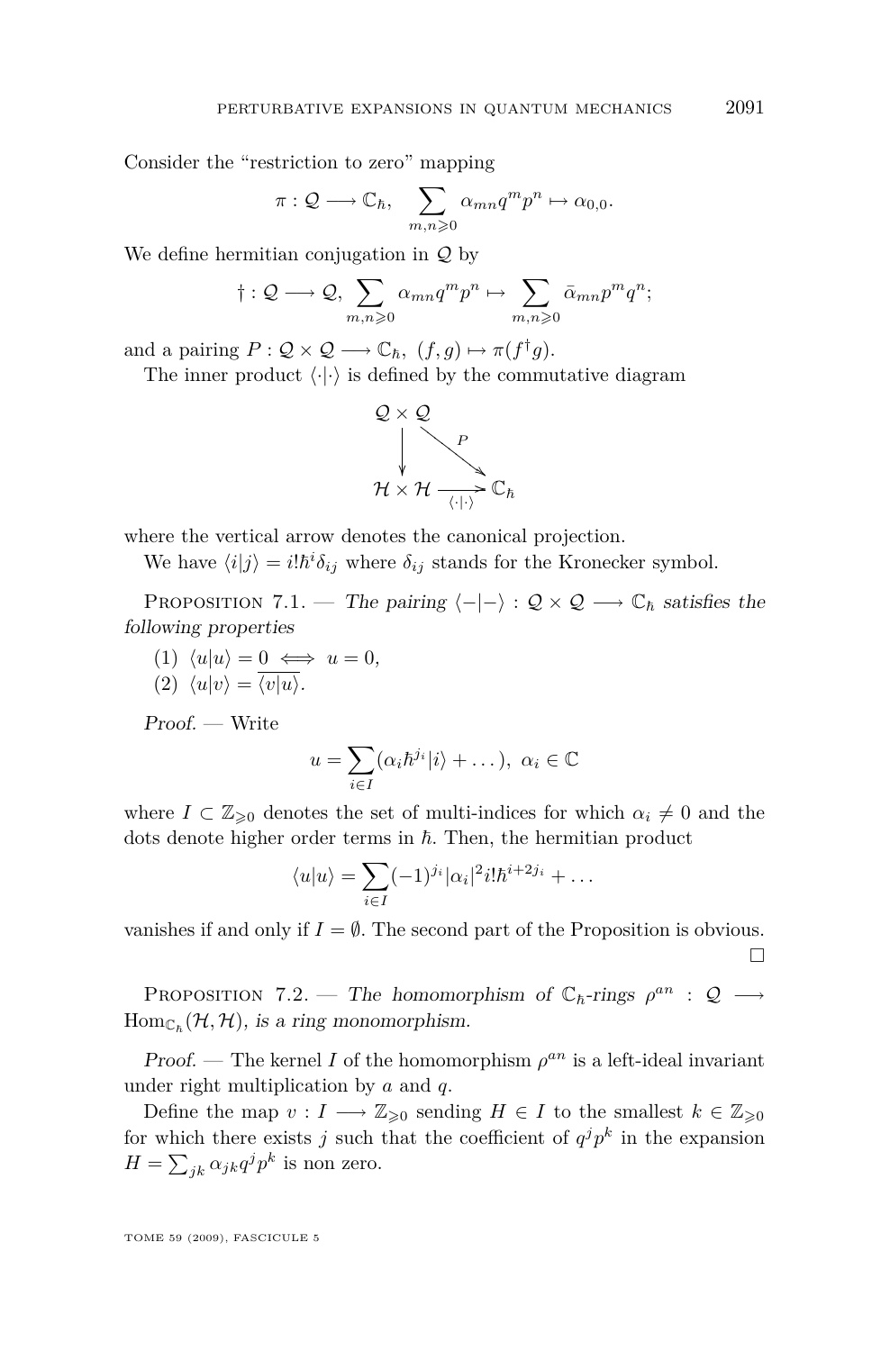Consider the "restriction to zero" mapping

$$\pi : \mathcal{Q} \longrightarrow \mathbb{C}_\hbar, \quad \sum_{m,n\geqslant 0} \alpha_{mn} q^m p^n \mapsto \alpha_{0,0}.$$

We define hermitian conjugation in $\mathcal{Q}$ by

$$\dagger : \mathcal{Q} \longrightarrow \mathcal{Q}, \sum_{m,n\geqslant 0} \alpha_{mn} q^m p^n \mapsto \sum_{m,n\geqslant 0} \bar{\alpha}_{mn} p^m q^n;$$

and a pairing $P : \mathcal{Q} \times \mathcal{Q} \longrightarrow \mathbb{C}_\hbar,\ (f,g) \mapsto \pi(f^\dagger g)$.

The inner product $\langle \cdot | \cdot \rangle$ is defined by the commutative diagram

$$\begin{array}{ccc} \mathcal{Q} \times \mathcal{Q} & & \\ \downarrow & \searrow^{P} & \\ \mathcal{H} \times \mathcal{H} & \xrightarrow[\langle\cdot|\cdot\rangle]{} & \mathbb{C}_\hbar \end{array}$$

where the vertical arrow denotes the canonical projection.

We have $\langle i|j\rangle = i!\hbar^i \delta_{ij}$ where $\delta_{ij}$ stands for the Kronecker symbol.

Proposition 7.1. — *The pairing $\langle -|-\rangle : \mathcal{Q} \times \mathcal{Q} \longrightarrow \mathbb{C}_\hbar$ satisfies the following properties*

(1) $\langle u|u\rangle = 0 \iff u = 0$,
(2) $\langle u|v\rangle = \overline{\langle v|u\rangle}$.

*Proof.* — Write

$$u = \sum_{i\in I} (\alpha_i \hbar^{j_i} |i\rangle + \dots),\ \alpha_i \in \mathbb{C}$$

where $I \subset \mathbb{Z}_{\geqslant 0}$ denotes the set of multi-indices for which $\alpha_i \neq 0$ and the dots denote higher order terms in $\hbar$. Then, the hermitian product

$$\langle u|u\rangle = \sum_{i\in I} (-1)^{j_i} |\alpha_i|^2 i! \hbar^{i+2j_i} + \dots$$

vanishes if and only if $I = \emptyset$. The second part of the Proposition is obvious. □

Proposition 7.2. — *The homomorphism of $\mathbb{C}_\hbar$-rings $\rho^{an} : \mathcal{Q} \longrightarrow \mathrm{Hom}_{\mathbb{C}_\hbar}(\mathcal{H}, \mathcal{H})$, is a ring monomorphism.*

*Proof.* — The kernel $I$ of the homomorphism $\rho^{an}$ is a left-ideal invariant under right multiplication by $a$ and $q$.

Define the map $v : I \longrightarrow \mathbb{Z}_{\geqslant 0}$ sending $H \in I$ to the smallest $k \in \mathbb{Z}_{\geqslant 0}$ for which there exists $j$ such that the coefficient of $q^j p^k$ in the expansion $H = \sum_{jk} \alpha_{jk} q^j p^k$ is non zero.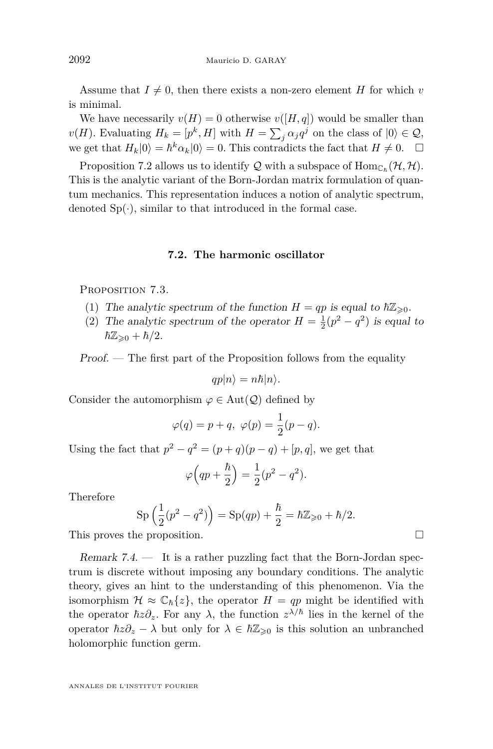Assume that $I \neq 0$, then there exists a non-zero element $H$ for which $v$ is minimal.

We have necessarily $v(H) = 0$ otherwise $v([H, q])$ would be smaller than $v(H)$. Evaluating $H_k = [p^k, H]$ with $H = \sum_j \alpha_j q^j$ on the class of $|0\rangle \in \mathcal{Q}$, we get that $H_k|0\rangle = \hbar^k \alpha_k |0\rangle = 0$. This contradicts the fact that $H \neq 0$. □

Proposition 7.2 allows us to identify $\mathcal{Q}$ with a subspace of $\mathrm{Hom}_{\mathbb{C}_\hbar}(\mathcal{H}, \mathcal{H})$. This is the analytic variant of the Born-Jordan matrix formulation of quantum mechanics. This representation induces a notion of analytic spectrum, denoted $\mathrm{Sp}(\cdot)$, similar to that introduced in the formal case.

### 7.2. The harmonic oscillator

Proposition 7.3.

1. *The analytic spectrum of the function $H = qp$ is equal to $\hbar\mathbb{Z}_{\geqslant 0}$.*
2. *The analytic spectrum of the operator $H = \frac{1}{2}(p^2 - q^2)$ is equal to $\hbar\mathbb{Z}_{\geqslant 0} + \hbar/2$.*

*Proof.* — The first part of the Proposition follows from the equality

$$qp|n\rangle = n\hbar|n\rangle.$$

Consider the automorphism $\varphi \in \mathrm{Aut}(\mathcal{Q})$ defined by

$$\varphi(q) = p + q,\ \varphi(p) = \frac{1}{2}(p - q).$$

Using the fact that $p^2 - q^2 = (p + q)(p - q) + [p, q]$, we get that

$$\varphi\Big(qp + \frac{\hbar}{2}\Big) = \frac{1}{2}(p^2 - q^2).$$

Therefore

$$\mathrm{Sp}\left(\frac{1}{2}(p^2 - q^2)\right) = \mathrm{Sp}(qp) + \frac{\hbar}{2} = \hbar\mathbb{Z}_{\geqslant 0} + \hbar/2.$$

This proves the proposition. □

*Remark 7.4.* — It is a rather puzzling fact that the Born-Jordan spectrum is discrete without imposing any boundary conditions. The analytic theory, gives an hint to the understanding of this phenomenon. Via the isomorphism $\mathcal{H} \approx \mathbb{C}_\hbar\{z\}$, the operator $H = qp$ might be identified with the operator $\hbar z \partial_z$. For any $\lambda$, the function $z^{\lambda/\hbar}$ lies in the kernel of the operator $\hbar z \partial_z - \lambda$ but only for $\lambda \in \hbar\mathbb{Z}_{\geqslant 0}$ is this solution an unbranched holomorphic function germ.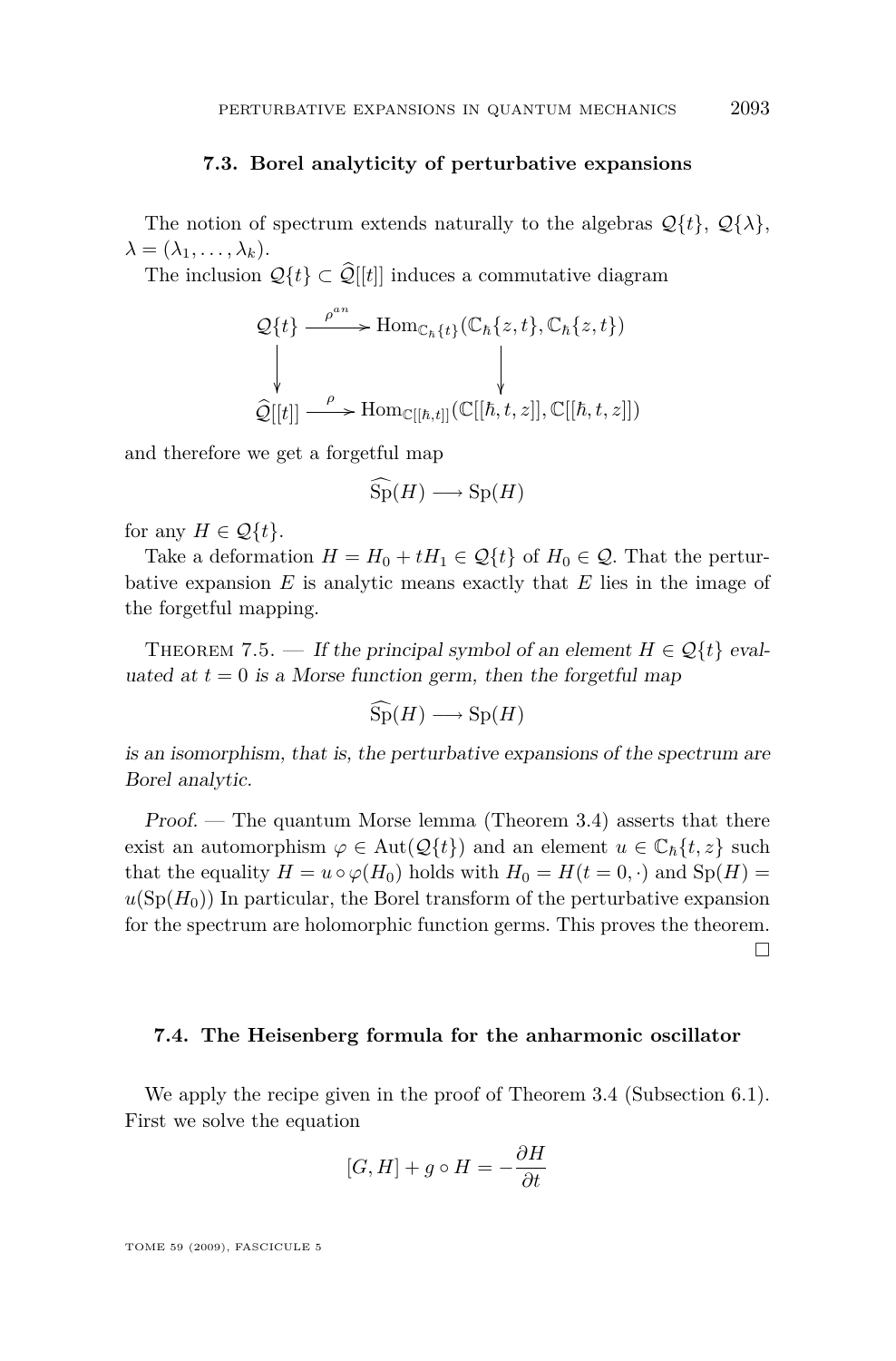### 7.3. Borel analyticity of perturbative expansions

The notion of spectrum extends naturally to the algebras $\mathcal{Q}\{t\}$, $\mathcal{Q}\{\lambda\}$, $\lambda = (\lambda_1, \ldots, \lambda_k)$.

The inclusion $\mathcal{Q}\{t\} \subset \widehat{\mathcal{Q}}[[t]]$ induces a commutative diagram

$$\begin{array}{ccc}
\mathcal{Q}\{t\} & \xrightarrow{\rho^{an}} & \mathrm{Hom}_{\mathbb{C}_\hbar\{t\}}(\mathbb{C}_\hbar\{z,t\}, \mathbb{C}_\hbar\{z,t\}) \\
\downarrow & & \downarrow \\
\widehat{\mathcal{Q}}[[t]] & \xrightarrow{\rho} & \mathrm{Hom}_{\mathbb{C}[[\hbar,t]]}(\mathbb{C}[[\hbar,t,z]], \mathbb{C}[[\hbar,t,z]])
\end{array}$$

and therefore we get a forgetful map

$$\widehat{\mathrm{Sp}}(H) \longrightarrow \mathrm{Sp}(H)$$

for any $H \in \mathcal{Q}\{t\}$.

Take a deformation $H = H_0 + tH_1 \in \mathcal{Q}\{t\}$ of $H_0 \in \mathcal{Q}$. That the perturbative expansion $E$ is analytic means exactly that $E$ lies in the image of the forgetful mapping.

Theorem 7.5. — *If the principal symbol of an element $H \in \mathcal{Q}\{t\}$ evaluated at $t = 0$ is a Morse function germ, then the forgetful map*

$$\widehat{\mathrm{Sp}}(H) \longrightarrow \mathrm{Sp}(H)$$

*is an isomorphism, that is, the perturbative expansions of the spectrum are Borel analytic.*

*Proof.* — The quantum Morse lemma (Theorem 3.4) asserts that there exist an automorphism $\varphi \in \mathrm{Aut}(\mathcal{Q}\{t\})$ and an element $u \in \mathbb{C}_\hbar\{t, z\}$ such that the equality $H = u \circ \varphi(H_0)$ holds with $H_0 = H(t = 0, \cdot)$ and $\mathrm{Sp}(H) = u(\mathrm{Sp}(H_0))$ In particular, the Borel transform of the perturbative expansion for the spectrum are holomorphic function germs. This proves the theorem. □

### 7.4. The Heisenberg formula for the anharmonic oscillator

We apply the recipe given in the proof of Theorem 3.4 (Subsection 6.1). First we solve the equation

$$[G, H] + g \circ H = -\frac{\partial H}{\partial t}$$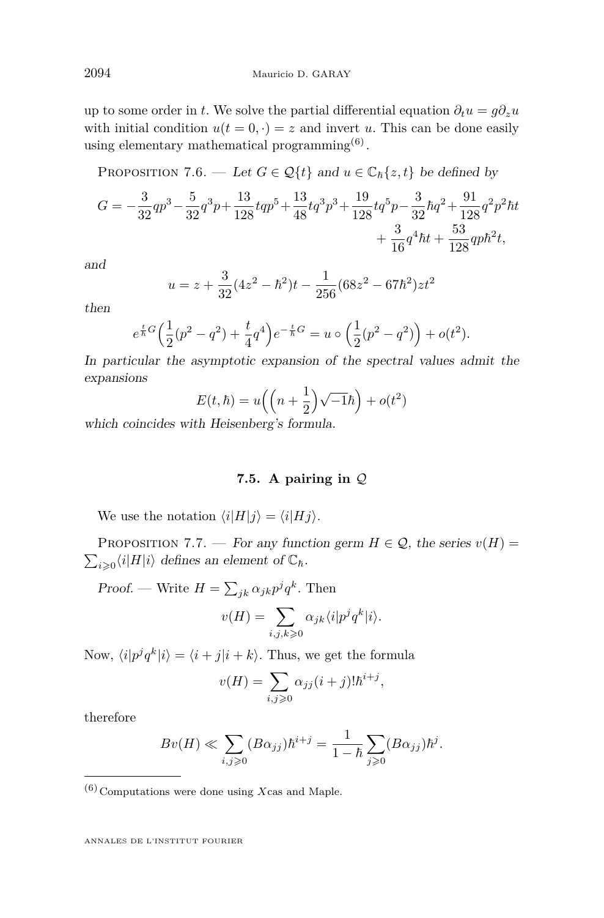up to some order in $t$. We solve the partial differential equation $\partial_t u = g \partial_z u$ with initial condition $u(t=0,\cdot) = z$ and invert $u$. This can be done easily using elementary mathematical programming[6].

Proposition 7.6. — *Let $G \in \mathcal{Q}\{t\}$ and $u \in \mathbb{C}_\hbar\{z,t\}$ be defined by*

$$G = -\frac{3}{32}qp^3 - \frac{5}{32}q^3p + \frac{13}{128}tqp^5 + \frac{13}{48}tq^3p^3 + \frac{19}{128}tq^5p - \frac{3}{32}\hbar q^2 + \frac{91}{128}q^2p^2\hbar t + \frac{3}{16}q^4\hbar t + \frac{53}{128}qp\hbar^2 t,$$

*and*

$$u = z + \frac{3}{32}(4z^2 - \hbar^2)t - \frac{1}{256}(68z^2 - 67\hbar^2)zt^2$$

*then*

$$e^{\frac{t}{\hbar}G}\Big(\frac{1}{2}(p^2-q^2) + \frac{t}{4}q^4\Big)e^{-\frac{t}{\hbar}G} = u \circ \Big(\frac{1}{2}(p^2-q^2)\Big) + o(t^2).$$

*In particular the asymptotic expansion of the spectral values admit the expansions*

$$E(t,\hbar) = u\Big(\Big(n+\frac{1}{2}\Big)\sqrt{-1}\hbar\Big) + o(t^2)$$

*which coincides with Heisenberg's formula.*

### 7.5. A pairing in $\mathcal{Q}$

We use the notation $\langle i|H|j\rangle = \langle i|Hj\rangle$.

Proposition 7.7. — *For any function germ $H \in \mathcal{Q}$, the series $v(H) = \sum_{i\geqslant 0}\langle i|H|i\rangle$ defines an element of $\mathbb{C}_\hbar$.*

*Proof.* — Write $H = \sum_{jk}\alpha_{jk}p^jq^k$. Then

$$v(H) = \sum_{i,j,k\geqslant 0}\alpha_{jk}\langle i|p^jq^k|i\rangle.$$

Now, $\langle i|p^jq^k|i\rangle = \langle i+j|i+k\rangle$. Thus, we get the formula

$$v(H) = \sum_{i,j\geqslant 0}\alpha_{jj}(i+j)!\hbar^{i+j},$$

therefore

$$Bv(H) \ll \sum_{i,j\geqslant 0}(B\alpha_{jj})\hbar^{i+j} = \frac{1}{1-\hbar}\sum_{j\geqslant 0}(B\alpha_{jj})\hbar^j.$$

---

[6] Computations were done using *X*cas and Maple.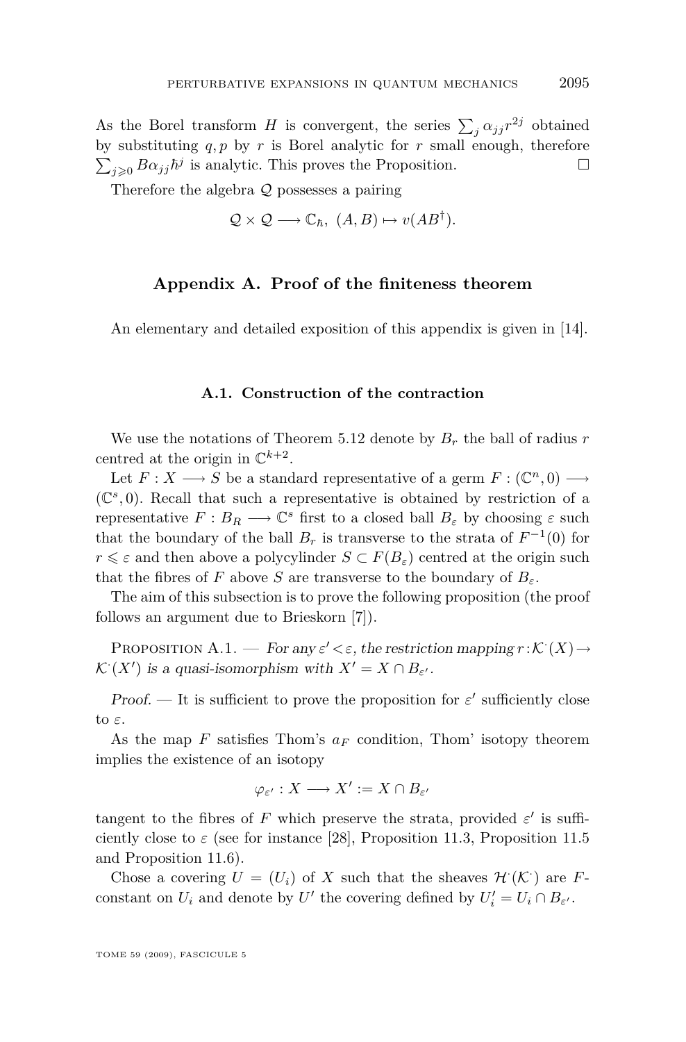As the Borel transform $H$ is convergent, the series $\sum_j \alpha_{jj} r^{2j}$ obtained by substituting $q, p$ by $r$ is Borel analytic for $r$ small enough, therefore $\sum_{j \geqslant 0} B\alpha_{jj} \hbar^j$ is analytic. This proves the Proposition. □

Therefore the algebra $\mathcal{Q}$ possesses a pairing

$$\mathcal{Q} \times \mathcal{Q} \longrightarrow \mathbb{C}_\hbar, \ (A, B) \mapsto v(AB^\dagger).$$

## Appendix A. Proof of the finiteness theorem

An elementary and detailed exposition of this appendix is given in [14].

### A.1. Construction of the contraction

We use the notations of Theorem 5.12 denote by $B_r$ the ball of radius $r$ centred at the origin in $\mathbb{C}^{k+2}$.

Let $F : X \longrightarrow S$ be a standard representative of a germ $F : (\mathbb{C}^n, 0) \longrightarrow (\mathbb{C}^s, 0)$. Recall that such a representative is obtained by restriction of a representative $F : B_R \longrightarrow \mathbb{C}^s$ first to a closed ball $B_\varepsilon$ by choosing $\varepsilon$ such that the boundary of the ball $B_r$ is transverse to the strata of $F^{-1}(0)$ for $r \leqslant \varepsilon$ and then above a polycylinder $S \subset F(B_\varepsilon)$ centred at the origin such that the fibres of $F$ above $S$ are transverse to the boundary of $B_\varepsilon$.

The aim of this subsection is to prove the following proposition (the proof follows an argument due to Brieskorn [7]).

Proposition A.1. — *For any $\varepsilon' < \varepsilon$, the restriction mapping $r : \mathcal{K}^\cdot(X) \to \mathcal{K}^\cdot(X')$ is a quasi-isomorphism with $X' = X \cap B_{\varepsilon'}$.*

*Proof.* — It is sufficient to prove the proposition for $\varepsilon'$ sufficiently close to $\varepsilon$.

As the map $F$ satisfies Thom's $a_F$ condition, Thom' isotopy theorem implies the existence of an isotopy

$$\varphi_{\varepsilon'} : X \longrightarrow X' := X \cap B_{\varepsilon'}$$

tangent to the fibres of $F$ which preserve the strata, provided $\varepsilon'$ is sufficiently close to $\varepsilon$ (see for instance [28], Proposition 11.3, Proposition 11.5 and Proposition 11.6).

Chose a covering $U = (U_i)$ of $X$ such that the sheaves $\mathcal{H}^\cdot(\mathcal{K}^\cdot)$ are $F$-constant on $U_i$ and denote by $U'$ the covering defined by $U'_i = U_i \cap B_{\varepsilon'}$.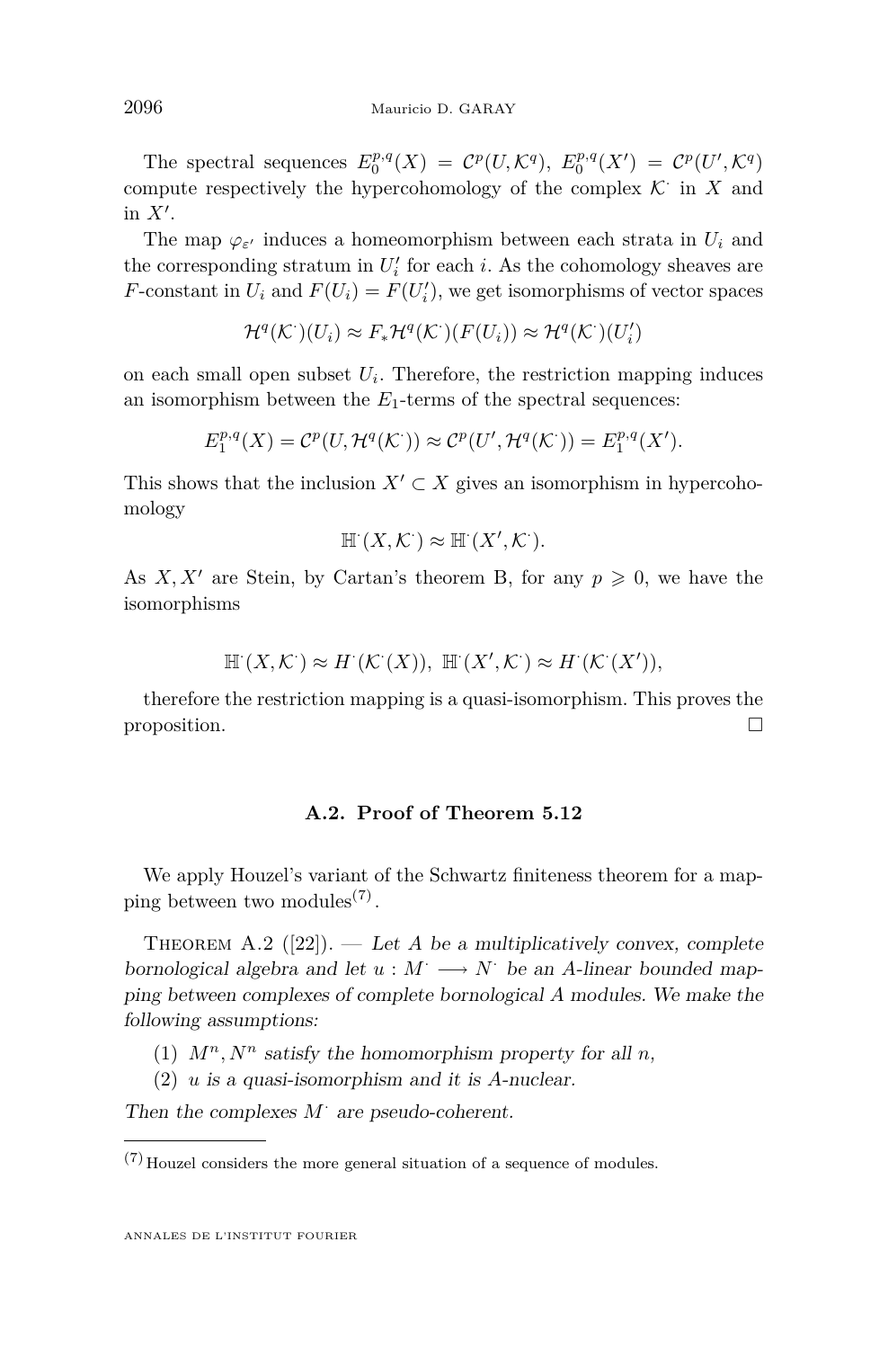The spectral sequences $E_0^{p,q}(X) = \mathcal{C}^p(U, \mathcal{K}^q)$, $E_0^{p,q}(X') = \mathcal{C}^p(U', \mathcal{K}^q)$ compute respectively the hypercohomology of the complex $\mathcal{K}^\cdot$ in $X$ and in $X'$.

The map $\varphi_{\varepsilon'}$ induces a homeomorphism between each strata in $U_i$ and the corresponding stratum in $U_i'$ for each $i$. As the cohomology sheaves are $F$-constant in $U_i$ and $F(U_i) = F(U_i')$, we get isomorphisms of vector spaces

$$\mathcal{H}^q(\mathcal{K}^\cdot)(U_i) \approx F_*\mathcal{H}^q(\mathcal{K}^\cdot)(F(U_i)) \approx \mathcal{H}^q(\mathcal{K}^\cdot)(U_i')$$

on each small open subset $U_i$. Therefore, the restriction mapping induces an isomorphism between the $E_1$-terms of the spectral sequences:

$$E_1^{p,q}(X) = \mathcal{C}^p(U, \mathcal{H}^q(\mathcal{K}^\cdot)) \approx \mathcal{C}^p(U', \mathcal{H}^q(\mathcal{K}^\cdot)) = E_1^{p,q}(X').$$

This shows that the inclusion $X' \subset X$ gives an isomorphism in hypercohomology

$$\mathbb{H}^\cdot(X, \mathcal{K}^\cdot) \approx \mathbb{H}^\cdot(X', \mathcal{K}^\cdot).$$

As $X, X'$ are Stein, by Cartan's theorem B, for any $p \geqslant 0$, we have the isomorphisms

$$\mathbb{H}^\cdot(X, \mathcal{K}^\cdot) \approx H^\cdot(\mathcal{K}^\cdot(X)),\ \mathbb{H}^\cdot(X', \mathcal{K}^\cdot) \approx H^\cdot(\mathcal{K}^\cdot(X')),$$

therefore the restriction mapping is a quasi-isomorphism. This proves the proposition. □

## A.2. Proof of Theorem 5.12

We apply Houzel's variant of the Schwartz finiteness theorem for a mapping between two modules[7].

Theorem A.2 ([22]). — *Let $A$ be a multiplicatively convex, complete bornological algebra and let $u : M^\cdot \longrightarrow N^\cdot$ be an $A$-linear bounded mapping between complexes of complete bornological $A$ modules. We make the following assumptions:*

1. *$M^n, N^n$ satisfy the homomorphism property for all $n$,*
2. *$u$ is a quasi-isomorphism and it is $A$-nuclear.*

*Then the complexes $M^\cdot$ are pseudo-coherent.*

[7] Houzel considers the more general situation of a sequence of modules.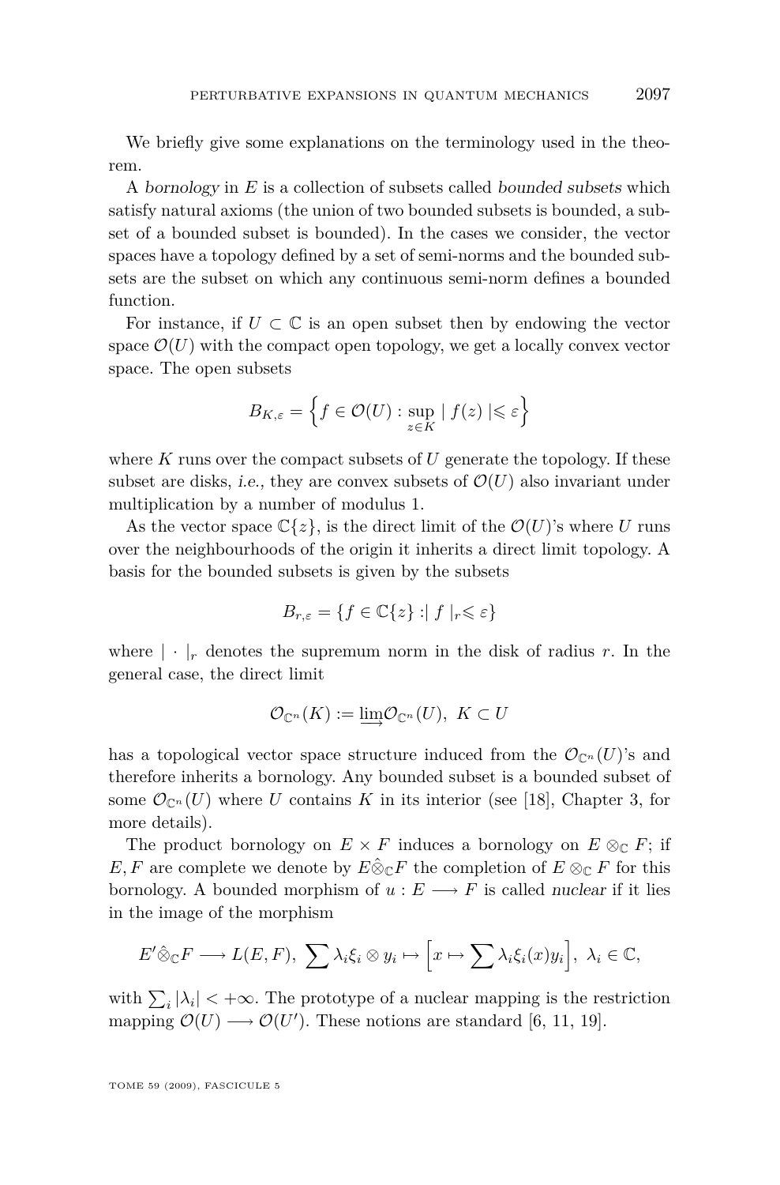We briefly give some explanations on the terminology used in the theorem.

A *bornology* in $E$ is a collection of subsets called *bounded subsets* which satisfy natural axioms (the union of two bounded subsets is bounded, a subset of a bounded subset is bounded). In the cases we consider, the vector spaces have a topology defined by a set of semi-norms and the bounded subsets are the subset on which any continuous semi-norm defines a bounded function.

For instance, if $U \subset \mathbb{C}$ is an open subset then by endowing the vector space $\mathcal{O}(U)$ with the compact open topology, we get a locally convex vector space. The open subsets

$$B_{K,\varepsilon} = \left\{ f \in \mathcal{O}(U) : \sup_{z \in K} \mid f(z) \mid \leqslant \varepsilon \right\}$$

where $K$ runs over the compact subsets of $U$ generate the topology. If these subset are disks, *i.e.*, they are convex subsets of $\mathcal{O}(U)$ also invariant under multiplication by a number of modulus 1.

As the vector space $\mathbb{C}\{z\}$, is the direct limit of the $\mathcal{O}(U)$'s where $U$ runs over the neighbourhoods of the origin it inherits a direct limit topology. A basis for the bounded subsets is given by the subsets

$$B_{r,\varepsilon} = \{ f \in \mathbb{C}\{z\} : \mid f \mid_r \leqslant \varepsilon \}$$

where $\mid \cdot \mid_r$ denotes the supremum norm in the disk of radius $r$. In the general case, the direct limit

$$\mathcal{O}_{\mathbb{C}^n}(K) := \varinjlim \mathcal{O}_{\mathbb{C}^n}(U), \ K \subset U$$

has a topological vector space structure induced from the $\mathcal{O}_{\mathbb{C}^n}(U)$'s and therefore inherits a bornology. Any bounded subset is a bounded subset of some $\mathcal{O}_{\mathbb{C}^n}(U)$ where $U$ contains $K$ in its interior (see [18], Chapter 3, for more details).

The product bornology on $E \times F$ induces a bornology on $E \otimes_{\mathbb{C}} F$; if $E, F$ are complete we denote by $E \hat{\otimes}_{\mathbb{C}} F$ the completion of $E \otimes_{\mathbb{C}} F$ for this bornology. A bounded morphism of $u : E \longrightarrow F$ is called *nuclear* if it lies in the image of the morphism

$$E' \hat{\otimes}_{\mathbb{C}} F \longrightarrow L(E,F), \ \sum \lambda_i \xi_i \otimes y_i \mapsto \Big[ x \mapsto \sum \lambda_i \xi_i(x) y_i \Big], \ \lambda_i \in \mathbb{C},$$

with $\sum_i |\lambda_i| < +\infty$. The prototype of a nuclear mapping is the restriction mapping $\mathcal{O}(U) \longrightarrow \mathcal{O}(U')$. These notions are standard [6, 11, 19].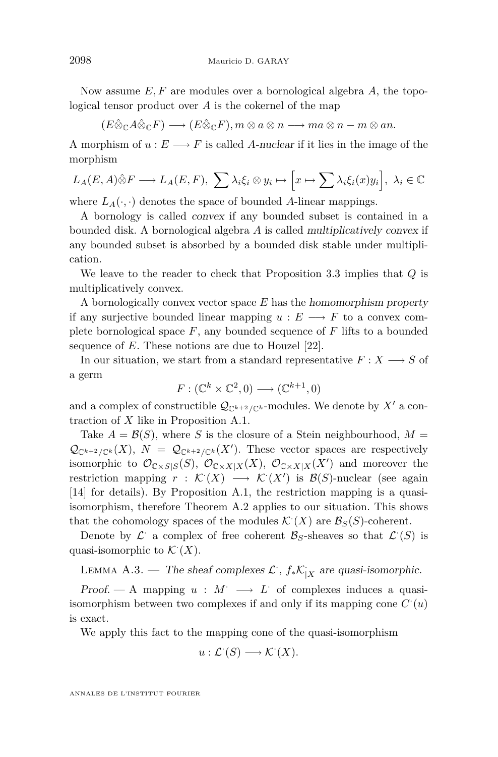Now assume $E, F$ are modules over a bornological algebra $A$, the topological tensor product over $A$ is the cokernel of the map

$$(E\hat{\otimes}_{\mathbb{C}}A\hat{\otimes}_{\mathbb{C}}F) \longrightarrow (E\hat{\otimes}_{\mathbb{C}}F), m\otimes a\otimes n \longrightarrow ma\otimes n - m\otimes an.$$

A morphism of $u : E \longrightarrow F$ is called *A-nuclear* if it lies in the image of the morphism

$$L_A(E,A)\hat{\otimes}F \longrightarrow L_A(E,F),\ \sum \lambda_i \xi_i \otimes y_i \mapsto \Big[x \mapsto \sum \lambda_i \xi_i(x) y_i\Big],\ \lambda_i \in \mathbb{C}$$

where $L_A(\cdot,\cdot)$ denotes the space of bounded $A$-linear mappings.

A bornology is called *convex* if any bounded subset is contained in a bounded disk. A bornological algebra $A$ is called *multiplicatively convex* if any bounded subset is absorbed by a bounded disk stable under multiplication.

We leave to the reader to check that Proposition 3.3 implies that $Q$ is multiplicatively convex.

A bornologically convex vector space $E$ has the *homomorphism property* if any surjective bounded linear mapping $u : E \longrightarrow F$ to a convex complete bornological space $F$, any bounded sequence of $F$ lifts to a bounded sequence of $E$. These notions are due to Houzel [22].

In our situation, we start from a standard representative $F : X \longrightarrow S$ of a germ

$$F : (\mathbb{C}^k \times \mathbb{C}^2, 0) \longrightarrow (\mathbb{C}^{k+1}, 0)$$

and a complex of constructible $\mathcal{Q}_{\mathbb{C}^{k+2}/\mathbb{C}^k}$-modules. We denote by $X'$ a contraction of $X$ like in Proposition A.1.

Take $A = \mathcal{B}(S)$, where $S$ is the closure of a Stein neighbourhood, $M = \mathcal{Q}_{\mathbb{C}^{k+2}/\mathbb{C}^k}(X)$, $N = \mathcal{Q}_{\mathbb{C}^{k+2}/\mathbb{C}^k}(X')$. These vector spaces are respectively isomorphic to $\mathcal{O}_{\mathbb{C}\times S|S}(S)$, $\mathcal{O}_{\mathbb{C}\times X|X}(X)$, $\mathcal{O}_{\mathbb{C}\times X|X}(X')$ and moreover the restriction mapping $r : \mathcal{K}^{\cdot}(X) \longrightarrow \mathcal{K}^{\cdot}(X')$ is $\mathcal{B}(S)$-nuclear (see again [14] for details). By Proposition A.1, the restriction mapping is a quasi-isomorphism, therefore Theorem A.2 applies to our situation. This shows that the cohomology spaces of the modules $\mathcal{K}^{\cdot}(X)$ are $\mathcal{B}_S(S)$-coherent.

Denote by $\mathcal{L}^{\cdot}$ a complex of free coherent $\mathcal{B}_S$-sheaves so that $\mathcal{L}^{\cdot}(S)$ is quasi-isomorphic to $\mathcal{K}^{\cdot}(X)$.

Lemma A.3. — *The sheaf complexes $\mathcal{L}^{\cdot}$, $f_*\mathcal{K}^{\cdot}_{|X}$ are quasi-isomorphic.*

*Proof.* — A mapping $u : M^{\cdot} \longrightarrow L^{\cdot}$ of complexes induces a quasi-isomorphism between two complexes if and only if its mapping cone $C^{\cdot}(u)$ is exact.

We apply this fact to the mapping cone of the quasi-isomorphism

$$u : \mathcal{L}^{\cdot}(S) \longrightarrow \mathcal{K}^{\cdot}(X).$$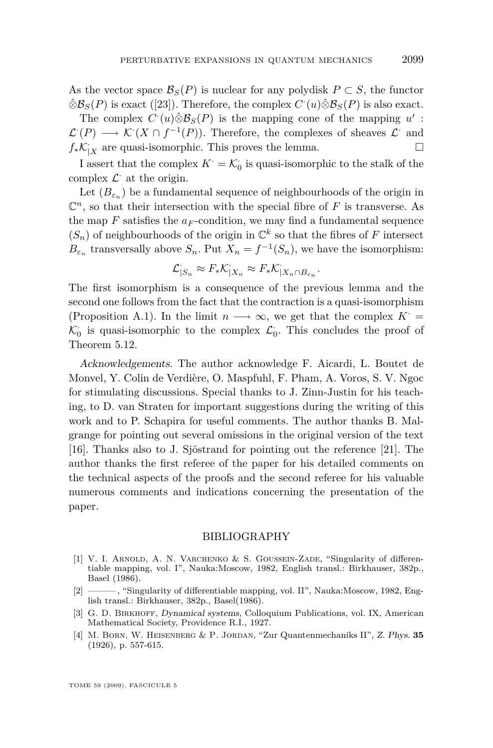As the vector space $\mathcal{B}_S(P)$ is nuclear for any polydisk $P \subset S$, the functor $\hat{\otimes}\mathcal{B}_S(P)$ is exact ([23]). Therefore, the complex $C^{\cdot}(u)\hat{\otimes}\mathcal{B}_S(P)$ is also exact.

The complex $C^{\cdot}(u)\hat{\otimes}\mathcal{B}_S(P)$ is the mapping cone of the mapping $u'$ : $\mathcal{L}^{\cdot}(P) \longrightarrow \mathcal{K}^{\cdot}(X \cap f^{-1}(P))$. Therefore, the complexes of sheaves $\mathcal{L}^{\cdot}$ and $f_*\mathcal{K}^{\cdot}_{|X}$ are quasi-isomorphic. This proves the lemma. □

I assert that the complex $K^{\cdot} = \mathcal{K}^{\cdot}_0$ is quasi-isomorphic to the stalk of the complex $\mathcal{L}^{\cdot}$ at the origin.

Let $(B_{\varepsilon_n})$ be a fundamental sequence of neighbourhoods of the origin in $\mathbb{C}^n$, so that their intersection with the special fibre of $F$ is transverse. As the map $F$ satisfies the $a_F$-condition, we may find a fundamental sequence $(S_n)$ of neighbourhoods of the origin in $\mathbb{C}^k$ so that the fibres of $F$ intersect $B_{\varepsilon_n}$ transversally above $S_n$. Put $X_n = f^{-1}(S_n)$, we have the isomorphism:

$$\mathcal{L}^{\cdot}_{|S_n} \approx F_*\mathcal{K}^{\cdot}_{|X_n} \approx F_*\mathcal{K}^{\cdot}_{|X_n \cap B_{\varepsilon_n}}.$$

The first isomorphism is a consequence of the previous lemma and the second one follows from the fact that the contraction is a quasi-isomorphism (Proposition A.1). In the limit $n \longrightarrow \infty$, we get that the complex $K^{\cdot} = \mathcal{K}^{\cdot}_0$ is quasi-isomorphic to the complex $\mathcal{L}^{\cdot}_0$. This concludes the proof of Theorem 5.12.

*Acknowledgements.* The author acknowledge F. Aicardi, L. Boutet de Monvel, Y. Colin de Verdière, O. Maspfuhl, F. Pham, A. Voros, S. V. Ngoc for stimulating discussions. Special thanks to J. Zinn-Justin for his teaching, to D. van Straten for important suggestions during the writing of this work and to P. Schapira for useful comments. The author thanks B. Malgrange for pointing out several omissions in the original version of the text [16]. Thanks also to J. Sjöstrand for pointing out the reference [21]. The author thanks the first referee of the paper for his detailed comments on the technical aspects of the proofs and the second referee for his valuable numerous comments and indications concerning the presentation of the paper.

## BIBLIOGRAPHY

[1] V. I. Arnold, A. N. Varchenko & S. Goussein-Zade, "Singularity of differentiable mapping, vol. I", Nauka:Moscow, 1982, English transl.: Birkhauser, 382p., Basel (1986).

[2] ———, "Singularity of differentiable mapping, vol. II", Nauka:Moscow, 1982, English transl.: Birkhauser, 382p., Basel(1986).

[3] G. D. Birkhoff, *Dynamical systems*, Colloquium Publications, vol. IX, American Mathematical Society, Providence R.I., 1927.

[4] M. Born, W. Heisenberg & P. Jordan, "Zur Quantenmechaniks II", *Z. Phys.* **35** (1926), p. 557-615.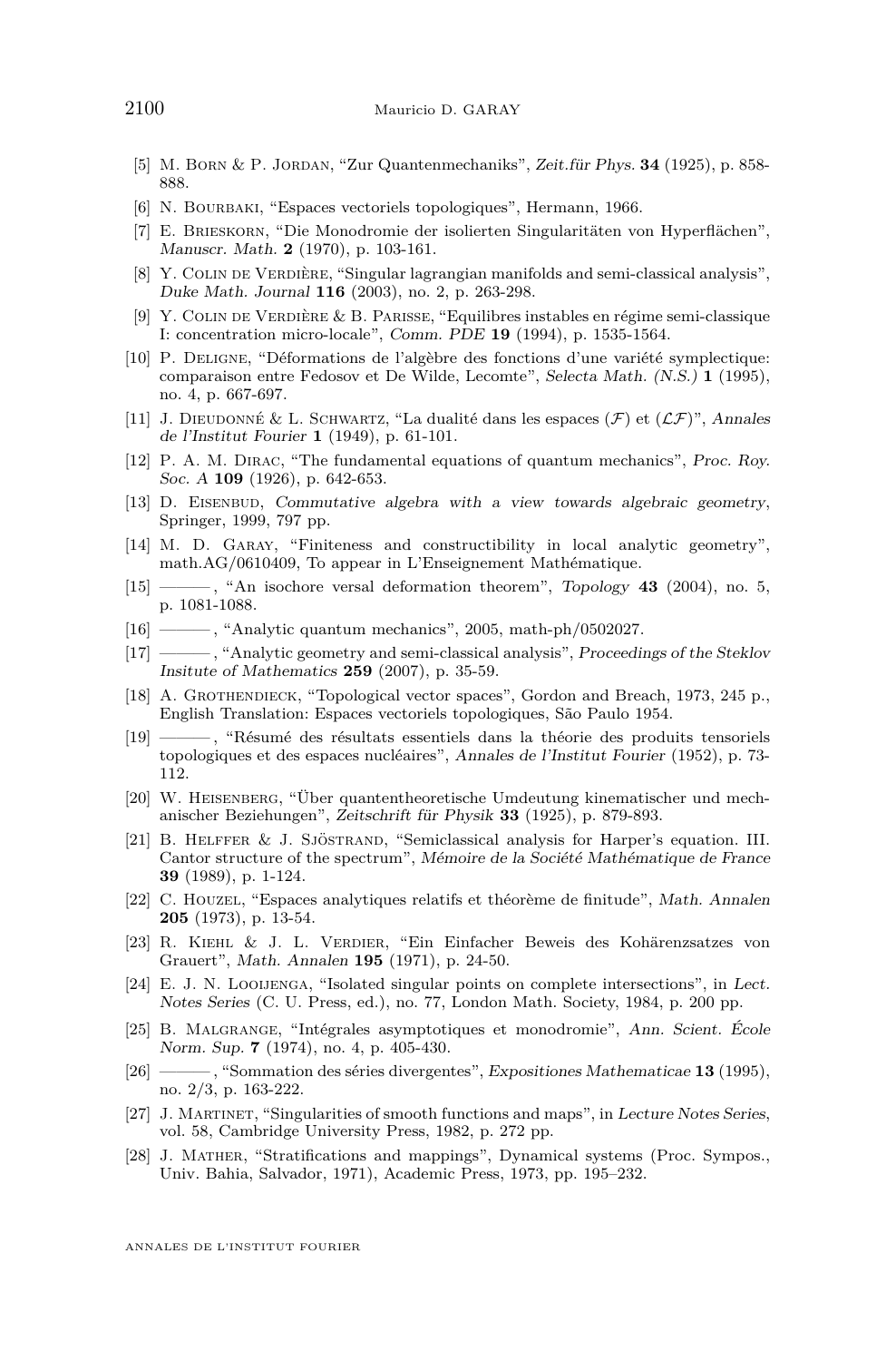[5] M. Born & P. Jordan, "Zur Quantenmechaniks", *Zeit.für Phys.* **34** (1925), p. 858-888.

[6] N. Bourbaki, "Espaces vectoriels topologiques", Hermann, 1966.

[7] E. Brieskorn, "Die Monodromie der isolierten Singularitäten von Hyperflächen", *Manuscr. Math.* **2** (1970), p. 103-161.

[8] Y. Colin de Verdière, "Singular lagrangian manifolds and semi-classical analysis", *Duke Math. Journal* **116** (2003), no. 2, p. 263-298.

[9] Y. Colin de Verdière & B. Parisse, "Equilibres instables en régime semi-classique I: concentration micro-locale", *Comm. PDE* **19** (1994), p. 1535-1564.

[10] P. Deligne, "Déformations de l'algèbre des fonctions d'une variété symplectique: comparaison entre Fedosov et De Wilde, Lecomte", *Selecta Math. (N.S.)* **1** (1995), no. 4, p. 667-697.

[11] J. Dieudonné & L. Schwartz, "La dualité dans les espaces $(\mathcal{F})$ et $(\mathcal{LF})$", *Annales de l'Institut Fourier* **1** (1949), p. 61-101.

[12] P. A. M. Dirac, "The fundamental equations of quantum mechanics", *Proc. Roy. Soc. A* **109** (1926), p. 642-653.

[13] D. Eisenbud, *Commutative algebra with a view towards algebraic geometry*, Springer, 1999, 797 pp.

[14] M. D. Garay, "Finiteness and constructibility in local analytic geometry", math.AG/0610409, To appear in L'Enseignement Mathématique.

[15] ———, "An isochore versal deformation theorem", *Topology* **43** (2004), no. 5, p. 1081-1088.

[16] ———, "Analytic quantum mechanics", 2005, math-ph/0502027.

[17] ———, "Analytic geometry and semi-classical analysis", *Proceedings of the Steklov Insitute of Mathematics* **259** (2007), p. 35-59.

[18] A. Grothendieck, "Topological vector spaces", Gordon and Breach, 1973, 245 p., English Translation: Espaces vectoriels topologiques, São Paulo 1954.

[19] ———, "Résumé des résultats essentiels dans la théorie des produits tensoriels topologiques et des espaces nucléaires", *Annales de l'Institut Fourier* (1952), p. 73-112.

[20] W. Heisenberg, "Über quantentheoretische Umdeutung kinematischer und mechanischer Beziehungen", *Zeitschrift für Physik* **33** (1925), p. 879-893.

[21] B. Helffer & J. Sjöstrand, "Semiclassical analysis for Harper's equation. III. Cantor structure of the spectrum", *Mémoire de la Société Mathématique de France* **39** (1989), p. 1-124.

[22] C. Houzel, "Espaces analytiques relatifs et théorème de finitude", *Math. Annalen* **205** (1973), p. 13-54.

[23] R. Kiehl & J. L. Verdier, "Ein Einfacher Beweis des Kohärenzsatzes von Grauert", *Math. Annalen* **195** (1971), p. 24-50.

[24] E. J. N. Looijenga, "Isolated singular points on complete intersections", in *Lect. Notes Series* (C. U. Press, ed.), no. 77, London Math. Society, 1984, p. 200 pp.

[25] B. Malgrange, "Intégrales asymptotiques et monodromie", *Ann. Scient. École Norm. Sup.* **7** (1974), no. 4, p. 405-430.

[26] ———, "Sommation des séries divergentes", *Expositiones Mathematicae* **13** (1995), no. 2/3, p. 163-222.

[27] J. Martinet, "Singularities of smooth functions and maps", in *Lecture Notes Series*, vol. 58, Cambridge University Press, 1982, p. 272 pp.

[28] J. Mather, "Stratifications and mappings", Dynamical systems (Proc. Sympos., Univ. Bahia, Salvador, 1971), Academic Press, 1973, pp. 195–232.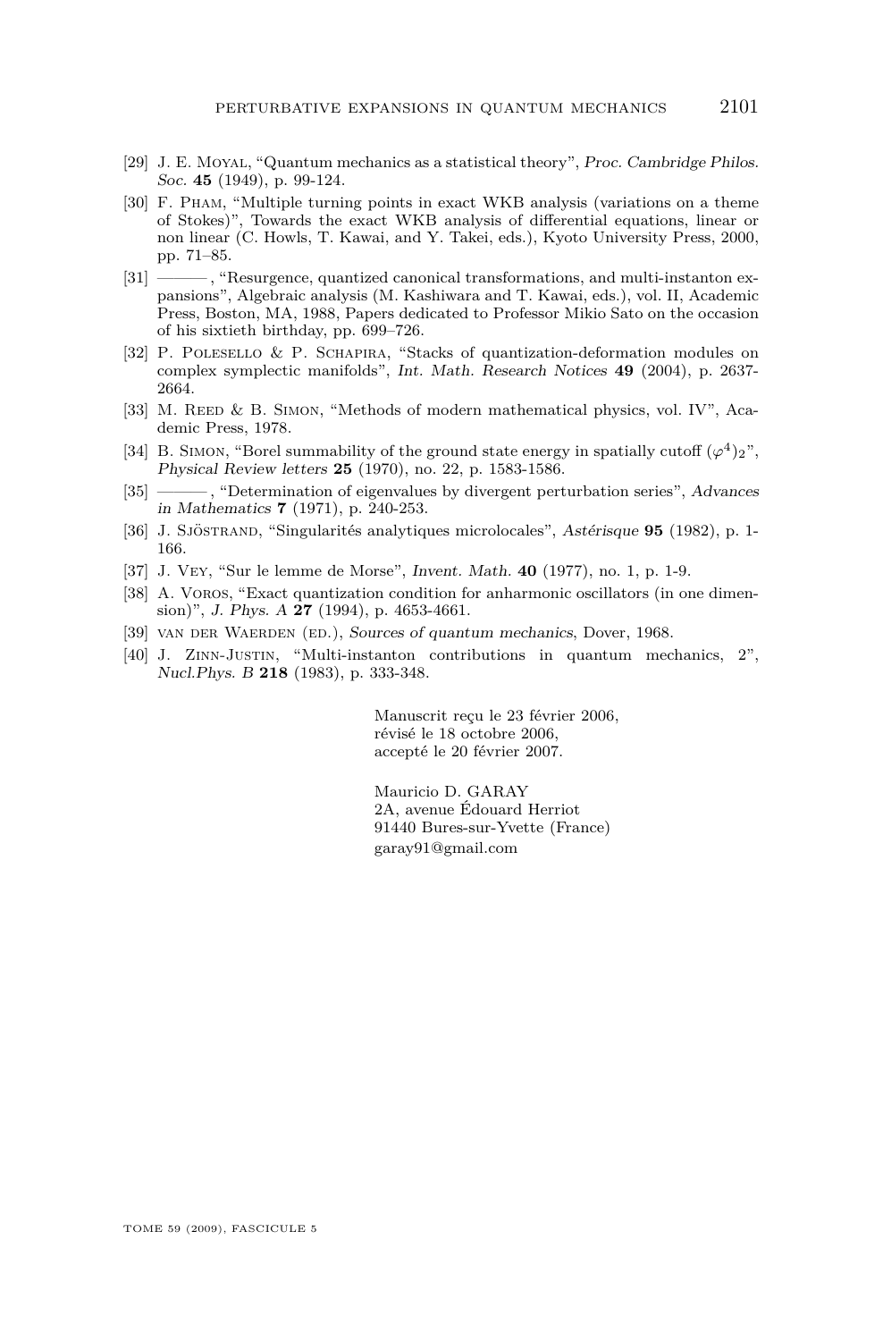[29] J. E. Moyal, "Quantum mechanics as a statistical theory", *Proc. Cambridge Philos. Soc.* **45** (1949), p. 99-124.

[30] F. Pham, "Multiple turning points in exact WKB analysis (variations on a theme of Stokes)", Towards the exact WKB analysis of differential equations, linear or non linear (C. Howls, T. Kawai, and Y. Takei, eds.), Kyoto University Press, 2000, pp. 71–85.

[31] ———, "Resurgence, quantized canonical transformations, and multi-instanton expansions", Algebraic analysis (M. Kashiwara and T. Kawai, eds.), vol. II, Academic Press, Boston, MA, 1988, Papers dedicated to Professor Mikio Sato on the occasion of his sixtieth birthday, pp. 699–726.

[32] P. Polesello & P. Schapira, "Stacks of quantization-deformation modules on complex symplectic manifolds", *Int. Math. Research Notices* **49** (2004), p. 2637-2664.

[33] M. Reed & B. Simon, "Methods of modern mathematical physics, vol. IV", Academic Press, 1978.

[34] B. Simon, "Borel summability of the ground state energy in spatially cutoff $(\varphi^4)_2$", *Physical Review letters* **25** (1970), no. 22, p. 1583-1586.

[35] ———, "Determination of eigenvalues by divergent perturbation series", *Advances in Mathematics* **7** (1971), p. 240-253.

[36] J. Sjöstrand, "Singularités analytiques microlocales", *Astérisque* **95** (1982), p. 1-166.

[37] J. Vey, "Sur le lemme de Morse", *Invent. Math.* **40** (1977), no. 1, p. 1-9.

[38] A. Voros, "Exact quantization condition for anharmonic oscillators (in one dimension)", *J. Phys. A* **27** (1994), p. 4653-4661.

[39] van der Waerden (ed.), *Sources of quantum mechanics*, Dover, 1968.

[40] J. Zinn-Justin, "Multi-instanton contributions in quantum mechanics, 2", *Nucl.Phys. B* **218** (1983), p. 333-348.

Manuscrit reçu le 23 février 2006,
révisé le 18 octobre 2006,
accepté le 20 février 2007.

Mauricio D. GARAY
2A, avenue Édouard Herriot
91440 Bures-sur-Yvette (France)
garay91@gmail.com